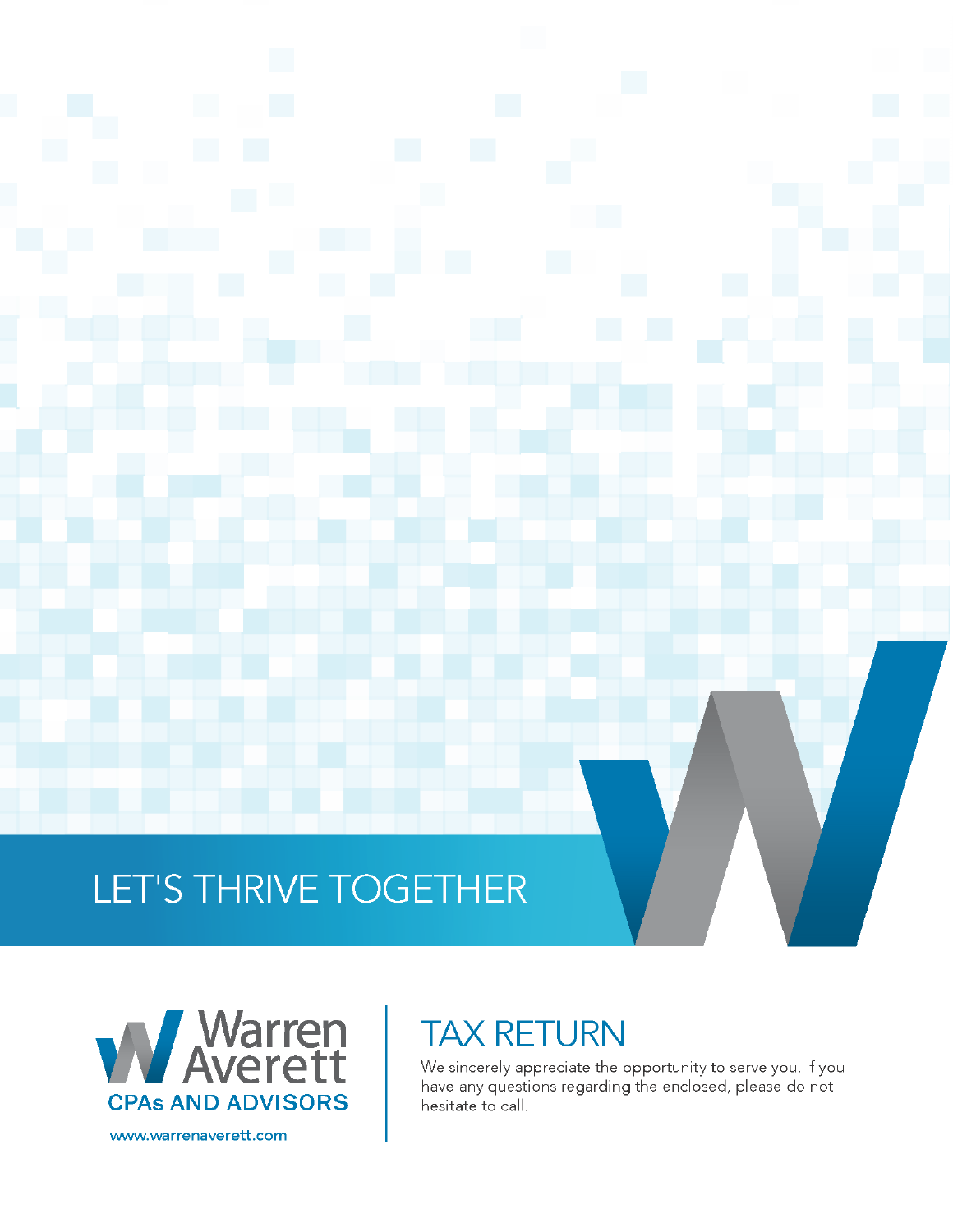LET'S THRIVE TOGETHER

Warren Averett

CPAs AND ADVISORS

www.warrenaverett.com

# TAX RETURN

We sincerely appreciate the opportunity to serve you. If you have any questions regarding the enclosed, please do not hesitate to call.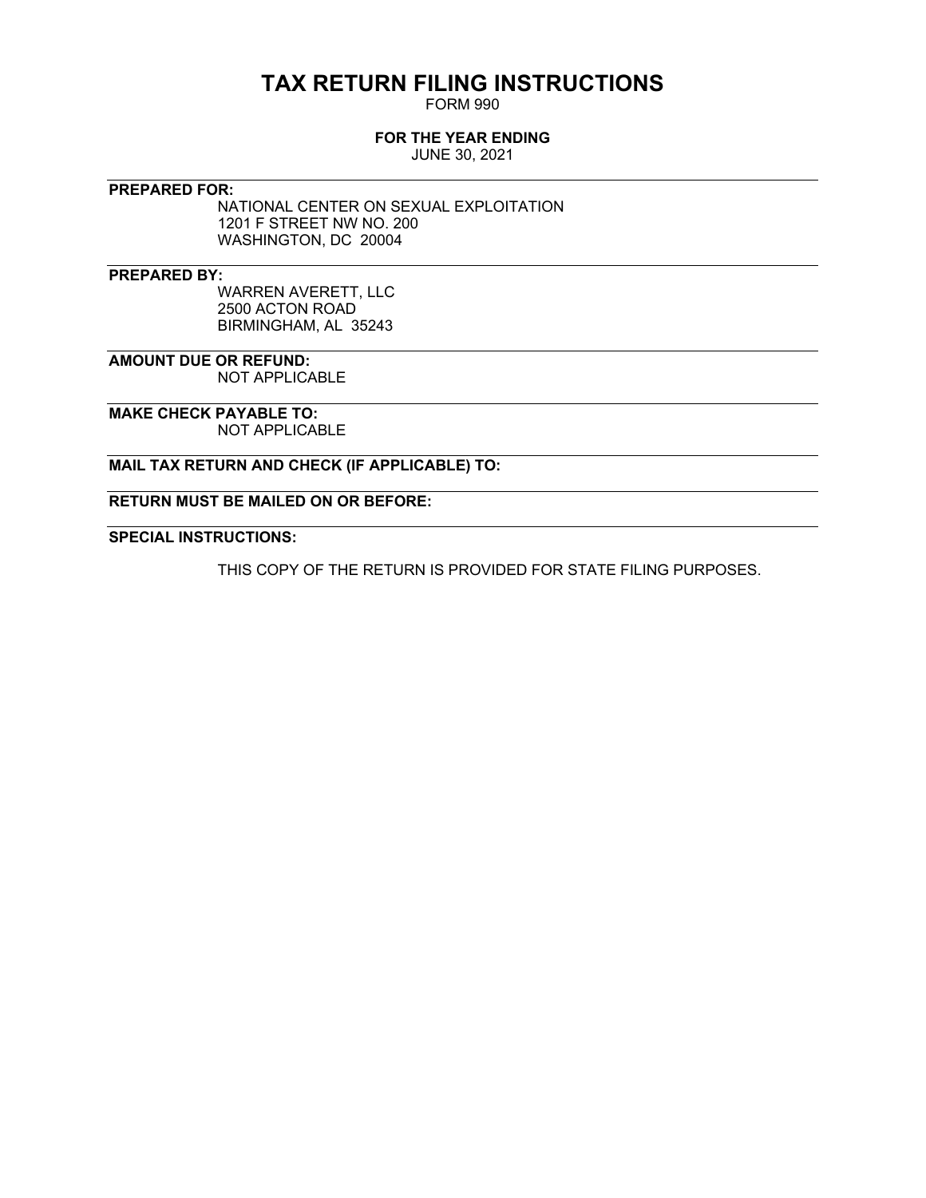# TAX RETURN FILING INSTRUCTIONS

FORM 990

**FOR THE YEAR ENDING**

JUNE 30, 2021

---

**PREPARED FOR:**

NATIONAL CENTER ON SEXUAL EXPLOITATION
1201 F STREET NW NO. 200
WASHINGTON, DC 20004

---

**PREPARED BY:**

WARREN AVERETT, LLC
2500 ACTON ROAD
BIRMINGHAM, AL 35243

---

**AMOUNT DUE OR REFUND:**

NOT APPLICABLE

---

**MAKE CHECK PAYABLE TO:**

NOT APPLICABLE

---

**MAIL TAX RETURN AND CHECK (IF APPLICABLE) TO:**

---

**RETURN MUST BE MAILED ON OR BEFORE:**

---

**SPECIAL INSTRUCTIONS:**

THIS COPY OF THE RETURN IS PROVIDED FOR STATE FILING PURPOSES.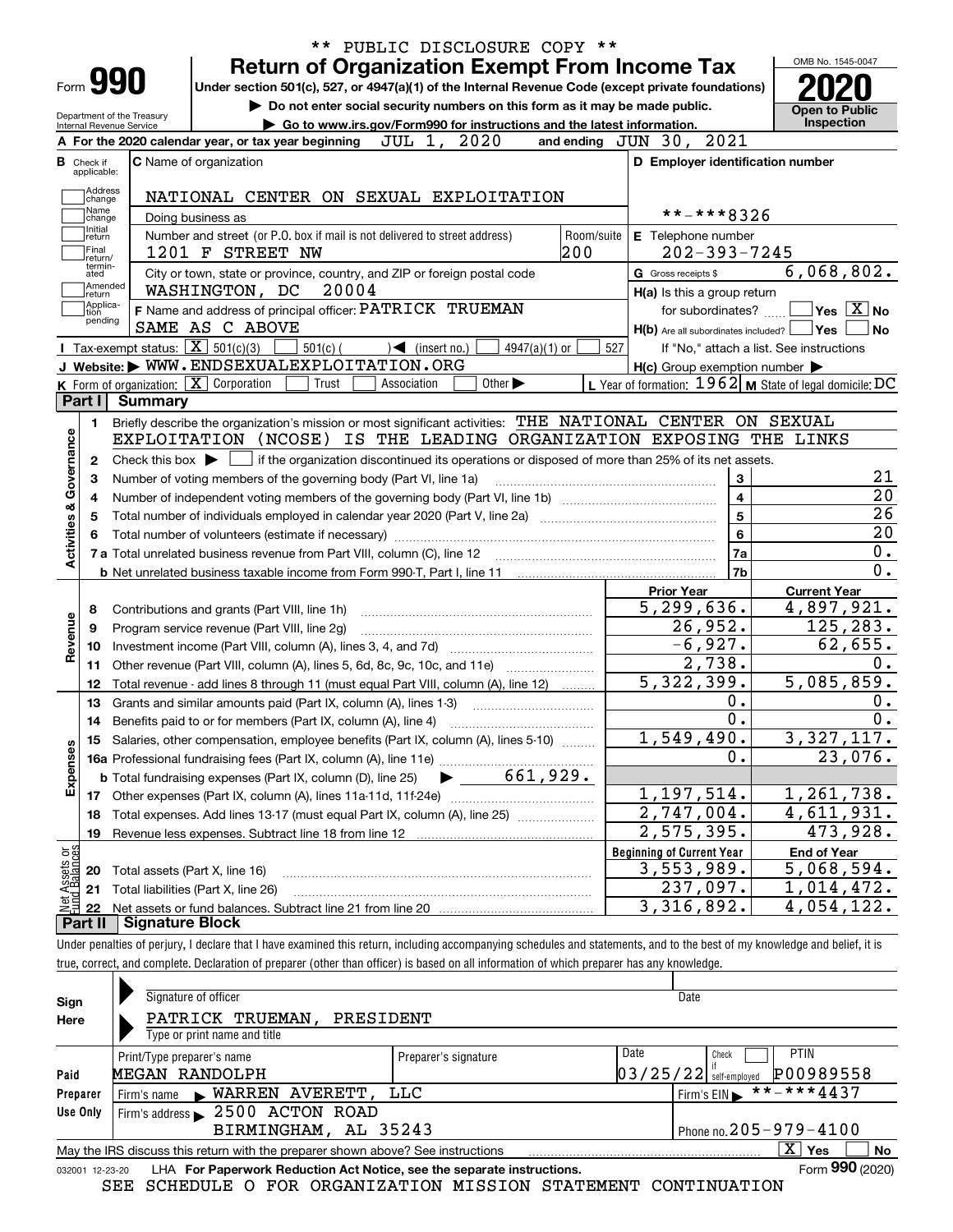\*\* PUBLIC DISCLOSURE COPY \*\*

# Form 990 — Return of Organization Exempt From Income Tax

Under section 501(c), 527, or 4947(a)(1) of the Internal Revenue Code (except private foundations)

▶ Do not enter social security numbers on this form as it may be made public.

▶ Go to www.irs.gov/Form990 for instructions and the latest information.

Department of the Treasury Internal Revenue Service

OMB No. 1545-0047 | **2020** | Open to Public Inspection

**A** For the 2020 calendar year, or tax year beginning JUL 1, 2020 and ending JUN 30, 2021

**B** Check if applicable: Address change, Name change, Initial return, Final return/terminated, Amended return, Application pending

**C** Name of organization: NATIONAL CENTER ON SEXUAL EXPLOITATION

Doing business as

Number and street (or P.O. box if mail is not delivered to street address): 1201 F STREET NW — Room/suite: 200

City or town, state or province, country, and ZIP or foreign postal code: WASHINGTON, DC 20004

**F** Name and address of principal officer: PATRICK TRUEMAN, SAME AS C ABOVE

**D** Employer identification number: \*\*-\*\*\*8326

**E** Telephone number: 202-393-7245

**G** Gross receipts $ 6,068,802.

**H(a)** Is this a group return for subordinates? Yes [ ] No [X]

**H(b)** Are all subordinates included? Yes [ ] No [ ] If "No," attach a list. See instructions

**H(c)** Group exemption number ▶

**I** Tax-exempt status: [X] 501(c)(3) [ ] 501(c) ( ) ◀ (insert no.) [ ] 4947(a)(1) or [ ] 527

**J** Website: ▶ WWW.ENDSEXUALEXPLOITATION.ORG

**K** Form of organization: [X] Corporation [ ] Trust [ ] Association [ ] Other ▶

**L** Year of formation: 1962 **M** State of legal domicile: DC

## Part I Summary

**Activities & Governance**

1 Briefly describe the organization's mission or most significant activities: THE NATIONAL CENTER ON SEXUAL EXPLOITATION (NCOSE) IS THE LEADING ORGANIZATION EXPOSING THE LINKS

2 Check this box ▶ [ ] if the organization discontinued its operations or disposed of more than 25% of its net assets.

| Line | Description | | Value |
|---|---|---|---|
| 3 | Number of voting members of the governing body (Part VI, line 1a) | 3 | 21 |
| 4 | Number of independent voting members of the governing body (Part VI, line 1b) | 4 | 20 |
| 5 | Total number of individuals employed in calendar year 2020 (Part V, line 2a) | 5 | 26 |
| 6 | Total number of volunteers (estimate if necessary) | 6 | 20 |
| 7a | Total unrelated business revenue from Part VIII, column (C), line 12 | 7a | 0. |
| b | Net unrelated business taxable income from Form 990-T, Part I, line 11 | 7b | 0. |

| | | Prior Year | Current Year |
|---|---|---|---|
| **Revenue** | | | |
| 8 | Contributions and grants (Part VIII, line 1h) | 5,299,636. | 4,897,921. |
| 9 | Program service revenue (Part VIII, line 2g) | 26,952. | 125,283. |
| 10 | Investment income (Part VIII, column (A), lines 3, 4, and 7d) | -6,927. | 62,655. |
| 11 | Other revenue (Part VIII, column (A), lines 5, 6d, 8c, 9c, 10c, and 11e) | 2,738. | 0. |
| 12 | Total revenue - add lines 8 through 11 (must equal Part VIII, column (A), line 12) | 5,322,399. | 5,085,859. |
| **Expenses** | | | |
| 13 | Grants and similar amounts paid (Part IX, column (A), lines 1-3) | 0. | 0. |
| 14 | Benefits paid to or for members (Part IX, column (A), line 4) | 0. | 0. |
| 15 | Salaries, other compensation, employee benefits (Part IX, column (A), lines 5-10) | 1,549,490. | 3,327,117. |
| 16a | Professional fundraising fees (Part IX, column (A), line 11e) | 0. | 23,076. |
| b | Total fundraising expenses (Part IX, column (D), line 25) ▶ 661,929. | | |
| 17 | Other expenses (Part IX, column (A), lines 11a-11d, 11f-24e) | 1,197,514. | 1,261,738. |
| 18 | Total expenses. Add lines 13-17 (must equal Part IX, column (A), line 25) | 2,747,004. | 4,611,931. |
| 19 | Revenue less expenses. Subtract line 18 from line 12 | 2,575,395. | 473,928. |
| **Net Assets or Fund Balances** | | **Beginning of Current Year** | **End of Year** |
| 20 | Total assets (Part X, line 16) | 3,553,989. | 5,068,594. |
| 21 | Total liabilities (Part X, line 26) | 237,097. | 1,014,472. |
| 22 | Net assets or fund balances. Subtract line 21 from line 20 | 3,316,892. | 4,054,122. |

## Part II Signature Block

Under penalties of perjury, I declare that I have examined this return, including accompanying schedules and statements, and to the best of my knowledge and belief, it is true, correct, and complete. Declaration of preparer (other than officer) is based on all information of which preparer has any knowledge.

**Sign Here**

Signature of officer — Date

PATRICK TRUEMAN, PRESIDENT

Type or print name and title

**Paid Preparer Use Only**

| Print/Type preparer's name | Preparer's signature | Date | Check if self-employed | PTIN |
|---|---|---|---|---|
| MEGAN RANDOLPH | | 03/25/22 | [ ] | P00989558 |

Firm's name ▶ WARREN AVERETT, LLC — Firm's EIN ▶ \*\*-\*\*\*4437

Firm's address ▶ 2500 ACTON ROAD, BIRMINGHAM, AL 35243 — Phone no. 205-979-4100

May the IRS discuss this return with the preparer shown above? See instructions [X] Yes [ ] No

032001 12-23-20 LHA For Paperwork Reduction Act Notice, see the separate instructions. Form **990** (2020)

SEE SCHEDULE O FOR ORGANIZATION MISSION STATEMENT CONTINUATION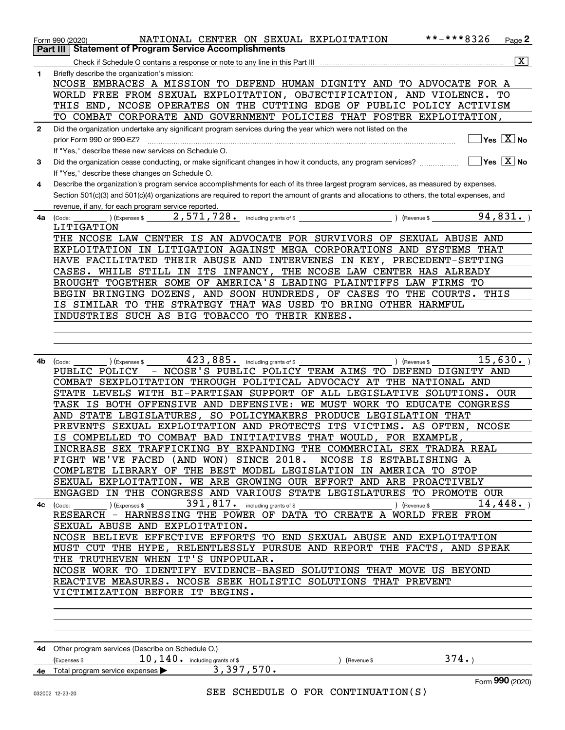Form 990 (2020) NATIONAL CENTER ON SEXUAL EXPLOITATION **-***8326 Page 2

## Part III Statement of Program Service Accomplishments

Check if Schedule O contains a response or note to any line in this Part III ..... [X]

**1** Briefly describe the organization's mission:

NCOSE EMBRACES A MISSION TO DEFEND HUMAN DIGNITY AND TO ADVOCATE FOR A WORLD FREE FROM SEXUAL EXPLOITATION, OBJECTIFICATION, AND VIOLENCE. TO THIS END, NCOSE OPERATES ON THE CUTTING EDGE OF PUBLIC POLICY ACTIVISM TO COMBAT CORPORATE AND GOVERNMENT POLICIES THAT FOSTER EXPLOITATION,

**2** Did the organization undertake any significant program services during the year which were not listed on the prior Form 990 or 990-EZ? ..... [ ] Yes [X] No

If "Yes," describe these new services on Schedule O.

**3** Did the organization cease conducting, or make significant changes in how it conducts, any program services? ..... [ ] Yes [X] No

If "Yes," describe these changes on Schedule O.

**4** Describe the organization's program service accomplishments for each of its three largest program services, as measured by expenses. Section 501(c)(3) and 501(c)(4) organizations are required to report the amount of grants and allocations to others, the total expenses, and revenue, if any, for each program service reported.

**4a** (Code: ) (Expenses $ 2,571,728. including grants of $ ) (Revenue $ 94,831. )

LITIGATION
THE NCOSE LAW CENTER IS AN ADVOCATE FOR SURVIVORS OF SEXUAL ABUSE AND EXPLOITATION IN LITIGATION AGAINST MEGA CORPORATIONS AND SYSTEMS THAT HAVE FACILITATED THEIR ABUSE AND INTERVENES IN KEY, PRECEDENT-SETTING CASES. WHILE STILL IN ITS INFANCY, THE NCOSE LAW CENTER HAS ALREADY BROUGHT TOGETHER SOME OF AMERICA'S LEADING PLAINTIFFS LAW FIRMS TO BEGIN BRINGING DOZENS, AND SOON HUNDREDS, OF CASES TO THE COURTS. THIS IS SIMILAR TO THE STRATEGY THAT WAS USED TO BRING OTHER HARMFUL INDUSTRIES SUCH AS BIG TOBACCO TO THEIR KNEES.

**4b** (Code: ) (Expenses $ 423,885. including grants of $ ) (Revenue $ 15,630. )

PUBLIC POLICY - NCOSE'S PUBLIC POLICY TEAM AIMS TO DEFEND DIGNITY AND COMBAT SEXPLOITATION THROUGH POLITICAL ADVOCACY AT THE NATIONAL AND STATE LEVELS WITH BI-PARTISAN SUPPORT OF ALL LEGISLATIVE SOLUTIONS. OUR TASK IS BOTH OFFENSIVE AND DEFENSIVE: WE MUST WORK TO EDUCATE CONGRESS AND STATE LEGISLATURES, SO POLICYMAKERS PRODUCE LEGISLATION THAT PREVENTS SEXUAL EXPLOITATION AND PROTECTS ITS VICTIMS. AS OFTEN, NCOSE IS COMPELLED TO COMBAT BAD INITIATIVES THAT WOULD, FOR EXAMPLE, INCREASE SEX TRAFFICKING BY EXPANDING THE COMMERCIAL SEX TRADEA REAL FIGHT WE'VE FACED (AND WON) SINCE 2018. NCOSE IS ESTABLISHING A COMPLETE LIBRARY OF THE BEST MODEL LEGISLATION IN AMERICA TO STOP SEXUAL EXPLOITATION. WE ARE GROWING OUR EFFORT AND ARE PROACTIVELY ENGAGED IN THE CONGRESS AND VARIOUS STATE LEGISLATURES TO PROMOTE OUR

**4c** (Code: ) (Expenses $ 391,817. including grants of $ ) (Revenue $ 14,448. )

RESEARCH - HARNESSING THE POWER OF DATA TO CREATE A WORLD FREE FROM SEXUAL ABUSE AND EXPLOITATION.
NCOSE BELIEVE EFFECTIVE EFFORTS TO END SEXUAL ABUSE AND EXPLOITATION MUST CUT THE HYPE, RELENTLESSLY PURSUE AND REPORT THE FACTS, AND SPEAK THE TRUTHEVEN WHEN IT'S UNPOPULAR.
NCOSE WORK TO IDENTIFY EVIDENCE-BASED SOLUTIONS THAT MOVE US BEYOND REACTIVE MEASURES. NCOSE SEEK HOLISTIC SOLUTIONS THAT PREVENT VICTIMIZATION BEFORE IT BEGINS.

**4d** Other program services (Describe on Schedule O.)

(Expenses $ 10,140. including grants of $ ) (Revenue $ 374.)

**4e** Total program service expenses ▶ 3,397,570.

SEE SCHEDULE O FOR CONTINUATION(S)

Form **990** (2020)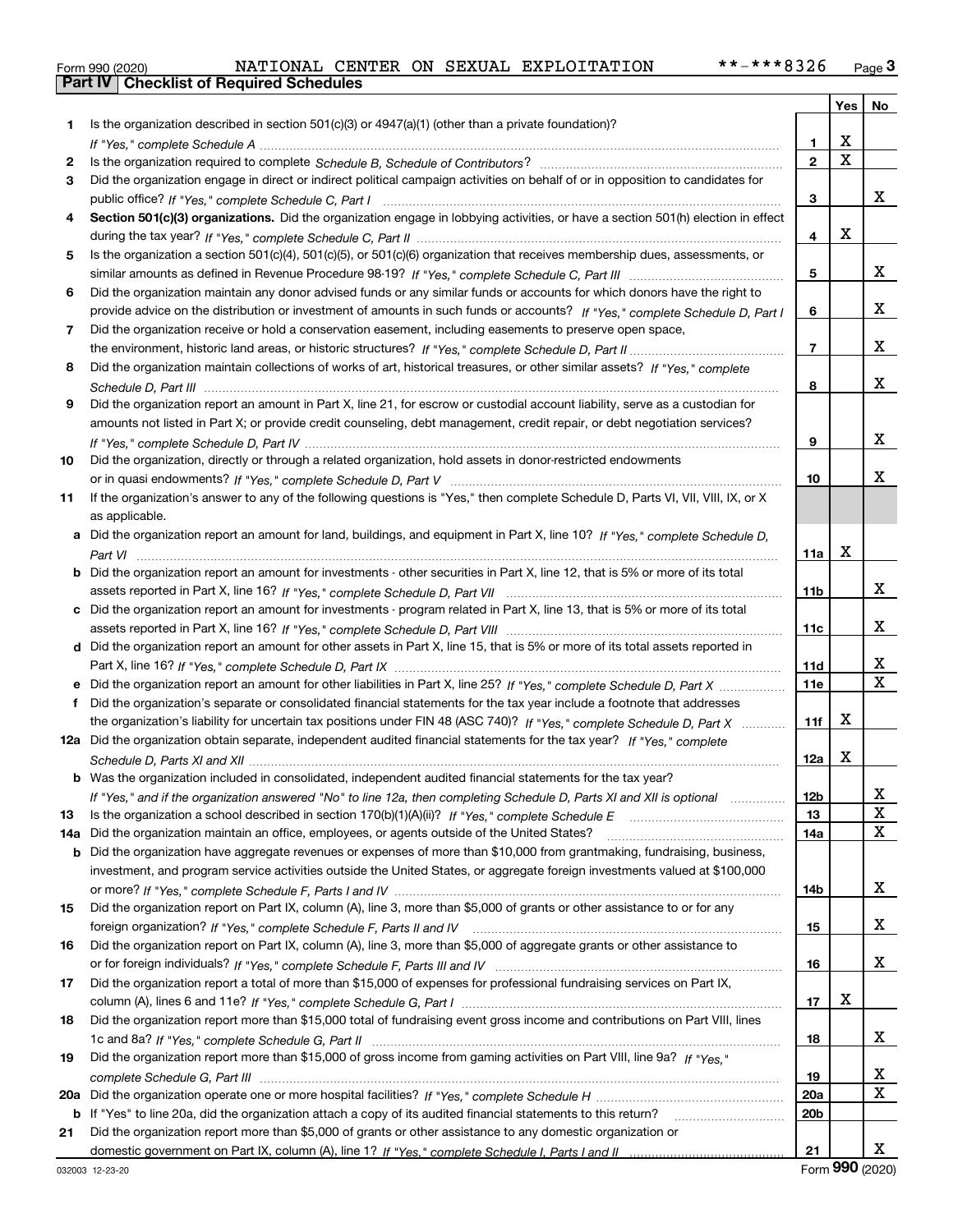Form 990 (2020) NATIONAL CENTER ON SEXUAL EXPLOITATION **-***8326

## Part IV Checklist of Required Schedules

| | | | Yes | No |
|---|---|---|---|---|
| 1 | Is the organization described in section 501(c)(3) or 4947(a)(1) (other than a private foundation)? *If "Yes," complete Schedule A* | 1 | X | |
| 2 | Is the organization required to complete *Schedule B, Schedule of Contributors*? | 2 | X | |
| 3 | Did the organization engage in direct or indirect political campaign activities on behalf of or in opposition to candidates for public office? *If "Yes," complete Schedule C, Part I* | 3 | | X |
| 4 | **Section 501(c)(3) organizations.** Did the organization engage in lobbying activities, or have a section 501(h) election in effect during the tax year? *If "Yes," complete Schedule C, Part II* | 4 | X | |
| 5 | Is the organization a section 501(c)(4), 501(c)(5), or 501(c)(6) organization that receives membership dues, assessments, or similar amounts as defined in Revenue Procedure 98-19? *If "Yes," complete Schedule C, Part III* | 5 | | X |
| 6 | Did the organization maintain any donor advised funds or any similar funds or accounts for which donors have the right to provide advice on the distribution or investment of amounts in such funds or accounts? *If "Yes," complete Schedule D, Part I* | 6 | | X |
| 7 | Did the organization receive or hold a conservation easement, including easements to preserve open space, the environment, historic land areas, or historic structures? *If "Yes," complete Schedule D, Part II* | 7 | | X |
| 8 | Did the organization maintain collections of works of art, historical treasures, or other similar assets? *If "Yes," complete Schedule D, Part III* | 8 | | X |
| 9 | Did the organization report an amount in Part X, line 21, for escrow or custodial account liability, serve as a custodian for amounts not listed in Part X; or provide credit counseling, debt management, credit repair, or debt negotiation services? *If "Yes," complete Schedule D, Part IV* | 9 | | X |
| 10 | Did the organization, directly or through a related organization, hold assets in donor-restricted endowments or in quasi endowments? *If "Yes," complete Schedule D, Part V* | 10 | | X |
| 11 | If the organization's answer to any of the following questions is "Yes," then complete Schedule D, Parts VI, VII, VIII, IX, or X as applicable. | | | |
| a | Did the organization report an amount for land, buildings, and equipment in Part X, line 10? *If "Yes," complete Schedule D, Part VI* | 11a | X | |
| b | Did the organization report an amount for investments - other securities in Part X, line 12, that is 5% or more of its total assets reported in Part X, line 16? *If "Yes," complete Schedule D, Part VII* | 11b | | X |
| c | Did the organization report an amount for investments - program related in Part X, line 13, that is 5% or more of its total assets reported in Part X, line 16? *If "Yes," complete Schedule D, Part VIII* | 11c | | X |
| d | Did the organization report an amount for other assets in Part X, line 15, that is 5% or more of its total assets reported in Part X, line 16? *If "Yes," complete Schedule D, Part IX* | 11d | | X |
| e | Did the organization report an amount for other liabilities in Part X, line 25? *If "Yes," complete Schedule D, Part X* | 11e | | X |
| f | Did the organization's separate or consolidated financial statements for the tax year include a footnote that addresses the organization's liability for uncertain tax positions under FIN 48 (ASC 740)? *If "Yes," complete Schedule D, Part X* | 11f | X | |
| 12a | Did the organization obtain separate, independent audited financial statements for the tax year? *If "Yes," complete Schedule D, Parts XI and XII* | 12a | X | |
| b | Was the organization included in consolidated, independent audited financial statements for the tax year? *If "Yes," and if the organization answered "No" to line 12a, then completing Schedule D, Parts XI and XII is optional* | 12b | | X |
| 13 | Is the organization a school described in section 170(b)(1)(A)(ii)? *If "Yes," complete Schedule E* | 13 | | X |
| 14a | Did the organization maintain an office, employees, or agents outside of the United States? | 14a | | X |
| b | Did the organization have aggregate revenues or expenses of more than $10,000 from grantmaking, fundraising, business, investment, and program service activities outside the United States, or aggregate foreign investments valued at $100,000 or more? *If "Yes," complete Schedule F, Parts I and IV* | 14b | | X |
| 15 | Did the organization report on Part IX, column (A), line 3, more than $5,000 of grants or other assistance to or for any foreign organization? *If "Yes," complete Schedule F, Parts II and IV* | 15 | | X |
| 16 | Did the organization report on Part IX, column (A), line 3, more than $5,000 of aggregate grants or other assistance to or for foreign individuals? *If "Yes," complete Schedule F, Parts III and IV* | 16 | | X |
| 17 | Did the organization report a total of more than $15,000 of expenses for professional fundraising services on Part IX, column (A), lines 6 and 11e? *If "Yes," complete Schedule G, Part I* | 17 | X | |
| 18 | Did the organization report more than $15,000 total of fundraising event gross income and contributions on Part VIII, lines 1c and 8a? *If "Yes," complete Schedule G, Part II* | 18 | | X |
| 19 | Did the organization report more than $15,000 of gross income from gaming activities on Part VIII, line 9a? *If "Yes," complete Schedule G, Part III* | 19 | | X |
| 20a | Did the organization operate one or more hospital facilities? *If "Yes," complete Schedule H* | 20a | | X |
| b | If "Yes" to line 20a, did the organization attach a copy of its audited financial statements to this return? | 20b | | |
| 21 | Did the organization report more than $5,000 of grants or other assistance to any domestic organization or domestic government on Part IX, column (A), line 1? *If "Yes," complete Schedule I, Parts I and II* | 21 | | X |

032003 12-23-20 Form 990 (2020)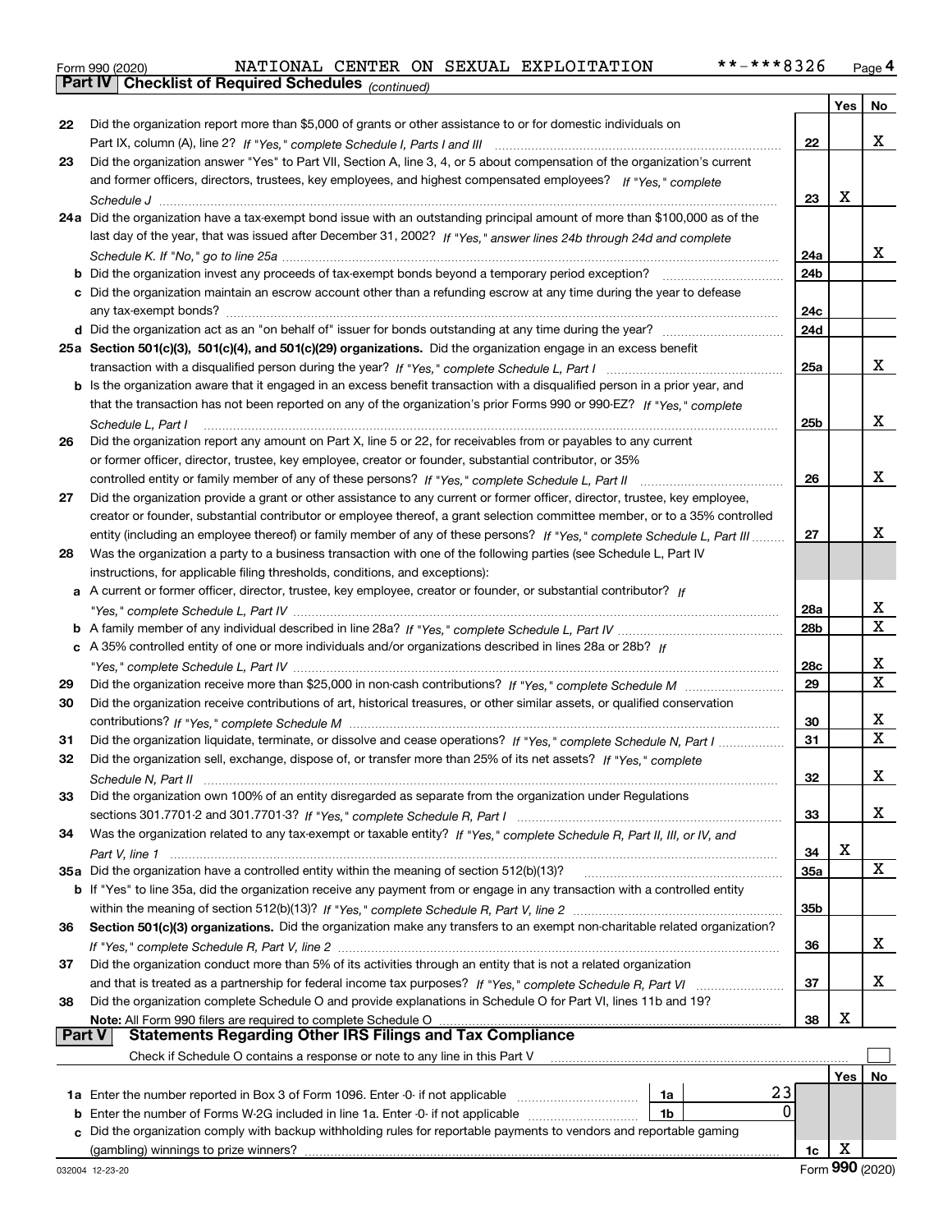Form 990 (2020) NATIONAL CENTER ON SEXUAL EXPLOITATION **-***8326 Page 4

**Part IV | Checklist of Required Schedules** *(continued)*

| | | | Yes | No |
|---|---|---|---|---|
| 22 | Did the organization report more than $5,000 of grants or other assistance to or for domestic individuals on Part IX, column (A), line 2? *If "Yes," complete Schedule I, Parts I and III* | 22 | | X |
| 23 | Did the organization answer "Yes" to Part VII, Section A, line 3, 4, or 5 about compensation of the organization's current and former officers, directors, trustees, key employees, and highest compensated employees? *If "Yes," complete Schedule J* | 23 | X | |
| 24a | Did the organization have a tax-exempt bond issue with an outstanding principal amount of more than $100,000 as of the last day of the year, that was issued after December 31, 2002? *If "Yes," answer lines 24b through 24d and complete Schedule K. If "No," go to line 25a* | 24a | | X |
| b | Did the organization invest any proceeds of tax-exempt bonds beyond a temporary period exception? | 24b | | |
| c | Did the organization maintain an escrow account other than a refunding escrow at any time during the year to defease any tax-exempt bonds? | 24c | | |
| d | Did the organization act as an "on behalf of" issuer for bonds outstanding at any time during the year? | 24d | | |
| 25a | **Section 501(c)(3), 501(c)(4), and 501(c)(29) organizations.** Did the organization engage in an excess benefit transaction with a disqualified person during the year? *If "Yes," complete Schedule L, Part I* | 25a | | X |
| b | Is the organization aware that it engaged in an excess benefit transaction with a disqualified person in a prior year, and that the transaction has not been reported on any of the organization's prior Forms 990 or 990-EZ? *If "Yes," complete Schedule L, Part I* | 25b | | X |
| 26 | Did the organization report any amount on Part X, line 5 or 22, for receivables from or payables to any current or former officer, director, trustee, key employee, creator or founder, substantial contributor, or 35% controlled entity or family member of any of these persons? *If "Yes," complete Schedule L, Part II* | 26 | | X |
| 27 | Did the organization provide a grant or other assistance to any current or former officer, director, trustee, key employee, creator or founder, substantial contributor or employee thereof, a grant selection committee member, or to a 35% controlled entity (including an employee thereof) or family member of any of these persons? *If "Yes," complete Schedule L, Part III* | 27 | | X |
| 28 | Was the organization a party to a business transaction with one of the following parties (see Schedule L, Part IV instructions, for applicable filing thresholds, conditions, and exceptions): | | | |
| a | A current or former officer, director, trustee, key employee, creator or founder, or substantial contributor? *If "Yes," complete Schedule L, Part IV* | 28a | | X |
| b | A family member of any individual described in line 28a? *If "Yes," complete Schedule L, Part IV* | 28b | | X |
| c | A 35% controlled entity of one or more individuals and/or organizations described in lines 28a or 28b? *If "Yes," complete Schedule L, Part IV* | 28c | | X |
| 29 | Did the organization receive more than $25,000 in non-cash contributions? *If "Yes," complete Schedule M* | 29 | | X |
| 30 | Did the organization receive contributions of art, historical treasures, or other similar assets, or qualified conservation contributions? *If "Yes," complete Schedule M* | 30 | | X |
| 31 | Did the organization liquidate, terminate, or dissolve and cease operations? *If "Yes," complete Schedule N, Part I* | 31 | | X |
| 32 | Did the organization sell, exchange, dispose of, or transfer more than 25% of its net assets? *If "Yes," complete Schedule N, Part II* | 32 | | X |
| 33 | Did the organization own 100% of an entity disregarded as separate from the organization under Regulations sections 301.7701-2 and 301.7701-3? *If "Yes," complete Schedule R, Part I* | 33 | | X |
| 34 | Was the organization related to any tax-exempt or taxable entity? *If "Yes," complete Schedule R, Part II, III, or IV, and Part V, line 1* | 34 | X | |
| 35a | Did the organization have a controlled entity within the meaning of section 512(b)(13)? | 35a | | X |
| b | If "Yes" to line 35a, did the organization receive any payment from or engage in any transaction with a controlled entity within the meaning of section 512(b)(13)? *If "Yes," complete Schedule R, Part V, line 2* | 35b | | |
| 36 | **Section 501(c)(3) organizations.** Did the organization make any transfers to an exempt non-charitable related organization? *If "Yes," complete Schedule R, Part V, line 2* | 36 | | X |
| 37 | Did the organization conduct more than 5% of its activities through an entity that is not a related organization and that is treated as a partnership for federal income tax purposes? *If "Yes," complete Schedule R, Part VI* | 37 | | X |
| 38 | Did the organization complete Schedule O and provide explanations in Schedule O for Part VI, lines 11b and 19? **Note:** All Form 990 filers are required to complete Schedule O | 38 | X | |

**Part V | Statements Regarding Other IRS Filings and Tax Compliance**

Check if Schedule O contains a response or note to any line in this Part V ☐

| | | | | | Yes | No |
|---|---|---|---|---|---|---|
| 1a | Enter the number reported in Box 3 of Form 1096. Enter -0- if not applicable | 1a | 23 | | | |
| b | Enter the number of Forms W-2G included in line 1a. Enter -0- if not applicable | 1b | 0 | | | |
| c | Did the organization comply with backup withholding rules for reportable payments to vendors and reportable gaming (gambling) winnings to prize winners? | | | 1c | X | |

032004 12-23-20 Form **990** (2020)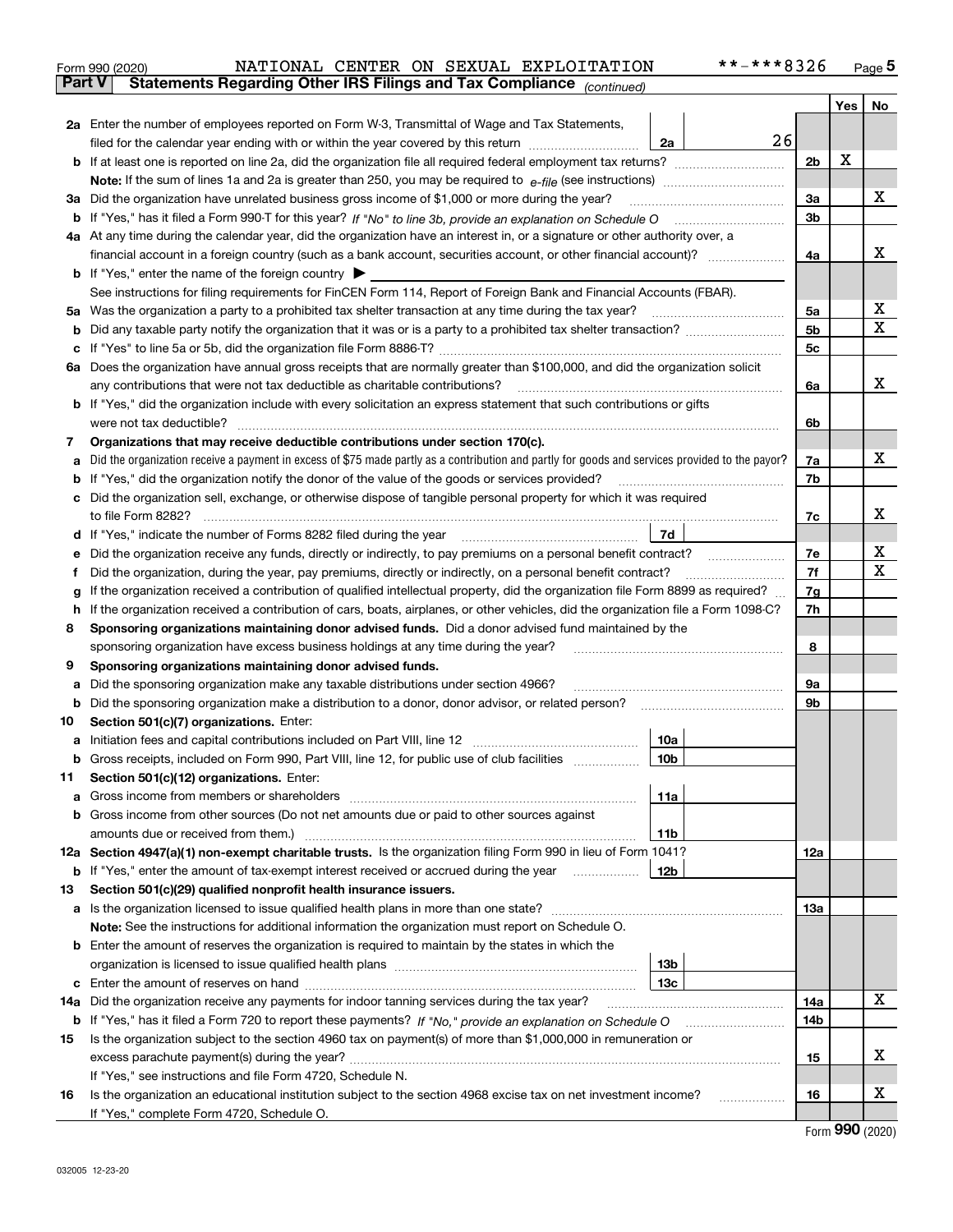Form 990 (2020) NATIONAL CENTER ON SEXUAL EXPLOITATION **-***8326 Page 5

**Part V Statements Regarding Other IRS Filings and Tax Compliance** *(continued)*

| | | | | Yes | No |
|---|---|---|---|---|---|
| **2a** | Enter the number of employees reported on Form W-3, Transmittal of Wage and Tax Statements, filed for the calendar year ending with or within the year covered by this return | 2a | 26 | | |
| **b** | If at least one is reported on line 2a, did the organization file all required federal employment tax returns? | | 2b | X | |
| | **Note:** If the sum of lines 1a and 2a is greater than 250, you may be required to *e-file* (see instructions) | | | | |
| **3a** | Did the organization have unrelated business gross income of $1,000 or more during the year? | | 3a | | X |
| **b** | If "Yes," has it filed a Form 990-T for this year? *If "No" to line 3b, provide an explanation on Schedule O* | | 3b | | |
| **4a** | At any time during the calendar year, did the organization have an interest in, or a signature or other authority over, a financial account in a foreign country (such as a bank account, securities account, or other financial account)? | | 4a | | X |
| **b** | If "Yes," enter the name of the foreign country ▶ | | | | |
| | See instructions for filing requirements for FinCEN Form 114, Report of Foreign Bank and Financial Accounts (FBAR). | | | | |
| **5a** | Was the organization a party to a prohibited tax shelter transaction at any time during the tax year? | | 5a | | X |
| **b** | Did any taxable party notify the organization that it was or is a party to a prohibited tax shelter transaction? | | 5b | | X |
| **c** | If "Yes" to line 5a or 5b, did the organization file Form 8886-T? | | 5c | | |
| **6a** | Does the organization have annual gross receipts that are normally greater than $100,000, and did the organization solicit any contributions that were not tax deductible as charitable contributions? | | 6a | | X |
| **b** | If "Yes," did the organization include with every solicitation an express statement that such contributions or gifts were not tax deductible? | | 6b | | |
| **7** | **Organizations that may receive deductible contributions under section 170(c).** | | | | |
| **a** | Did the organization receive a payment in excess of $75 made partly as a contribution and partly for goods and services provided to the payor? | | 7a | | X |
| **b** | If "Yes," did the organization notify the donor of the value of the goods or services provided? | | 7b | | |
| **c** | Did the organization sell, exchange, or otherwise dispose of tangible personal property for which it was required to file Form 8282? | | 7c | | X |
| **d** | If "Yes," indicate the number of Forms 8282 filed during the year | 7d | | | |
| **e** | Did the organization receive any funds, directly or indirectly, to pay premiums on a personal benefit contract? | | 7e | | X |
| **f** | Did the organization, during the year, pay premiums, directly or indirectly, on a personal benefit contract? | | 7f | | X |
| **g** | If the organization received a contribution of qualified intellectual property, did the organization file Form 8899 as required? | | 7g | | |
| **h** | If the organization received a contribution of cars, boats, airplanes, or other vehicles, did the organization file a Form 1098-C? | | 7h | | |
| **8** | **Sponsoring organizations maintaining donor advised funds.** Did a donor advised fund maintained by the sponsoring organization have excess business holdings at any time during the year? | | 8 | | |
| **9** | **Sponsoring organizations maintaining donor advised funds.** | | | | |
| **a** | Did the sponsoring organization make any taxable distributions under section 4966? | | 9a | | |
| **b** | Did the sponsoring organization make a distribution to a donor, donor advisor, or related person? | | 9b | | |
| **10** | **Section 501(c)(7) organizations.** Enter: | | | | |
| **a** | Initiation fees and capital contributions included on Part VIII, line 12 | 10a | | | |
| **b** | Gross receipts, included on Form 990, Part VIII, line 12, for public use of club facilities | 10b | | | |
| **11** | **Section 501(c)(12) organizations.** Enter: | | | | |
| **a** | Gross income from members or shareholders | 11a | | | |
| **b** | Gross income from other sources (Do not net amounts due or paid to other sources against amounts due or received from them.) | 11b | | | |
| **12a** | **Section 4947(a)(1) non-exempt charitable trusts.** Is the organization filing Form 990 in lieu of Form 1041? | | 12a | | |
| **b** | If "Yes," enter the amount of tax-exempt interest received or accrued during the year | 12b | | | |
| **13** | **Section 501(c)(29) qualified nonprofit health insurance issuers.** | | | | |
| **a** | Is the organization licensed to issue qualified health plans in more than one state? | | 13a | | |
| | **Note:** See the instructions for additional information the organization must report on Schedule O. | | | | |
| **b** | Enter the amount of reserves the organization is required to maintain by the states in which the organization is licensed to issue qualified health plans | 13b | | | |
| **c** | Enter the amount of reserves on hand | 13c | | | |
| **14a** | Did the organization receive any payments for indoor tanning services during the tax year? | | 14a | | X |
| **b** | If "Yes," has it filed a Form 720 to report these payments? *If "No," provide an explanation on Schedule O* | | 14b | | |
| **15** | Is the organization subject to the section 4960 tax on payment(s) of more than $1,000,000 in remuneration or excess parachute payment(s) during the year? | | 15 | | X |
| | If "Yes," see instructions and file Form 4720, Schedule N. | | | | |
| **16** | Is the organization an educational institution subject to the section 4968 excise tax on net investment income? | | 16 | | X |
| | If "Yes," complete Form 4720, Schedule O. | | | | |

Form **990** (2020)

032005 12-23-20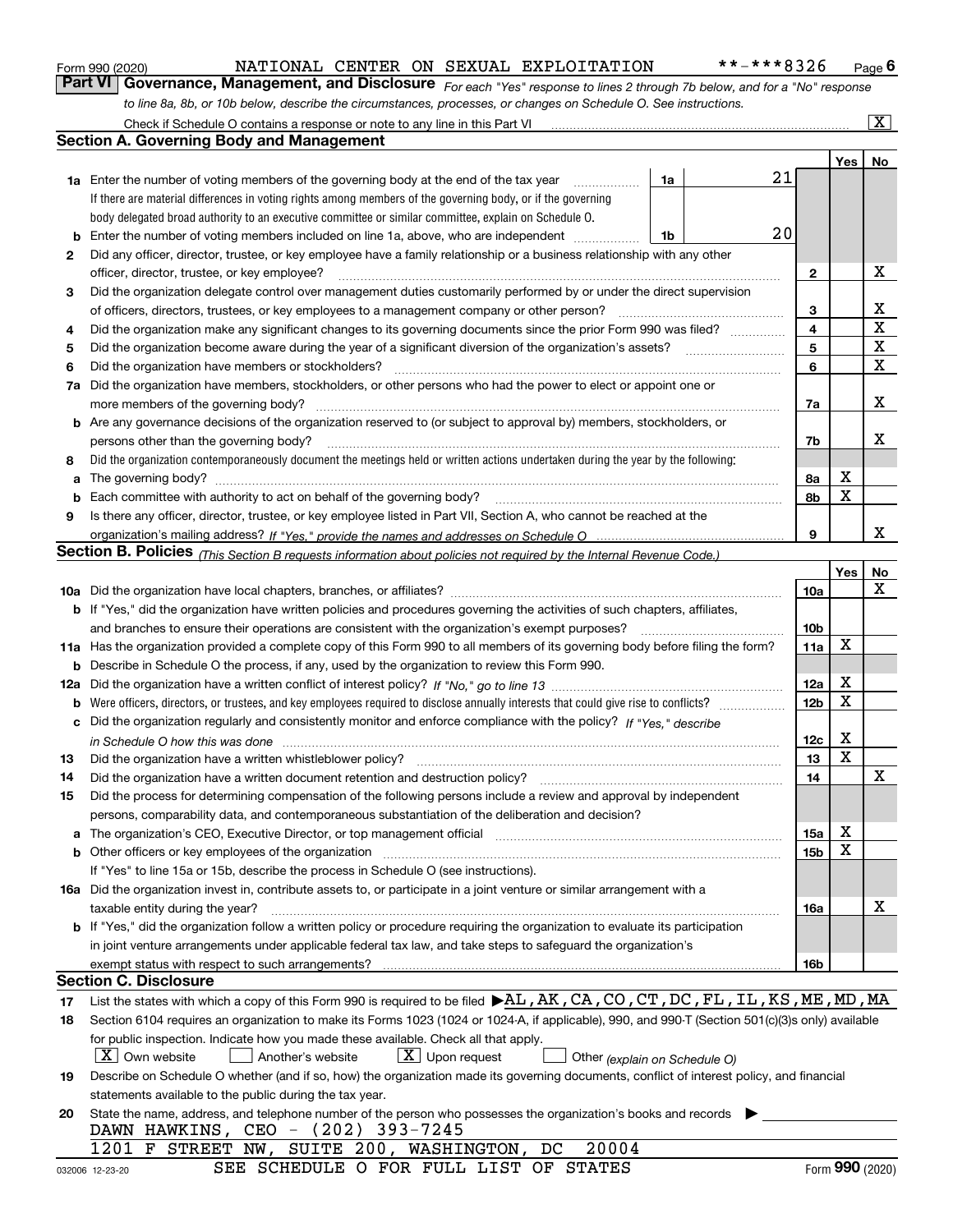Form 990 (2020) NATIONAL CENTER ON SEXUAL EXPLOITATION **-***8326 Page 6

## Part VI Governance, Management, and Disclosure

*For each "Yes" response to lines 2 through 7b below, and for a "No" response to line 8a, 8b, or 10b below, describe the circumstances, processes, or changes on Schedule O. See instructions.*

Check if Schedule O contains a response or note to any line in this Part VI [X]

### Section A. Governing Body and Management

| | | | | Yes | No |
|---|---|---|---|---|---|
| 1a | Enter the number of voting members of the governing body at the end of the tax year. If there are material differences in voting rights among members of the governing body, or if the governing body delegated broad authority to an executive committee or similar committee, explain on Schedule O. | 1a | 21 | | |
| b | Enter the number of voting members included on line 1a, above, who are independent | 1b | 20 | | |
| 2 | Did any officer, director, trustee, or key employee have a family relationship or a business relationship with any other officer, director, trustee, or key employee? | | 2 | | X |
| 3 | Did the organization delegate control over management duties customarily performed by or under the direct supervision of officers, directors, trustees, or key employees to a management company or other person? | | 3 | | X |
| 4 | Did the organization make any significant changes to its governing documents since the prior Form 990 was filed? | | 4 | | X |
| 5 | Did the organization become aware during the year of a significant diversion of the organization's assets? | | 5 | | X |
| 6 | Did the organization have members or stockholders? | | 6 | | X |
| 7a | Did the organization have members, stockholders, or other persons who had the power to elect or appoint one or more members of the governing body? | | 7a | | X |
| b | Are any governance decisions of the organization reserved to (or subject to approval by) members, stockholders, or persons other than the governing body? | | 7b | | X |
| 8 | Did the organization contemporaneously document the meetings held or written actions undertaken during the year by the following: | | | | |
| a | The governing body? | | 8a | X | |
| b | Each committee with authority to act on behalf of the governing body? | | 8b | X | |
| 9 | Is there any officer, director, trustee, or key employee listed in Part VII, Section A, who cannot be reached at the organization's mailing address? *If "Yes," provide the names and addresses on Schedule O* | | 9 | | X |

### Section B. Policies *(This Section B requests information about policies not required by the Internal Revenue Code.)*

| | | | Yes | No |
|---|---|---|---|---|
| 10a | Did the organization have local chapters, branches, or affiliates? | 10a | | X |
| b | If "Yes," did the organization have written policies and procedures governing the activities of such chapters, affiliates, and branches to ensure their operations are consistent with the organization's exempt purposes? | 10b | | |
| 11a | Has the organization provided a complete copy of this Form 990 to all members of its governing body before filing the form? | 11a | X | |
| b | Describe in Schedule O the process, if any, used by the organization to review this Form 990. | | | |
| 12a | Did the organization have a written conflict of interest policy? *If "No," go to line 13* | 12a | X | |
| b | Were officers, directors, or trustees, and key employees required to disclose annually interests that could give rise to conflicts? | 12b | X | |
| c | Did the organization regularly and consistently monitor and enforce compliance with the policy? *If "Yes," describe in Schedule O how this was done* | 12c | X | |
| 13 | Did the organization have a written whistleblower policy? | 13 | X | |
| 14 | Did the organization have a written document retention and destruction policy? | 14 | | X |
| 15 | Did the process for determining compensation of the following persons include a review and approval by independent persons, comparability data, and contemporaneous substantiation of the deliberation and decision? | | | |
| a | The organization's CEO, Executive Director, or top management official | 15a | X | |
| b | Other officers or key employees of the organization | 15b | X | |
| | If "Yes" to line 15a or 15b, describe the process in Schedule O (see instructions). | | | |
| 16a | Did the organization invest in, contribute assets to, or participate in a joint venture or similar arrangement with a taxable entity during the year? | 16a | | X |
| b | If "Yes," did the organization follow a written policy or procedure requiring the organization to evaluate its participation in joint venture arrangements under applicable federal tax law, and take steps to safeguard the organization's exempt status with respect to such arrangements? | 16b | | |

### Section C. Disclosure

17 List the states with which a copy of this Form 990 is required to be filed ▶ AL,AK,CA,CO,CT,DC,FL,IL,KS,ME,MD,MA

18 Section 6104 requires an organization to make its Forms 1023 (1024 or 1024-A, if applicable), 990, and 990-T (Section 501(c)(3)s only) available for public inspection. Indicate how you made these available. Check all that apply.

[X] Own website [ ] Another's website [X] Upon request [ ] Other *(explain on Schedule O)*

19 Describe on Schedule O whether (and if so, how) the organization made its governing documents, conflict of interest policy, and financial statements available to the public during the tax year.

20 State the name, address, and telephone number of the person who possesses the organization's books and records ▶

DAWN HAWKINS, CEO - (202) 393-7245
1201 F STREET NW, SUITE 200, WASHINGTON, DC 20004
SEE SCHEDULE O FOR FULL LIST OF STATES

032006 12-23-20 Form 990 (2020)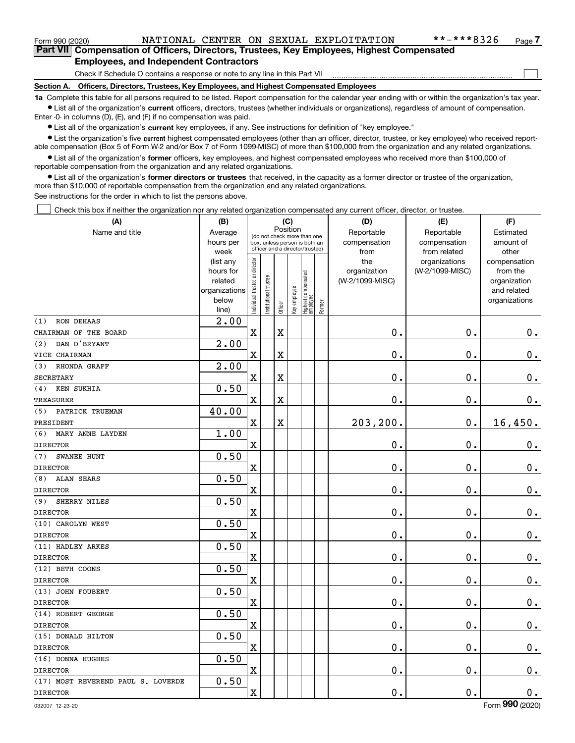Form 990 (2020) NATIONAL CENTER ON SEXUAL EXPLOITATION **-***8326 Page 7

**Part VII Compensation of Officers, Directors, Trustees, Key Employees, Highest Compensated Employees, and Independent Contractors**

Check if Schedule O contains a response or note to any line in this Part VII ☐

**Section A. Officers, Directors, Trustees, Key Employees, and Highest Compensated Employees**

**1a** Complete this table for all persons required to be listed. Report compensation for the calendar year ending with or within the organization's tax year.

- List all of the organization's **current** officers, directors, trustees (whether individuals or organizations), regardless of amount of compensation. Enter -0- in columns (D), (E), and (F) if no compensation was paid.
- List all of the organization's **current** key employees, if any. See instructions for definition of "key employee."
- List the organization's five **current** highest compensated employees (other than an officer, director, trustee, or key employee) who received reportable compensation (Box 5 of Form W-2 and/or Box 7 of Form 1099-MISC) of more than $100,000 from the organization and any related organizations.
- List all of the organization's **former** officers, key employees, and highest compensated employees who received more than $100,000 of reportable compensation from the organization and any related organizations.
- List all of the organization's **former directors or trustees** that received, in the capacity as a former director or trustee of the organization, more than $10,000 of reportable compensation from the organization and any related organizations.

See instructions for the order in which to list the persons above.

☐ Check this box if neither the organization nor any related organization compensated any current officer, director, or trustee.

| (A) Name and title | (B) Average hours per week (list any hours for related organizations below line) | (C) Position: Individual trustee or director | Institutional trustee | Officer | Key employee | Highest compensated employee | Former | (D) Reportable compensation from the organization (W-2/1099-MISC) | (E) Reportable compensation from related organizations (W-2/1099-MISC) | (F) Estimated amount of other compensation from the organization and related organizations |
|---|---|---|---|---|---|---|---|---|---|---|
| (1) RON DEHAAS<br>CHAIRMAN OF THE BOARD | 2.00 | X | | X | | | | 0. | 0. | 0. |
| (2) DAN O'BRYANT<br>VICE CHAIRMAN | 2.00 | X | | X | | | | 0. | 0. | 0. |
| (3) RHONDA GRAFF<br>SECRETARY | 2.00 | X | | X | | | | 0. | 0. | 0. |
| (4) KEN SUKHIA<br>TREASURER | 0.50 | X | | X | | | | 0. | 0. | 0. |
| (5) PATRICK TRUEMAN<br>PRESIDENT | 40.00 | X | | X | | | | 203,200. | 0. | 16,450. |
| (6) MARY ANNE LAYDEN<br>DIRECTOR | 1.00 | X | | | | | | 0. | 0. | 0. |
| (7) SWANEE HUNT<br>DIRECTOR | 0.50 | X | | | | | | 0. | 0. | 0. |
| (8) ALAN SEARS<br>DIRECTOR | 0.50 | X | | | | | | 0. | 0. | 0. |
| (9) SHERRY NILES<br>DIRECTOR | 0.50 | X | | | | | | 0. | 0. | 0. |
| (10) CAROLYN WEST<br>DIRECTOR | 0.50 | X | | | | | | 0. | 0. | 0. |
| (11) HADLEY ARKES<br>DIRECTOR | 0.50 | X | | | | | | 0. | 0. | 0. |
| (12) BETH COONS<br>DIRECTOR | 0.50 | X | | | | | | 0. | 0. | 0. |
| (13) JOHN FOUBERT<br>DIRECTOR | 0.50 | X | | | | | | 0. | 0. | 0. |
| (14) ROBERT GEORGE<br>DIRECTOR | 0.50 | X | | | | | | 0. | 0. | 0. |
| (15) DONALD HILTON<br>DIRECTOR | 0.50 | X | | | | | | 0. | 0. | 0. |
| (16) DONNA HUGHES<br>DIRECTOR | 0.50 | X | | | | | | 0. | 0. | 0. |
| (17) MOST REVEREND PAUL S. LOVERDE<br>DIRECTOR | 0.50 | X | | | | | | 0. | 0. | 0. |

032007 12-23-20 Form 990 (2020)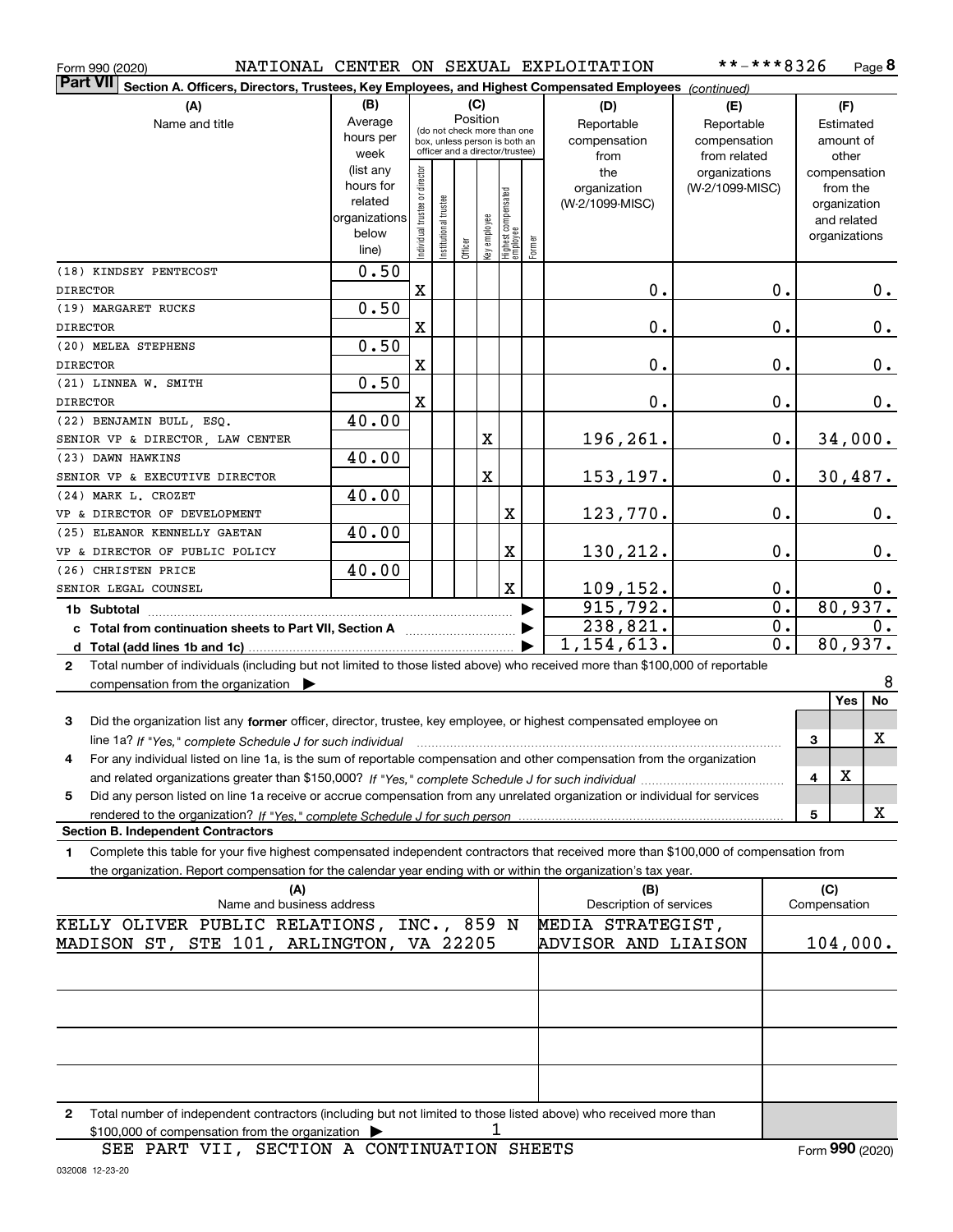Form 990 (2020) NATIONAL CENTER ON SEXUAL EXPLOITATION **-***8326 Page 8

**Part VII** **Section A. Officers, Directors, Trustees, Key Employees, and Highest Compensated Employees** *(continued)*

| (A) Name and title | (B) Average hours per week (list any hours for related organizations below line) | (C) Position: Individual trustee or director | Institutional trustee | Officer | Key employee | Highest compensated employee | Former | (D) Reportable compensation from the organization (W-2/1099-MISC) | (E) Reportable compensation from related organizations (W-2/1099-MISC) | (F) Estimated amount of other compensation from the organization and related organizations |
|---|---|---|---|---|---|---|---|---|---|---|
| (18) KINDSEY PENTECOST DIRECTOR | 0.50 | X | | | | | | 0. | 0. | 0. |
| (19) MARGARET RUCKS DIRECTOR | 0.50 | X | | | | | | 0. | 0. | 0. |
| (20) MELEA STEPHENS DIRECTOR | 0.50 | X | | | | | | 0. | 0. | 0. |
| (21) LINNEA W. SMITH DIRECTOR | 0.50 | X | | | | | | 0. | 0. | 0. |
| (22) BENJAMIN BULL, ESQ. SENIOR VP & DIRECTOR, LAW CENTER | 40.00 | | | | X | | | 196,261. | 0. | 34,000. |
| (23) DAWN HAWKINS SENIOR VP & EXECUTIVE DIRECTOR | 40.00 | | | | X | | | 153,197. | 0. | 30,487. |
| (24) MARK L. CROZET VP & DIRECTOR OF DEVELOPMENT | 40.00 | | | | | X | | 123,770. | 0. | 0. |
| (25) ELEANOR KENNELLY GAETAN VP & DIRECTOR OF PUBLIC POLICY | 40.00 | | | | | X | | 130,212. | 0. | 0. |
| (26) CHRISTEN PRICE SENIOR LEGAL COUNSEL | 40.00 | | | | | X | | 109,152. | 0. | 0. |
| **1b Subtotal** | | | | | | | | 915,792. | 0. | 80,937. |
| **c Total from continuation sheets to Part VII, Section A** | | | | | | | | 238,821. | 0. | 0. |
| **d Total (add lines 1b and 1c)** | | | | | | | | 1,154,613. | 0. | 80,937. |

**2** Total number of individuals (including but not limited to those listed above) who received more than $100,000 of reportable compensation from the organization ▶ 8

| | | Yes | No |
|---|---|---|---|
| **3** Did the organization list any **former** officer, director, trustee, key employee, or highest compensated employee on line 1a? *If "Yes," complete Schedule J for such individual* | 3 | | X |
| **4** For any individual listed on line 1a, is the sum of reportable compensation and other compensation from the organization and related organizations greater than $150,000? *If "Yes," complete Schedule J for such individual* | 4 | X | |
| **5** Did any person listed on line 1a receive or accrue compensation from any unrelated organization or individual for services rendered to the organization? *If "Yes," complete Schedule J for such person* | 5 | | X |

**Section B. Independent Contractors**

**1** Complete this table for your five highest compensated independent contractors that received more than $100,000 of compensation from the organization. Report compensation for the calendar year ending with or within the organization's tax year.

| (A) Name and business address | (B) Description of services | (C) Compensation |
|---|---|---|
| KELLY OLIVER PUBLIC RELATIONS, INC., 859 N MADISON ST, STE 101, ARLINGTON, VA 22205 | MEDIA STRATEGIST, ADVISOR AND LIAISON | 104,000. |
| | | |
| | | |
| | | |
| | | |

**2** Total number of independent contractors (including but not limited to those listed above) who received more than $100,000 of compensation from the organization ▶ 1

SEE PART VII, SECTION A CONTINUATION SHEETS

Form **990** (2020)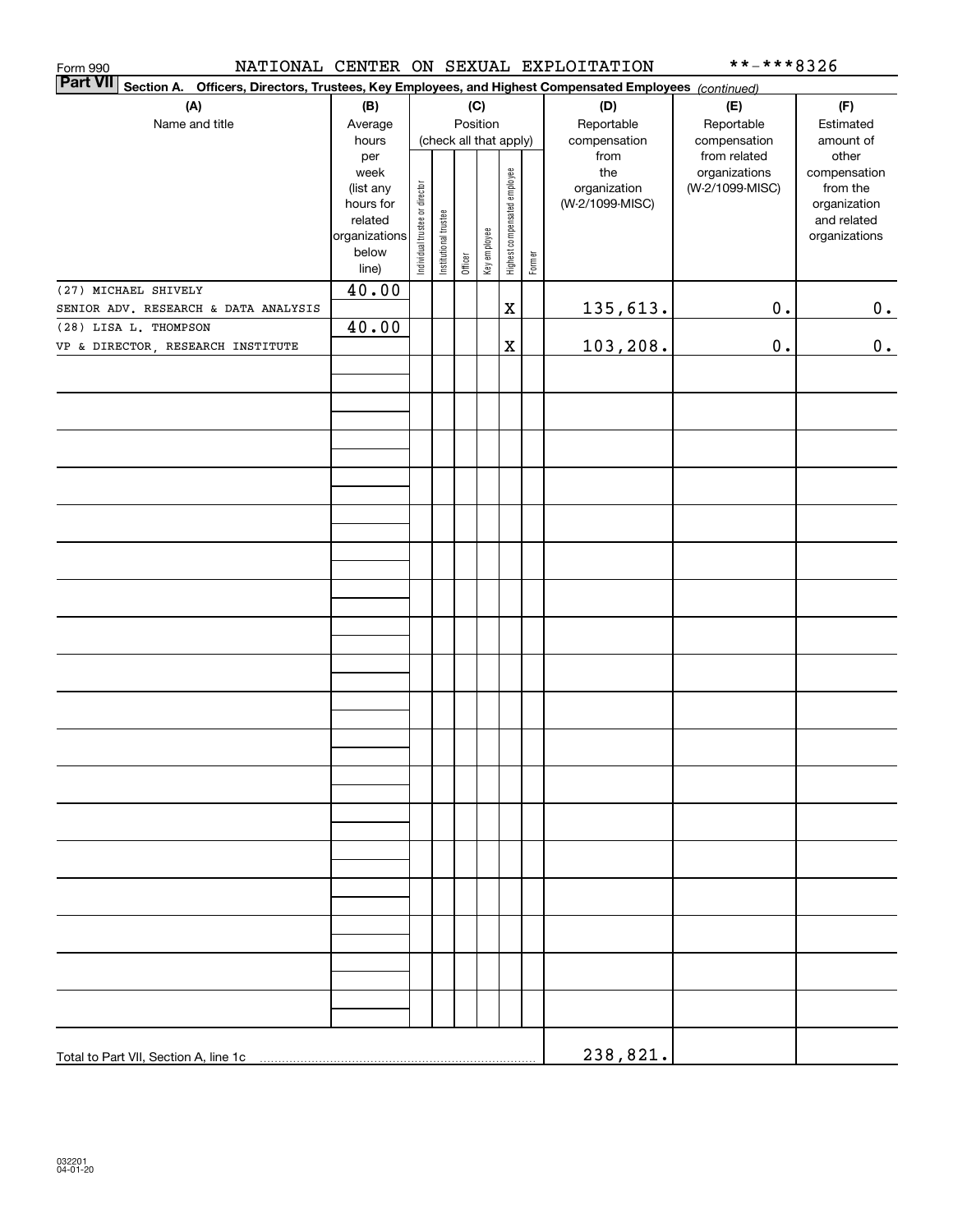Form 990 NATIONAL CENTER ON SEXUAL EXPLOITATION **-***8326

**Part VII** Section A. Officers, Directors, Trustees, Key Employees, and Highest Compensated Employees *(continued)*

| (A) Name and title | (B) Average hours per week (list any hours for related organizations below line) | (C) Position (check all that apply): Individual trustee or director | Institutional trustee | Officer | Key employee | Highest compensated employee | Former | (D) Reportable compensation from the organization (W-2/1099-MISC) | (E) Reportable compensation from related organizations (W-2/1099-MISC) | (F) Estimated amount of other compensation from the organization and related organizations |
|---|---|---|---|---|---|---|---|---|---|---|
| (27) MICHAEL SHIVELY<br>SENIOR ADV. RESEARCH & DATA ANALYSIS | 40.00 | | | | | X | | 135,613. | 0. | 0. |
| (28) LISA L. THOMPSON<br>VP & DIRECTOR, RESEARCH INSTITUTE | 40.00 | | | | | X | | 103,208. | 0. | 0. |
| Total to Part VII, Section A, line 1c | | | | | | | | 238,821. | | |

032201 04-01-20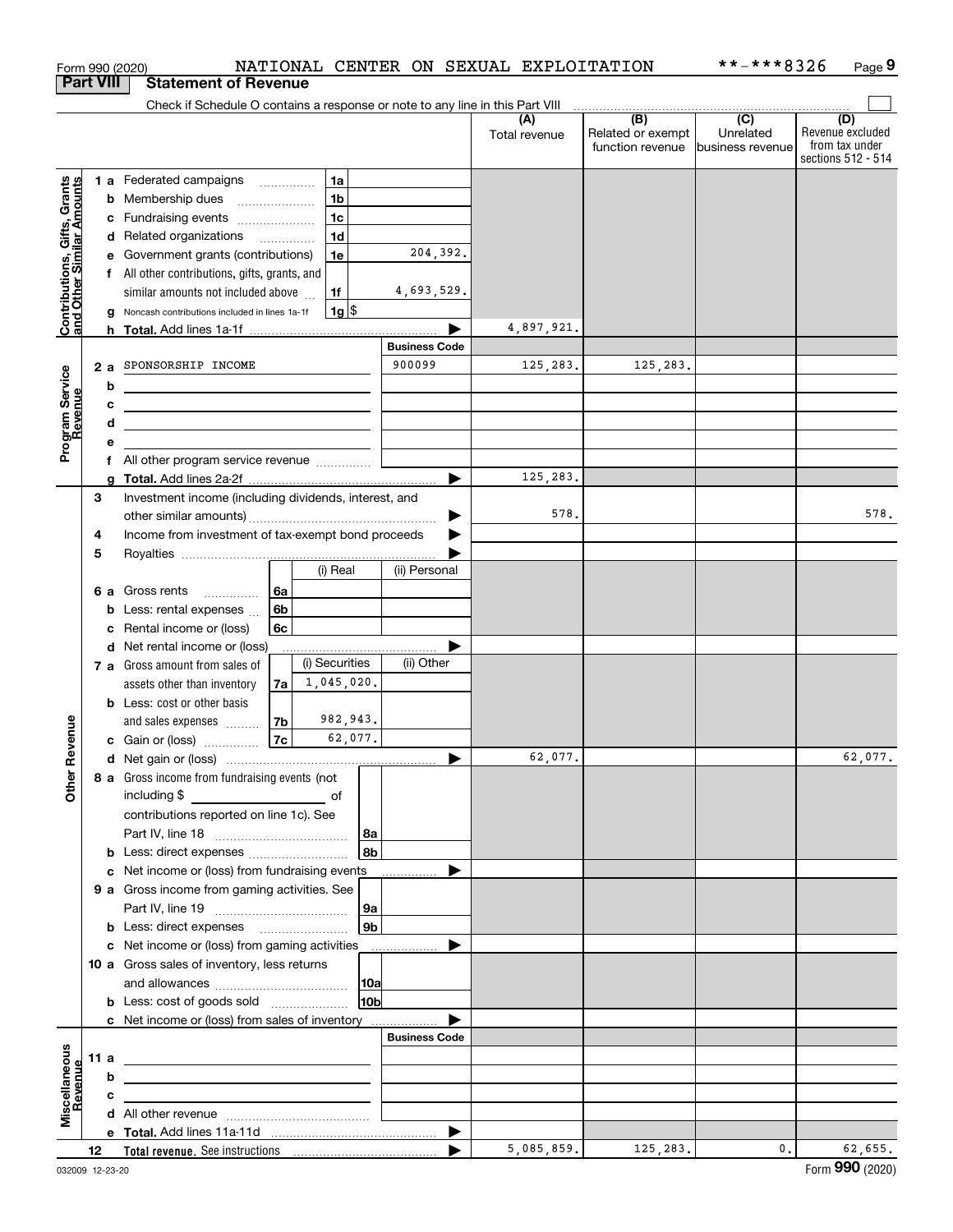Form 990 (2020) NATIONAL CENTER ON SEXUAL EXPLOITATION **-***8326 Page 9

## Part VIII Statement of Revenue

Check if Schedule O contains a response or note to any line in this Part VIII

| | | | | (A) Total revenue | (B) Related or exempt function revenue | (C) Unrelated business revenue | (D) Revenue excluded from tax under sections 512 - 514 |
|---|---|---|---|---|---|---|---|
| **Contributions, Gifts, Grants and Other Similar Amounts** | 1 a Federated campaigns | 1a | | | | | |
| | b Membership dues | 1b | | | | | |
| | c Fundraising events | 1c | | | | | |
| | d Related organizations | 1d | | | | | |
| | e Government grants (contributions) | 1e | 204,392. | | | | |
| | f All other contributions, gifts, grants, and similar amounts not included above | 1f | 4,693,529. | | | | |
| | g Noncash contributions included in lines 1a-1f | 1g | $ | | | | |
| | h **Total.** Add lines 1a-1f | | ▶ | 4,897,921. | | | |
| **Program Service Revenue** | | | **Business Code** | | | | |
| | 2 a SPONSORSHIP INCOME | | 900099 | 125,283. | 125,283. | | |
| | b | | | | | | |
| | c | | | | | | |
| | d | | | | | | |
| | e | | | | | | |
| | f All other program service revenue | | | | | | |
| | g **Total.** Add lines 2a-2f | | ▶ | 125,283. | | | |
| **Other Revenue** | 3 Investment income (including dividends, interest, and other similar amounts) | | ▶ | 578. | | | 578. |
| | 4 Income from investment of tax-exempt bond proceeds | | ▶ | | | | |
| | 5 Royalties | | ▶ | | | | |
| | | (i) Real | (ii) Personal | | | | |
| | 6 a Gross rents (6a) | | | | | | |
| | b Less: rental expenses (6b) | | | | | | |
| | c Rental income or (loss) (6c) | | | | | | |
| | d Net rental income or (loss) | | ▶ | | | | |
| | | (i) Securities | (ii) Other | | | | |
| | 7 a Gross amount from sales of assets other than inventory (7a) | 1,045,020. | | | | | |
| | b Less: cost or other basis and sales expenses (7b) | 982,943. | | | | | |
| | c Gain or (loss) (7c) | 62,077. | | | | | |
| | d Net gain or (loss) | | ▶ | 62,077. | | | 62,077. |
| | 8 a Gross income from fundraising events (not including $ of contributions reported on line 1c). See Part IV, line 18 | 8a | | | | | |
| | b Less: direct expenses | 8b | | | | | |
| | c Net income or (loss) from fundraising events | | ▶ | | | | |
| | 9 a Gross income from gaming activities. See Part IV, line 19 | 9a | | | | | |
| | b Less: direct expenses | 9b | | | | | |
| | c Net income or (loss) from gaming activities | | ▶ | | | | |
| | 10 a Gross sales of inventory, less returns and allowances | 10a | | | | | |
| | b Less: cost of goods sold | 10b | | | | | |
| | c Net income or (loss) from sales of inventory | | ▶ | | | | |
| **Miscellaneous Revenue** | | | **Business Code** | | | | |
| | 11 a | | | | | | |
| | b | | | | | | |
| | c | | | | | | |
| | d All other revenue | | | | | | |
| | e **Total.** Add lines 11a-11d | | ▶ | | | | |
| | 12 **Total revenue.** See instructions | | ▶ | 5,085,859. | 125,283. | 0. | 62,655. |

032009 12-23-20 Form **990** (2020)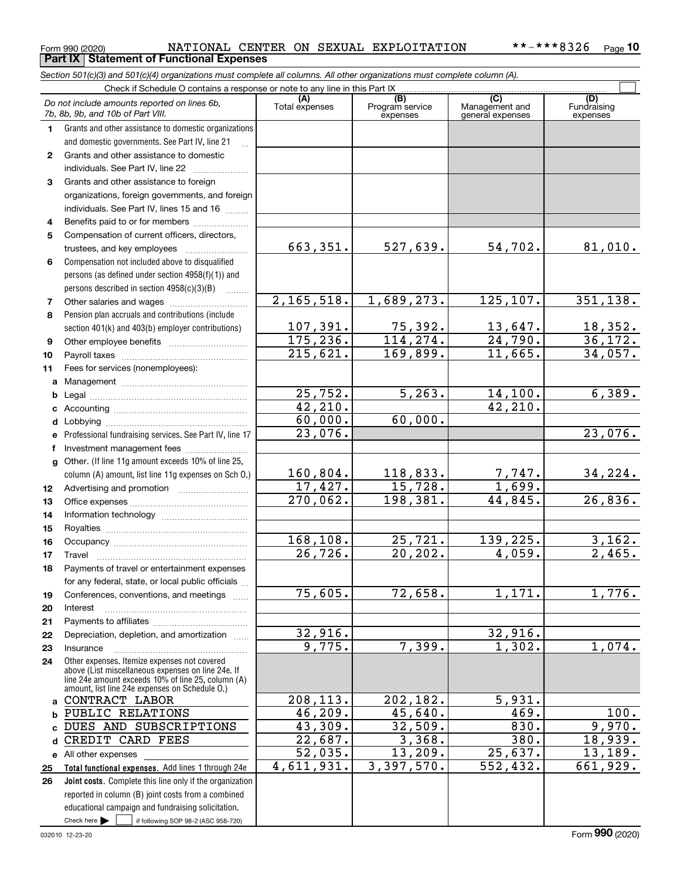Form 990 (2020) NATIONAL CENTER ON SEXUAL EXPLOITATION **-***8326

## Part IX Statement of Functional Expenses

*Section 501(c)(3) and 501(c)(4) organizations must complete all columns. All other organizations must complete column (A).*

Check if Schedule O contains a response or note to any line in this Part IX

| | *Do not include amounts reported on lines 6b, 7b, 8b, 9b, and 10b of Part VIII.* | (A) Total expenses | (B) Program service expenses | (C) Management and general expenses | (D) Fundraising expenses |
|---|---|---|---|---|---|
| 1 | Grants and other assistance to domestic organizations and domestic governments. See Part IV, line 21 | | | | |
| 2 | Grants and other assistance to domestic individuals. See Part IV, line 22 | | | | |
| 3 | Grants and other assistance to foreign organizations, foreign governments, and foreign individuals. See Part IV, lines 15 and 16 | | | | |
| 4 | Benefits paid to or for members | | | | |
| 5 | Compensation of current officers, directors, trustees, and key employees | 663,351. | 527,639. | 54,702. | 81,010. |
| 6 | Compensation not included above to disqualified persons (as defined under section 4958(f)(1)) and persons described in section 4958(c)(3)(B) | | | | |
| 7 | Other salaries and wages | 2,165,518. | 1,689,273. | 125,107. | 351,138. |
| 8 | Pension plan accruals and contributions (include section 401(k) and 403(b) employer contributions) | 107,391. | 75,392. | 13,647. | 18,352. |
| 9 | Other employee benefits | 175,236. | 114,274. | 24,790. | 36,172. |
| 10 | Payroll taxes | 215,621. | 169,899. | 11,665. | 34,057. |
| 11 | Fees for services (nonemployees): | | | | |
| a | Management | | | | |
| b | Legal | 25,752. | 5,263. | 14,100. | 6,389. |
| c | Accounting | 42,210. | | 42,210. | |
| d | Lobbying | 60,000. | 60,000. | | |
| e | Professional fundraising services. See Part IV, line 17 | 23,076. | | | 23,076. |
| f | Investment management fees | | | | |
| g | Other. (If line 11g amount exceeds 10% of line 25, column (A) amount, list line 11g expenses on Sch O.) | 160,804. | 118,833. | 7,747. | 34,224. |
| 12 | Advertising and promotion | 17,427. | 15,728. | 1,699. | |
| 13 | Office expenses | 270,062. | 198,381. | 44,845. | 26,836. |
| 14 | Information technology | | | | |
| 15 | Royalties | | | | |
| 16 | Occupancy | 168,108. | 25,721. | 139,225. | 3,162. |
| 17 | Travel | 26,726. | 20,202. | 4,059. | 2,465. |
| 18 | Payments of travel or entertainment expenses for any federal, state, or local public officials | | | | |
| 19 | Conferences, conventions, and meetings | 75,605. | 72,658. | 1,171. | 1,776. |
| 20 | Interest | | | | |
| 21 | Payments to affiliates | | | | |
| 22 | Depreciation, depletion, and amortization | 32,916. | | 32,916. | |
| 23 | Insurance | 9,775. | 7,399. | 1,302. | 1,074. |
| 24 | Other expenses. Itemize expenses not covered above (List miscellaneous expenses on line 24e. If line 24e amount exceeds 10% of line 25, column (A) amount, list line 24e expenses on Schedule O.) | | | | |
| a | CONTRACT LABOR | 208,113. | 202,182. | 5,931. | |
| b | PUBLIC RELATIONS | 46,209. | 45,640. | 469. | 100. |
| c | DUES AND SUBSCRIPTIONS | 43,309. | 32,509. | 830. | 9,970. |
| d | CREDIT CARD FEES | 22,687. | 3,368. | 380. | 18,939. |
| e | All other expenses | 52,035. | 13,209. | 25,637. | 13,189. |
| 25 | **Total functional expenses.** Add lines 1 through 24e | 4,611,931. | 3,397,570. | 552,432. | 661,929. |
| 26 | **Joint costs.** Complete this line only if the organization reported in column (B) joint costs from a combined educational campaign and fundraising solicitation. Check here ☐ if following SOP 98-2 (ASC 958-720) | | | | |

032010 12-23-20 Form **990** (2020)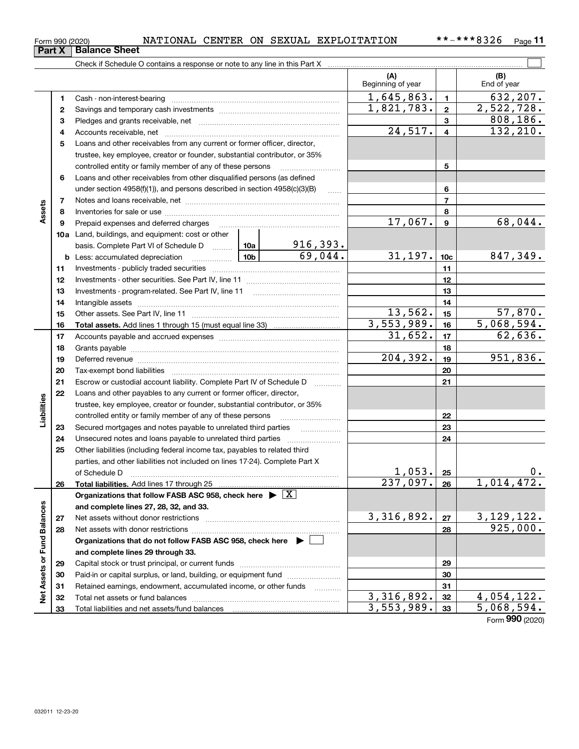Form 990 (2020) NATIONAL CENTER ON SEXUAL EXPLOITATION **-***8326

## Part X Balance Sheet

Check if Schedule O contains a response or note to any line in this Part X

| | | | | | (A) Beginning of year | | (B) End of year |
|---|---|---|---|---|---|---|---|
| **Assets** | 1 | Cash - non-interest-bearing | | | 1,645,863. | 1 | 632,207. |
| | 2 | Savings and temporary cash investments | | | 1,821,783. | 2 | 2,522,728. |
| | 3 | Pledges and grants receivable, net | | | | 3 | 808,186. |
| | 4 | Accounts receivable, net | | | 24,517. | 4 | 132,210. |
| | 5 | Loans and other receivables from any current or former officer, director, trustee, key employee, creator or founder, substantial contributor, or 35% controlled entity or family member of any of these persons | | | | 5 | |
| | 6 | Loans and other receivables from other disqualified persons (as defined under section 4958(f)(1)), and persons described in section 4958(c)(3)(B) | | | | 6 | |
| | 7 | Notes and loans receivable, net | | | | 7 | |
| | 8 | Inventories for sale or use | | | | 8 | |
| | 9 | Prepaid expenses and deferred charges | | | 17,067. | 9 | 68,044. |
| | 10a | Land, buildings, and equipment: cost or other basis. Complete Part VI of Schedule D | 10a | 916,393. | | | |
| | b | Less: accumulated depreciation | 10b | 69,044. | 31,197. | 10c | 847,349. |
| | 11 | Investments - publicly traded securities | | | | 11 | |
| | 12 | Investments - other securities. See Part IV, line 11 | | | | 12 | |
| | 13 | Investments - program-related. See Part IV, line 11 | | | | 13 | |
| | 14 | Intangible assets | | | | 14 | |
| | 15 | Other assets. See Part IV, line 11 | | | 13,562. | 15 | 57,870. |
| | 16 | **Total assets.** Add lines 1 through 15 (must equal line 33) | | | 3,553,989. | 16 | 5,068,594. |
| **Liabilities** | 17 | Accounts payable and accrued expenses | | | 31,652. | 17 | 62,636. |
| | 18 | Grants payable | | | | 18 | |
| | 19 | Deferred revenue | | | 204,392. | 19 | 951,836. |
| | 20 | Tax-exempt bond liabilities | | | | 20 | |
| | 21 | Escrow or custodial account liability. Complete Part IV of Schedule D | | | | 21 | |
| | 22 | Loans and other payables to any current or former officer, director, trustee, key employee, creator or founder, substantial contributor, or 35% controlled entity or family member of any of these persons | | | | 22 | |
| | 23 | Secured mortgages and notes payable to unrelated third parties | | | | 23 | |
| | 24 | Unsecured notes and loans payable to unrelated third parties | | | | 24 | |
| | 25 | Other liabilities (including federal income tax, payables to related third parties, and other liabilities not included on lines 17-24). Complete Part X of Schedule D | | | 1,053. | 25 | 0. |
| | 26 | **Total liabilities.** Add lines 17 through 25 | | | 237,097. | 26 | 1,014,472. |
| **Net Assets or Fund Balances** | | **Organizations that follow FASB ASC 958, check here** ▶ [X] **and complete lines 27, 28, 32, and 33.** | | | | | |
| | 27 | Net assets without donor restrictions | | | 3,316,892. | 27 | 3,129,122. |
| | 28 | Net assets with donor restrictions | | | | 28 | 925,000. |
| | | **Organizations that do not follow FASB ASC 958, check here** ▶ [ ] **and complete lines 29 through 33.** | | | | | |
| | 29 | Capital stock or trust principal, or current funds | | | | 29 | |
| | 30 | Paid-in or capital surplus, or land, building, or equipment fund | | | | 30 | |
| | 31 | Retained earnings, endowment, accumulated income, or other funds | | | | 31 | |
| | 32 | Total net assets or fund balances | | | 3,316,892. | 32 | 4,054,122. |
| | 33 | Total liabilities and net assets/fund balances | | | 3,553,989. | 33 | 5,068,594. |

Form **990** (2020)

032011 12-23-20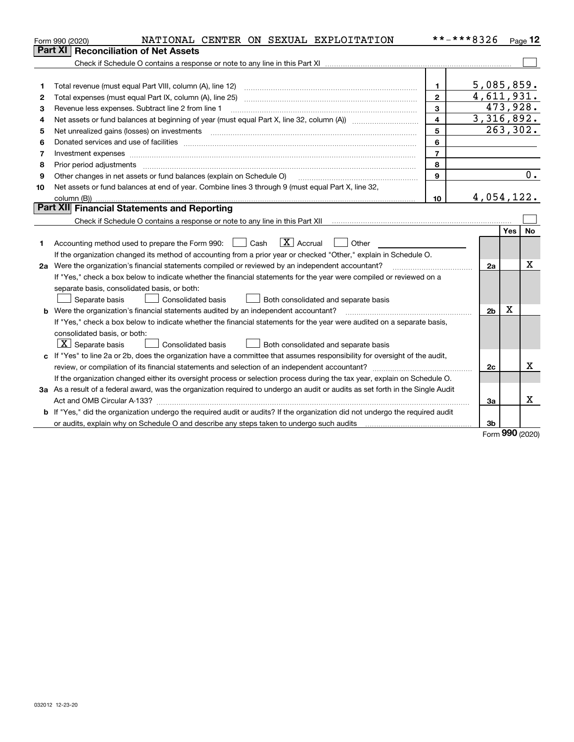Form 990 (2020) NATIONAL CENTER ON SEXUAL EXPLOITATION **-***8326

## Part XI Reconciliation of Net Assets

Check if Schedule O contains a response or note to any line in this Part XI ☐

| | | | |
|---|---|---|---|
| 1 | Total revenue (must equal Part VIII, column (A), line 12) | 1 | 5,085,859. |
| 2 | Total expenses (must equal Part IX, column (A), line 25) | 2 | 4,611,931. |
| 3 | Revenue less expenses. Subtract line 2 from line 1 | 3 | 473,928. |
| 4 | Net assets or fund balances at beginning of year (must equal Part X, line 32, column (A)) | 4 | 3,316,892. |
| 5 | Net unrealized gains (losses) on investments | 5 | 263,302. |
| 6 | Donated services and use of facilities | 6 | |
| 7 | Investment expenses | 7 | |
| 8 | Prior period adjustments | 8 | |
| 9 | Other changes in net assets or fund balances (explain on Schedule O) | 9 | 0. |
| 10 | Net assets or fund balances at end of year. Combine lines 3 through 9 (must equal Part X, line 32, column (B)) | 10 | 4,054,122. |

## Part XII Financial Statements and Reporting

Check if Schedule O contains a response or note to any line in this Part XII ☐

| | | | Yes | No |
|---|---|---|---|---|
| 1 | Accounting method used to prepare the Form 990: ☐ Cash ☒ Accrual ☐ Other<br>If the organization changed its method of accounting from a prior year or checked "Other," explain in Schedule O. | | | |
| 2a | Were the organization's financial statements compiled or reviewed by an independent accountant?<br>If "Yes," check a box below to indicate whether the financial statements for the year were compiled or reviewed on a separate basis, consolidated basis, or both:<br>☐ Separate basis ☐ Consolidated basis ☐ Both consolidated and separate basis | 2a | | X |
| b | Were the organization's financial statements audited by an independent accountant?<br>If "Yes," check a box below to indicate whether the financial statements for the year were audited on a separate basis, consolidated basis, or both:<br>☒ Separate basis ☐ Consolidated basis ☐ Both consolidated and separate basis | 2b | X | |
| c | If "Yes" to line 2a or 2b, does the organization have a committee that assumes responsibility for oversight of the audit, review, or compilation of its financial statements and selection of an independent accountant?<br>If the organization changed either its oversight process or selection process during the tax year, explain on Schedule O. | 2c | | X |
| 3a | As a result of a federal award, was the organization required to undergo an audit or audits as set forth in the Single Audit Act and OMB Circular A-133? | 3a | | X |
| b | If "Yes," did the organization undergo the required audit or audits? If the organization did not undergo the required audit or audits, explain why on Schedule O and describe any steps taken to undergo such audits | 3b | | |

Form 990 (2020)

032012 12-23-20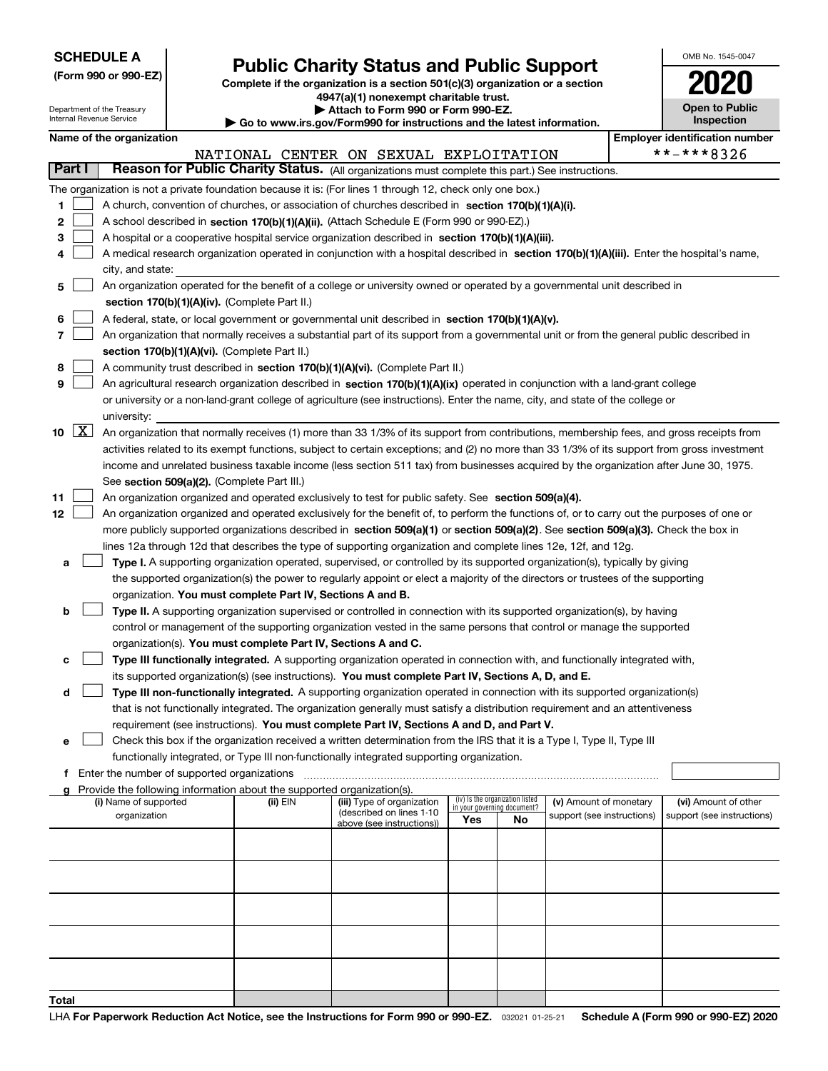**SCHEDULE A**
**(Form 990 or 990-EZ)**

Department of the Treasury
Internal Revenue Service

# Public Charity Status and Public Support

**Complete if the organization is a section 501(c)(3) organization or a section 4947(a)(1) nonexempt charitable trust.**
**▶ Attach to Form 990 or Form 990-EZ.**
**▶ Go to www.irs.gov/Form990 for instructions and the latest information.**

OMB No. 1545-0047

**2020**

**Open to Public Inspection**

**Name of the organization:** NATIONAL CENTER ON SEXUAL EXPLOITATION

**Employer identification number:** \*\*-\*\*\*8326

## Part I — Reason for Public Charity Status. (All organizations must complete this part.) See instructions.

The organization is not a private foundation because it is: (For lines 1 through 12, check only one box.)

1. ☐ A church, convention of churches, or association of churches described in **section 170(b)(1)(A)(i).**
2. ☐ A school described in **section 170(b)(1)(A)(ii).** (Attach Schedule E (Form 990 or 990-EZ).)
3. ☐ A hospital or a cooperative hospital service organization described in **section 170(b)(1)(A)(iii).**
4. ☐ A medical research organization operated in conjunction with a hospital described in **section 170(b)(1)(A)(iii).** Enter the hospital's name, city, and state: \_\_\_\_\_\_\_\_
5. ☐ An organization operated for the benefit of a college or university owned or operated by a governmental unit described in **section 170(b)(1)(A)(iv).** (Complete Part II.)
6. ☐ A federal, state, or local government or governmental unit described in **section 170(b)(1)(A)(v).**
7. ☐ An organization that normally receives a substantial part of its support from a governmental unit or from the general public described in **section 170(b)(1)(A)(vi).** (Complete Part II.)
8. ☐ A community trust described in **section 170(b)(1)(A)(vi).** (Complete Part II.)
9. ☐ An agricultural research organization described in **section 170(b)(1)(A)(ix)** operated in conjunction with a land-grant college or university or a non-land-grant college of agriculture (see instructions). Enter the name, city, and state of the college or university: \_\_\_\_\_\_\_\_
10. ☒ An organization that normally receives (1) more than 33 1/3% of its support from contributions, membership fees, and gross receipts from activities related to its exempt functions, subject to certain exceptions; and (2) no more than 33 1/3% of its support from gross investment income and unrelated business taxable income (less section 511 tax) from businesses acquired by the organization after June 30, 1975. See **section 509(a)(2).** (Complete Part III.)
11. ☐ An organization organized and operated exclusively to test for public safety. See **section 509(a)(4).**
12. ☐ An organization organized and operated exclusively for the benefit of, to perform the functions of, or to carry out the purposes of one or more publicly supported organizations described in **section 509(a)(1)** or **section 509(a)(2).** See **section 509(a)(3).** Check the box in lines 12a through 12d that describes the type of supporting organization and complete lines 12e, 12f, and 12g.
   - **a** ☐ **Type I.** A supporting organization operated, supervised, or controlled by its supported organization(s), typically by giving the supported organization(s) the power to regularly appoint or elect a majority of the directors or trustees of the supporting organization. **You must complete Part IV, Sections A and B.**
   - **b** ☐ **Type II.** A supporting organization supervised or controlled in connection with its supported organization(s), by having control or management of the supporting organization vested in the same persons that control or manage the supported organization(s). **You must complete Part IV, Sections A and C.**
   - **c** ☐ **Type III functionally integrated.** A supporting organization operated in connection with, and functionally integrated with, its supported organization(s) (see instructions). **You must complete Part IV, Sections A, D, and E.**
   - **d** ☐ **Type III non-functionally integrated.** A supporting organization operated in connection with its supported organization(s) that is not functionally integrated. The organization generally must satisfy a distribution requirement and an attentiveness requirement (see instructions). **You must complete Part IV, Sections A and D, and Part V.**
   - **e** ☐ Check this box if the organization received a written determination from the IRS that it is a Type I, Type II, Type III functionally integrated, or Type III non-functionally integrated supporting organization.
   - **f** Enter the number of supported organizations
   - **g** Provide the following information about the supported organization(s).

| (i) Name of supported organization | (ii) EIN | (iii) Type of organization (described on lines 1-10 above (see instructions)) | (iv) Is the organization listed in your governing document? Yes | No | (v) Amount of monetary support (see instructions) | (vi) Amount of other support (see instructions) |
|---|---|---|---|---|---|---|
| | | | | | | |
| | | | | | | |
| | | | | | | |
| | | | | | | |
| | | | | | | |
| **Total** | | | | | | |

LHA **For Paperwork Reduction Act Notice, see the Instructions for Form 990 or 990-EZ.** 032021 01-25-21 **Schedule A (Form 990 or 990-EZ) 2020**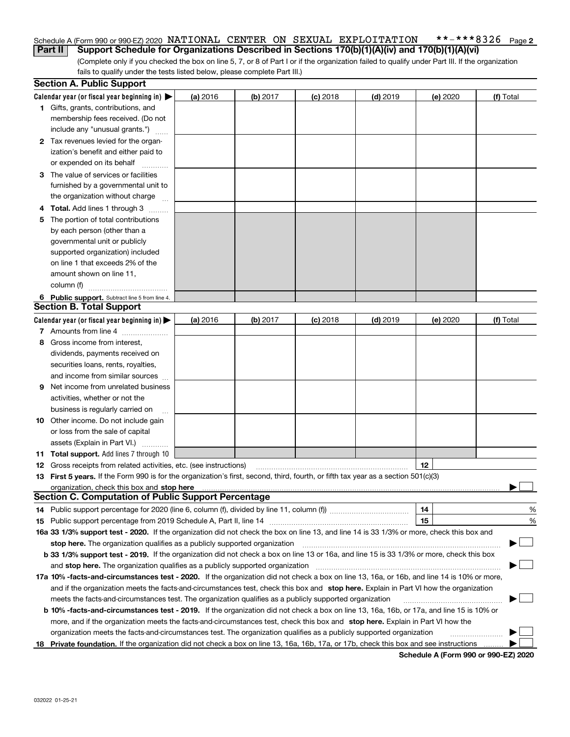Schedule A (Form 990 or 990-EZ) 2020 NATIONAL CENTER ON SEXUAL EXPLOITATION **-***8326 Page 2

**Part II** **Support Schedule for Organizations Described in Sections 170(b)(1)(A)(iv) and 170(b)(1)(A)(vi)**

(Complete only if you checked the box on line 5, 7, or 8 of Part I or if the organization failed to qualify under Part III. If the organization fails to qualify under the tests listed below, please complete Part III.)

## Section A. Public Support

| Calendar year (or fiscal year beginning in) ▶ | (a) 2016 | (b) 2017 | (c) 2018 | (d) 2019 | (e) 2020 | (f) Total |
|---|---|---|---|---|---|---|
| **1** Gifts, grants, contributions, and membership fees received. (Do not include any "unusual grants.") | | | | | | |
| **2** Tax revenues levied for the organization's benefit and either paid to or expended on its behalf | | | | | | |
| **3** The value of services or facilities furnished by a governmental unit to the organization without charge | | | | | | |
| **4** **Total.** Add lines 1 through 3 | | | | | | |
| **5** The portion of total contributions by each person (other than a governmental unit or publicly supported organization) included on line 1 that exceeds 2% of the amount shown on line 11, column (f) | | | | | | |
| **6** **Public support.** Subtract line 5 from line 4. | | | | | | |

## Section B. Total Support

| Calendar year (or fiscal year beginning in) ▶ | (a) 2016 | (b) 2017 | (c) 2018 | (d) 2019 | (e) 2020 | (f) Total |
|---|---|---|---|---|---|---|
| **7** Amounts from line 4 | | | | | | |
| **8** Gross income from interest, dividends, payments received on securities loans, rents, royalties, and income from similar sources | | | | | | |
| **9** Net income from unrelated business activities, whether or not the business is regularly carried on | | | | | | |
| **10** Other income. Do not include gain or loss from the sale of capital assets (Explain in Part VI.) | | | | | | |
| **11** **Total support.** Add lines 7 through 10 | | | | | | |

**12** Gross receipts from related activities, etc. (see instructions) **12**

**13** **First 5 years.** If the Form 990 is for the organization's first, second, third, fourth, or fifth tax year as a section 501(c)(3) organization, check this box and **stop here** ▶ ☐

## Section C. Computation of Public Support Percentage

**14** Public support percentage for 2020 (line 6, column (f), divided by line 11, column (f)) **14** %

**15** Public support percentage from 2019 Schedule A, Part II, line 14 **15** %

**16a** **33 1/3% support test - 2020.** If the organization did not check the box on line 13, and line 14 is 33 1/3% or more, check this box and **stop here.** The organization qualifies as a publicly supported organization ▶ ☐

**b** **33 1/3% support test - 2019.** If the organization did not check a box on line 13 or 16a, and line 15 is 33 1/3% or more, check this box and **stop here.** The organization qualifies as a publicly supported organization ▶ ☐

**17a** **10% -facts-and-circumstances test - 2020.** If the organization did not check a box on line 13, 16a, or 16b, and line 14 is 10% or more, and if the organization meets the facts-and-circumstances test, check this box and **stop here.** Explain in Part VI how the organization meets the facts-and-circumstances test. The organization qualifies as a publicly supported organization ▶ ☐

**b** **10% -facts-and-circumstances test - 2019.** If the organization did not check a box on line 13, 16a, 16b, or 17a, and line 15 is 10% or more, and if the organization meets the facts-and-circumstances test, check this box and **stop here.** Explain in Part VI how the organization meets the facts-and-circumstances test. The organization qualifies as a publicly supported organization ▶ ☐

**18** **Private foundation.** If the organization did not check a box on line 13, 16a, 16b, 17a, or 17b, check this box and see instructions ▶ ☐

**Schedule A (Form 990 or 990-EZ) 2020**

032022 01-25-21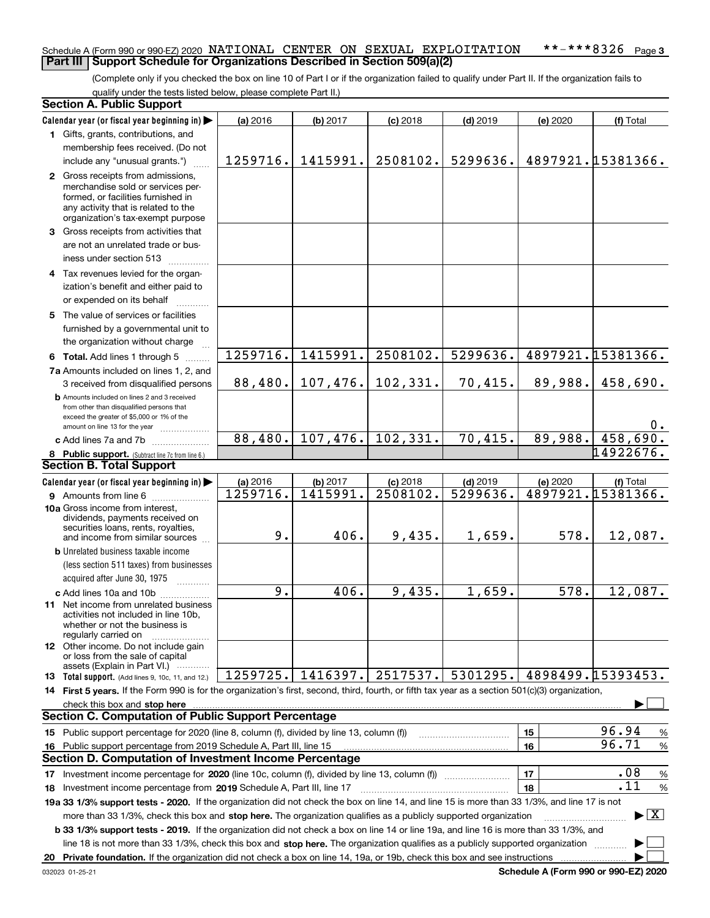Schedule A (Form 990 or 990-EZ) 2020 NATIONAL CENTER ON SEXUAL EXPLOITATION **-***8326 Page 3

## Part III Support Schedule for Organizations Described in Section 509(a)(2)

(Complete only if you checked the box on line 10 of Part I or if the organization failed to qualify under Part II. If the organization fails to qualify under the tests listed below, please complete Part II.)

### Section A. Public Support

| Calendar year (or fiscal year beginning in) ▶ | (a) 2016 | (b) 2017 | (c) 2018 | (d) 2019 | (e) 2020 | (f) Total |
|---|---|---|---|---|---|---|
| 1 Gifts, grants, contributions, and membership fees received. (Do not include any "unusual grants.") | 1259716. | 1415991. | 2508102. | 5299636. | 4897921. | 15381366. |
| 2 Gross receipts from admissions, merchandise sold or services performed, or facilities furnished in any activity that is related to the organization's tax-exempt purpose | | | | | | |
| 3 Gross receipts from activities that are not an unrelated trade or business under section 513 | | | | | | |
| 4 Tax revenues levied for the organization's benefit and either paid to or expended on its behalf | | | | | | |
| 5 The value of services or facilities furnished by a governmental unit to the organization without charge | | | | | | |
| 6 **Total.** Add lines 1 through 5 | 1259716. | 1415991. | 2508102. | 5299636. | 4897921. | 15381366. |
| 7a Amounts included on lines 1, 2, and 3 received from disqualified persons | 88,480. | 107,476. | 102,331. | 70,415. | 89,988. | 458,690. |
| b Amounts included on lines 2 and 3 received from other than disqualified persons that exceed the greater of $5,000 or 1% of the amount on line 13 for the year | | | | | | 0. |
| c Add lines 7a and 7b | 88,480. | 107,476. | 102,331. | 70,415. | 89,988. | 458,690. |
| 8 **Public support.** (Subtract line 7c from line 6.) | | | | | | 14922676. |

### Section B. Total Support

| Calendar year (or fiscal year beginning in) ▶ | (a) 2016 | (b) 2017 | (c) 2018 | (d) 2019 | (e) 2020 | (f) Total |
|---|---|---|---|---|---|---|
| 9 Amounts from line 6 | 1259716. | 1415991. | 2508102. | 5299636. | 4897921. | 15381366. |
| 10a Gross income from interest, dividends, payments received on securities loans, rents, royalties, and income from similar sources | 9. | 406. | 9,435. | 1,659. | 578. | 12,087. |
| b Unrelated business taxable income (less section 511 taxes) from businesses acquired after June 30, 1975 | | | | | | |
| c Add lines 10a and 10b | 9. | 406. | 9,435. | 1,659. | 578. | 12,087. |
| 11 Net income from unrelated business activities not included in line 10b, whether or not the business is regularly carried on | | | | | | |
| 12 Other income. Do not include gain or loss from the sale of capital assets (Explain in Part VI.) | | | | | | |
| 13 **Total support.** (Add lines 9, 10c, 11, and 12.) | 1259725. | 1416397. | 2517537. | 5301295. | 4898499. | 15393453. |

14 **First 5 years.** If the Form 990 is for the organization's first, second, third, fourth, or fifth tax year as a section 501(c)(3) organization, check this box and **stop here** ▶ ☐

### Section C. Computation of Public Support Percentage

| | | | |
|---|---|---|---|
| 15 Public support percentage for 2020 (line 8, column (f), divided by line 13, column (f)) | 15 | 96.94 | % |
| 16 Public support percentage from 2019 Schedule A, Part III, line 15 | 16 | 96.71 | % |

### Section D. Computation of Investment Income Percentage

| | | | |
|---|---|---|---|
| 17 Investment income percentage for **2020** (line 10c, column (f), divided by line 13, column (f)) | 17 | .08 | % |
| 18 Investment income percentage from **2019** Schedule A, Part III, line 17 | 18 | .11 | % |

**19a 33 1/3% support tests - 2020.** If the organization did not check the box on line 14, and line 15 is more than 33 1/3%, and line 17 is not more than 33 1/3%, check this box and **stop here.** The organization qualifies as a publicly supported organization ▶ ☒

**b 33 1/3% support tests - 2019.** If the organization did not check a box on line 14 or line 19a, and line 16 is more than 33 1/3%, and line 18 is not more than 33 1/3%, check this box and **stop here.** The organization qualifies as a publicly supported organization ▶ ☐

**20 Private foundation.** If the organization did not check a box on line 14, 19a, or 19b, check this box and see instructions ▶ ☐

032023 01-25-21 **Schedule A (Form 990 or 990-EZ) 2020**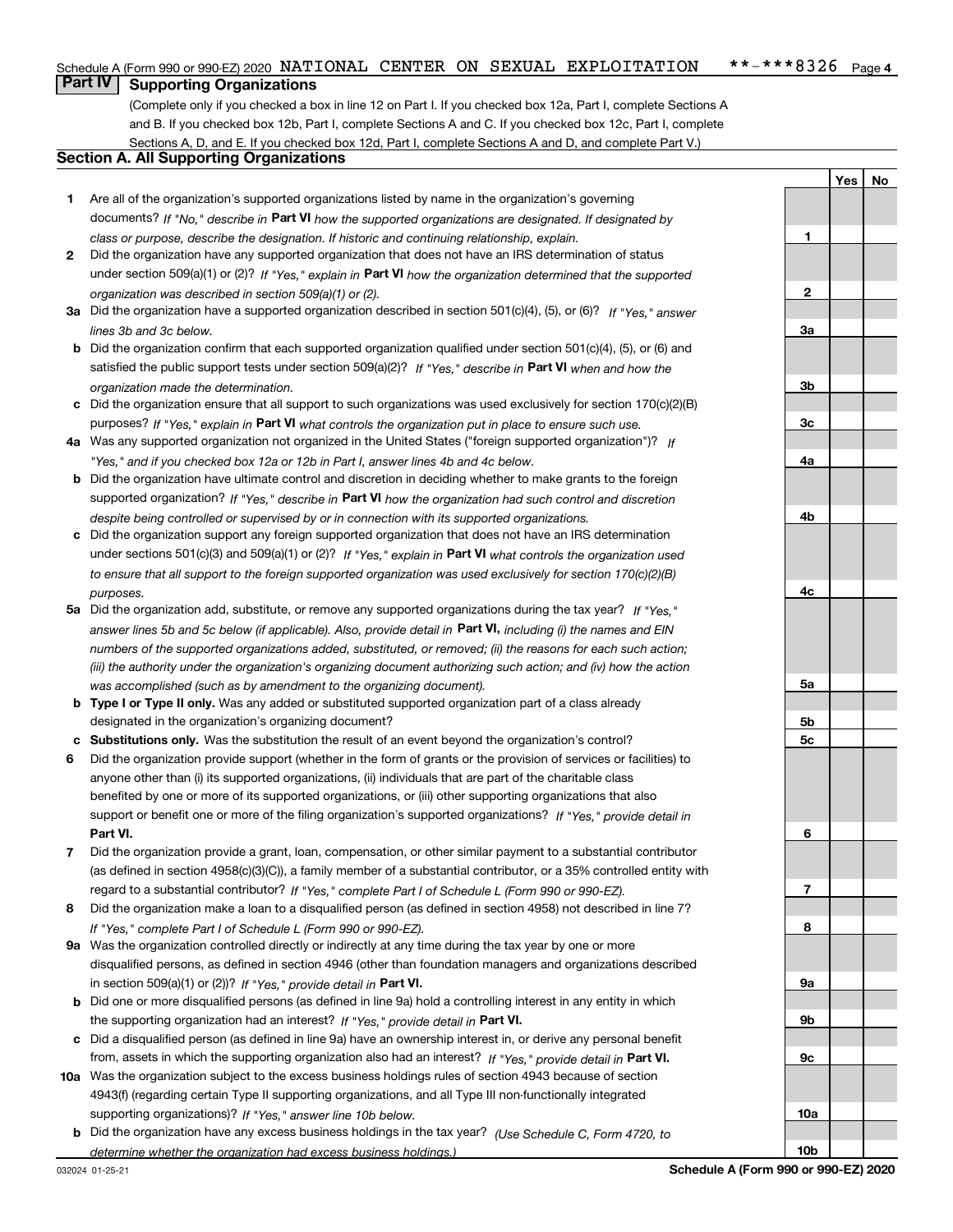Schedule A (Form 990 or 990-EZ) 2020 NATIONAL CENTER ON SEXUAL EXPLOITATION **-***8326

## Part IV Supporting Organizations

(Complete only if you checked a box in line 12 on Part I. If you checked box 12a, Part I, complete Sections A and B. If you checked box 12b, Part I, complete Sections A and C. If you checked box 12c, Part I, complete Sections A, D, and E. If you checked box 12d, Part I, complete Sections A and D, and complete Part V.)

### Section A. All Supporting Organizations

| | | Line | Yes | No |
|---|---|---|---|---|
| **1** | Are all of the organization's supported organizations listed by name in the organization's governing documents? *If "No," describe in* **Part VI** *how the supported organizations are designated. If designated by class or purpose, describe the designation. If historic and continuing relationship, explain.* | **1** | | |
| **2** | Did the organization have any supported organization that does not have an IRS determination of status under section 509(a)(1) or (2)? *If "Yes," explain in* **Part VI** *how the organization determined that the supported organization was described in section 509(a)(1) or (2).* | **2** | | |
| **3a** | Did the organization have a supported organization described in section 501(c)(4), (5), or (6)? *If "Yes," answer lines 3b and 3c below.* | **3a** | | |
| **b** | Did the organization confirm that each supported organization qualified under section 501(c)(4), (5), or (6) and satisfied the public support tests under section 509(a)(2)? *If "Yes," describe in* **Part VI** *when and how the organization made the determination.* | **3b** | | |
| **c** | Did the organization ensure that all support to such organizations was used exclusively for section 170(c)(2)(B) purposes? *If "Yes," explain in* **Part VI** *what controls the organization put in place to ensure such use.* | **3c** | | |
| **4a** | Was any supported organization not organized in the United States ("foreign supported organization")? *If "Yes," and if you checked box 12a or 12b in Part I, answer lines 4b and 4c below.* | **4a** | | |
| **b** | Did the organization have ultimate control and discretion in deciding whether to make grants to the foreign supported organization? *If "Yes," describe in* **Part VI** *how the organization had such control and discretion despite being controlled or supervised by or in connection with its supported organizations.* | **4b** | | |
| **c** | Did the organization support any foreign supported organization that does not have an IRS determination under sections 501(c)(3) and 509(a)(1) or (2)? *If "Yes," explain in* **Part VI** *what controls the organization used to ensure that all support to the foreign supported organization was used exclusively for section 170(c)(2)(B) purposes.* | **4c** | | |
| **5a** | Did the organization add, substitute, or remove any supported organizations during the tax year? *If "Yes," answer lines 5b and 5c below (if applicable). Also, provide detail in* **Part VI,** *including (i) the names and EIN numbers of the supported organizations added, substituted, or removed; (ii) the reasons for each such action; (iii) the authority under the organization's organizing document authorizing such action; and (iv) how the action was accomplished (such as by amendment to the organizing document).* | **5a** | | |
| **b** | **Type I or Type II only.** Was any added or substituted supported organization part of a class already designated in the organization's organizing document? | **5b** | | |
| **c** | **Substitutions only.** Was the substitution the result of an event beyond the organization's control? | **5c** | | |
| **6** | Did the organization provide support (whether in the form of grants or the provision of services or facilities) to anyone other than (i) its supported organizations, (ii) individuals that are part of the charitable class benefited by one or more of its supported organizations, or (iii) other supporting organizations that also support or benefit one or more of the filing organization's supported organizations? *If "Yes," provide detail in* **Part VI.** | **6** | | |
| **7** | Did the organization provide a grant, loan, compensation, or other similar payment to a substantial contributor (as defined in section 4958(c)(3)(C)), a family member of a substantial contributor, or a 35% controlled entity with regard to a substantial contributor? *If "Yes," complete Part I of Schedule L (Form 990 or 990-EZ).* | **7** | | |
| **8** | Did the organization make a loan to a disqualified person (as defined in section 4958) not described in line 7? *If "Yes," complete Part I of Schedule L (Form 990 or 990-EZ).* | **8** | | |
| **9a** | Was the organization controlled directly or indirectly at any time during the tax year by one or more disqualified persons, as defined in section 4946 (other than foundation managers and organizations described in section 509(a)(1) or (2))? *If "Yes," provide detail in* **Part VI.** | **9a** | | |
| **b** | Did one or more disqualified persons (as defined in line 9a) hold a controlling interest in any entity in which the supporting organization had an interest? *If "Yes," provide detail in* **Part VI.** | **9b** | | |
| **c** | Did a disqualified person (as defined in line 9a) have an ownership interest in, or derive any personal benefit from, assets in which the supporting organization also had an interest? *If "Yes," provide detail in* **Part VI.** | **9c** | | |
| **10a** | Was the organization subject to the excess business holdings rules of section 4943 because of section 4943(f) (regarding certain Type II supporting organizations, and all Type III non-functionally integrated supporting organizations)? *If "Yes," answer line 10b below.* | **10a** | | |
| **b** | Did the organization have any excess business holdings in the tax year? *(Use Schedule C, Form 4720, to determine whether the organization had excess business holdings.)* | **10b** | | |

032024 01-25-21 **Schedule A (Form 990 or 990-EZ) 2020**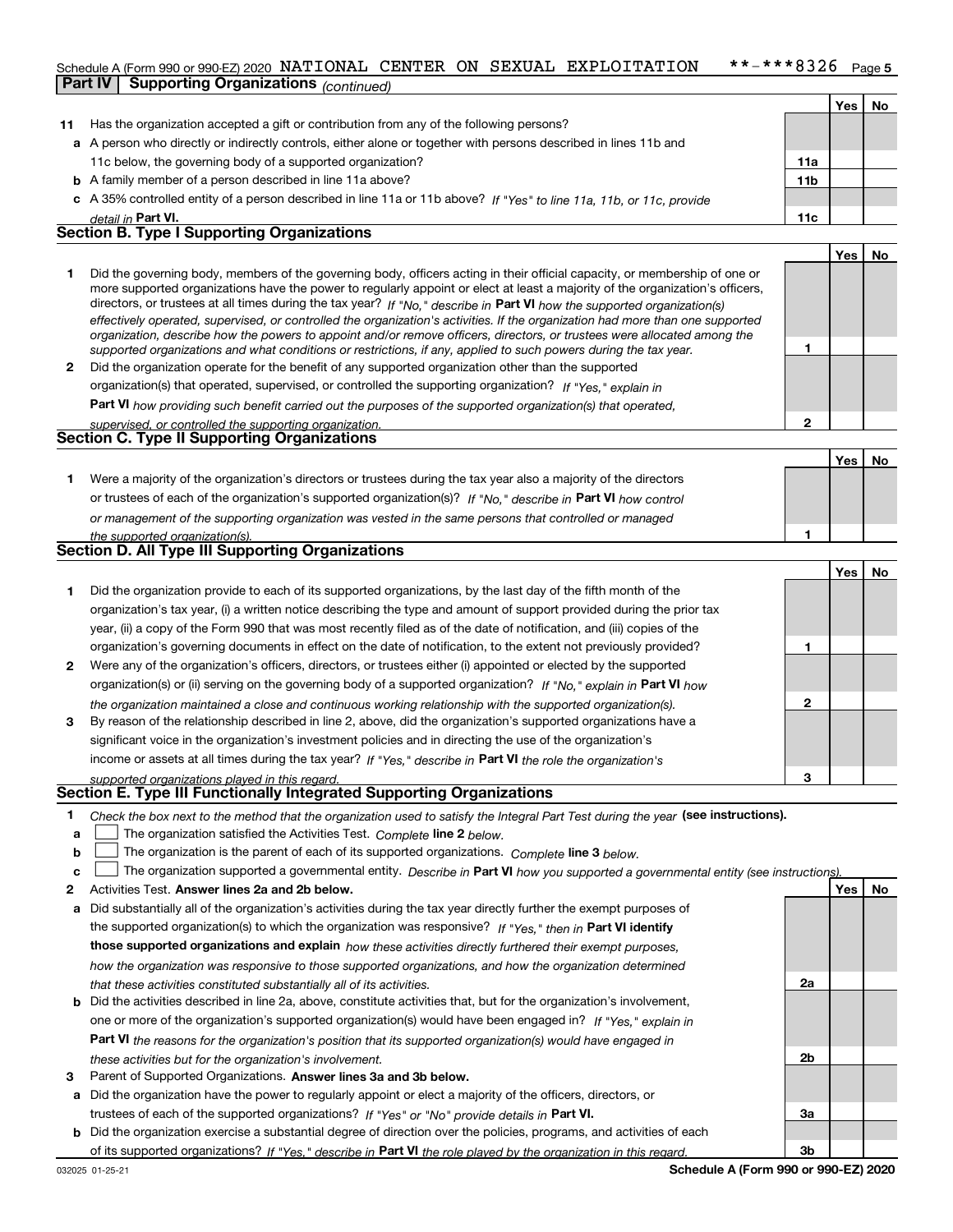Schedule A (Form 990 or 990-EZ) 2020 NATIONAL CENTER ON SEXUAL EXPLOITATION **-***8326 Page 5

**Part IV | Supporting Organizations** *(continued)*

| | | | Yes | No |
|---|---|---|---|---|
| **11** | Has the organization accepted a gift or contribution from any of the following persons? | | | |
| **a** | A person who directly or indirectly controls, either alone or together with persons described in lines 11b and 11c below, the governing body of a supported organization? | **11a** | | |
| **b** | A family member of a person described in line 11a above? | **11b** | | |
| **c** | A 35% controlled entity of a person described in line 11a or 11b above? *If "Yes" to line 11a, 11b, or 11c, provide detail in* **Part VI.** | **11c** | | |

## Section B. Type I Supporting Organizations

| | | | Yes | No |
|---|---|---|---|---|
| **1** | Did the governing body, members of the governing body, officers acting in their official capacity, or membership of one or more supported organizations have the power to regularly appoint or elect at least a majority of the organization's officers, directors, or trustees at all times during the tax year? *If "No," describe in* **Part VI** *how the supported organization(s) effectively operated, supervised, or controlled the organization's activities. If the organization had more than one supported organization, describe how the powers to appoint and/or remove officers, directors, or trustees were allocated among the supported organizations and what conditions or restrictions, if any, applied to such powers during the tax year.* | **1** | | |
| **2** | Did the organization operate for the benefit of any supported organization other than the supported organization(s) that operated, supervised, or controlled the supporting organization? *If "Yes," explain in* **Part VI** *how providing such benefit carried out the purposes of the supported organization(s) that operated, supervised, or controlled the supporting organization.* | **2** | | |

## Section C. Type II Supporting Organizations

| | | | Yes | No |
|---|---|---|---|---|
| **1** | Were a majority of the organization's directors or trustees during the tax year also a majority of the directors or trustees of each of the organization's supported organization(s)? *If "No," describe in* **Part VI** *how control or management of the supporting organization was vested in the same persons that controlled or managed the supported organization(s).* | **1** | | |

## Section D. All Type III Supporting Organizations

| | | | Yes | No |
|---|---|---|---|---|
| **1** | Did the organization provide to each of its supported organizations, by the last day of the fifth month of the organization's tax year, (i) a written notice describing the type and amount of support provided during the prior tax year, (ii) a copy of the Form 990 that was most recently filed as of the date of notification, and (iii) copies of the organization's governing documents in effect on the date of notification, to the extent not previously provided? | **1** | | |
| **2** | Were any of the organization's officers, directors, or trustees either (i) appointed or elected by the supported organization(s) or (ii) serving on the governing body of a supported organization? *If "No," explain in* **Part VI** *how the organization maintained a close and continuous working relationship with the supported organization(s).* | **2** | | |
| **3** | By reason of the relationship described in line 2, above, did the organization's supported organizations have a significant voice in the organization's investment policies and in directing the use of the organization's income or assets at all times during the tax year? *If "Yes," describe in* **Part VI** *the role the organization's supported organizations played in this regard.* | **3** | | |

## Section E. Type III Functionally Integrated Supporting Organizations

**1** *Check the box next to the method that the organization used to satisfy the Integral Part Test during the year* **(see instructions).**

- **a** ☐ The organization satisfied the Activities Test. *Complete* **line 2** *below.*
- **b** ☐ The organization is the parent of each of its supported organizations. *Complete* **line 3** *below.*
- **c** ☐ The organization supported a governmental entity. *Describe in* **Part VI** *how you supported a governmental entity (see instructions).*

| | | | Yes | No |
|---|---|---|---|---|
| **2** | Activities Test. **Answer lines 2a and 2b below.** | | | |
| **a** | Did substantially all of the organization's activities during the tax year directly further the exempt purposes of the supported organization(s) to which the organization was responsive? *If "Yes," then in* **Part VI identify those supported organizations and explain** *how these activities directly furthered their exempt purposes, how the organization was responsive to those supported organizations, and how the organization determined that these activities constituted substantially all of its activities.* | **2a** | | |
| **b** | Did the activities described in line 2a, above, constitute activities that, but for the organization's involvement, one or more of the organization's supported organization(s) would have been engaged in? *If "Yes," explain in* **Part VI** *the reasons for the organization's position that its supported organization(s) would have engaged in these activities but for the organization's involvement.* | **2b** | | |
| **3** | Parent of Supported Organizations. **Answer lines 3a and 3b below.** | | | |
| **a** | Did the organization have the power to regularly appoint or elect a majority of the officers, directors, or trustees of each of the supported organizations? *If "Yes" or "No" provide details in* **Part VI.** | **3a** | | |
| **b** | Did the organization exercise a substantial degree of direction over the policies, programs, and activities of each of its supported organizations? *If "Yes," describe in* **Part VI** *the role played by the organization in this regard.* | **3b** | | |

032025 01-25-21 **Schedule A (Form 990 or 990-EZ) 2020**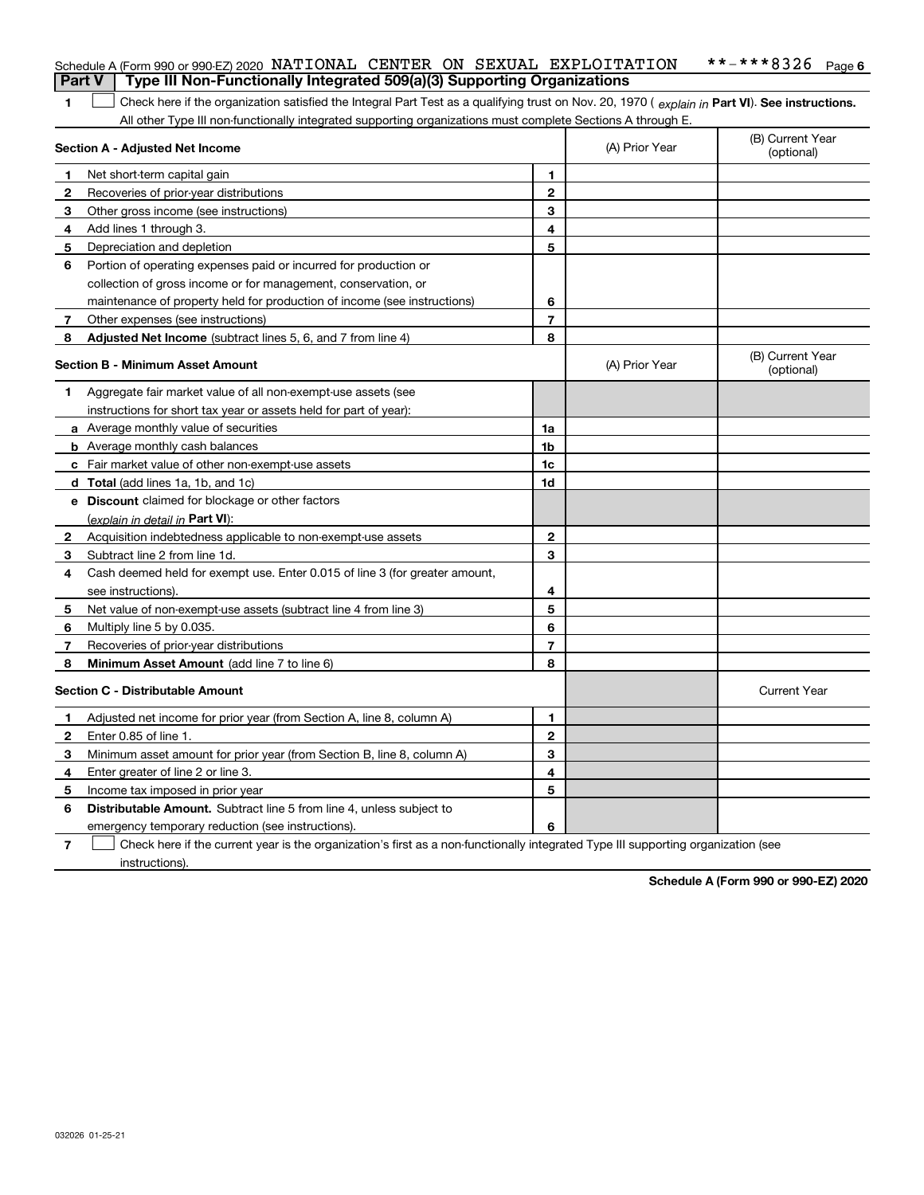Schedule A (Form 990 or 990-EZ) 2020 NATIONAL CENTER ON SEXUAL EXPLOITATION **-***8326 Page 6

## Part V | Type III Non-Functionally Integrated 509(a)(3) Supporting Organizations

**1** ☐ Check here if the organization satisfied the Integral Part Test as a qualifying trust on Nov. 20, 1970 ( *explain in* **Part VI**). **See instructions.** All other Type III non-functionally integrated supporting organizations must complete Sections A through E.

| **Section A - Adjusted Net Income** | | | (A) Prior Year | (B) Current Year (optional) |
|---|---|---|---|---|
| **1** | Net short-term capital gain | **1** | | |
| **2** | Recoveries of prior-year distributions | **2** | | |
| **3** | Other gross income (see instructions) | **3** | | |
| **4** | Add lines 1 through 3. | **4** | | |
| **5** | Depreciation and depletion | **5** | | |
| **6** | Portion of operating expenses paid or incurred for production or collection of gross income or for management, conservation, or maintenance of property held for production of income (see instructions) | **6** | | |
| **7** | Other expenses (see instructions) | **7** | | |
| **8** | **Adjusted Net Income** (subtract lines 5, 6, and 7 from line 4) | **8** | | |

| **Section B - Minimum Asset Amount** | | | (A) Prior Year | (B) Current Year (optional) |
|---|---|---|---|---|
| **1** | Aggregate fair market value of all non-exempt-use assets (see instructions for short tax year or assets held for part of year): | | | |
| **a** | Average monthly value of securities | **1a** | | |
| **b** | Average monthly cash balances | **1b** | | |
| **c** | Fair market value of other non-exempt-use assets | **1c** | | |
| **d** | **Total** (add lines 1a, 1b, and 1c) | **1d** | | |
| **e** | **Discount** claimed for blockage or other factors (*explain in detail in* **Part VI**): | | | |
| **2** | Acquisition indebtedness applicable to non-exempt-use assets | **2** | | |
| **3** | Subtract line 2 from line 1d. | **3** | | |
| **4** | Cash deemed held for exempt use. Enter 0.015 of line 3 (for greater amount, see instructions). | **4** | | |
| **5** | Net value of non-exempt-use assets (subtract line 4 from line 3) | **5** | | |
| **6** | Multiply line 5 by 0.035. | **6** | | |
| **7** | Recoveries of prior-year distributions | **7** | | |
| **8** | **Minimum Asset Amount** (add line 7 to line 6) | **8** | | |

| **Section C - Distributable Amount** | | | | Current Year |
|---|---|---|---|---|
| **1** | Adjusted net income for prior year (from Section A, line 8, column A) | **1** | | |
| **2** | Enter 0.85 of line 1. | **2** | | |
| **3** | Minimum asset amount for prior year (from Section B, line 8, column A) | **3** | | |
| **4** | Enter greater of line 2 or line 3. | **4** | | |
| **5** | Income tax imposed in prior year | **5** | | |
| **6** | **Distributable Amount.** Subtract line 5 from line 4, unless subject to emergency temporary reduction (see instructions). | **6** | | |

**7** ☐ Check here if the current year is the organization's first as a non-functionally integrated Type III supporting organization (see instructions).

**Schedule A (Form 990 or 990-EZ) 2020**

032026 01-25-21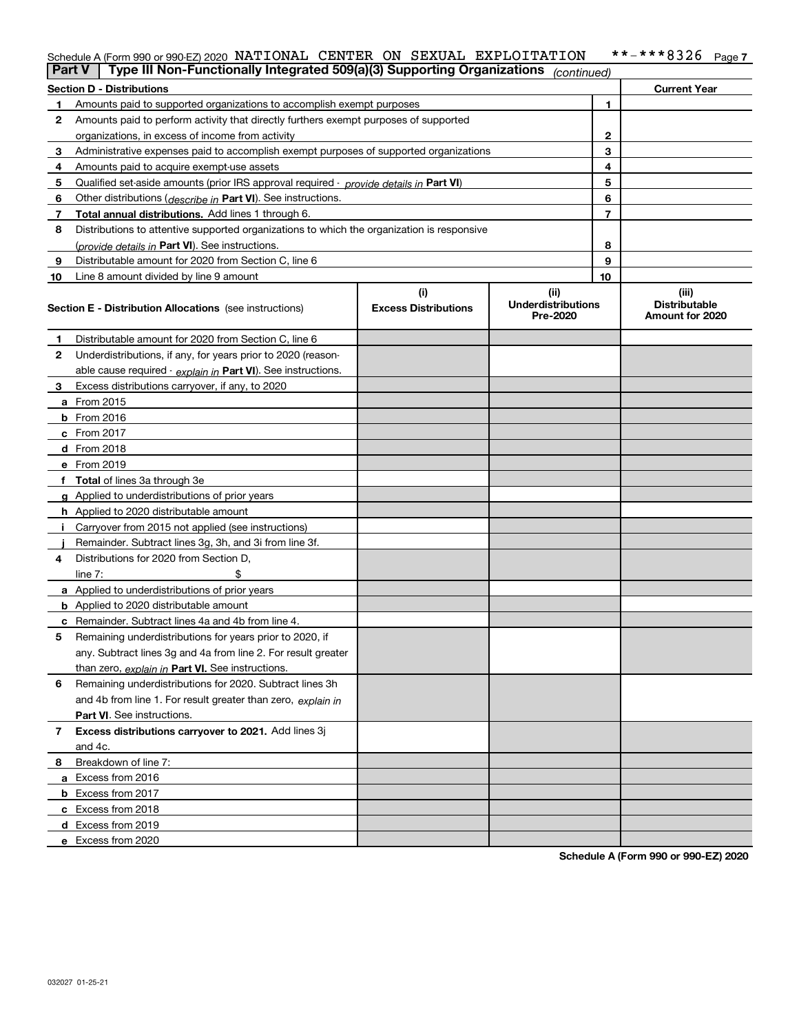Schedule A (Form 990 or 990-EZ) 2020 NATIONAL CENTER ON SEXUAL EXPLOITATION **-***8326 Page 7

**Part V | Type III Non-Functionally Integrated 509(a)(3) Supporting Organizations** *(continued)*

| Section D - Distributions | | | Current Year |
|---|---|---|---|
| 1 | Amounts paid to supported organizations to accomplish exempt purposes | 1 | |
| 2 | Amounts paid to perform activity that directly furthers exempt purposes of supported organizations, in excess of income from activity | 2 | |
| 3 | Administrative expenses paid to accomplish exempt purposes of supported organizations | 3 | |
| 4 | Amounts paid to acquire exempt-use assets | 4 | |
| 5 | Qualified set-aside amounts (prior IRS approval required - *provide details in* **Part VI**) | 5 | |
| 6 | Other distributions (*describe in* **Part VI**). See instructions. | 6 | |
| 7 | **Total annual distributions.** Add lines 1 through 6. | 7 | |
| 8 | Distributions to attentive supported organizations to which the organization is responsive (*provide details in* **Part VI**). See instructions. | 8 | |
| 9 | Distributable amount for 2020 from Section C, line 6 | 9 | |
| 10 | Line 8 amount divided by line 9 amount | 10 | |

| **Section E - Distribution Allocations** (see instructions) | (i) Excess Distributions | (ii) Underdistributions Pre-2020 | (iii) Distributable Amount for 2020 |
|---|---|---|---|
| **1** Distributable amount for 2020 from Section C, line 6 | | | |
| **2** Underdistributions, if any, for years prior to 2020 (reasonable cause required - *explain in* **Part VI**). See instructions. | | | |
| **3** Excess distributions carryover, if any, to 2020 | | | |
| **a** From 2015 | | | |
| **b** From 2016 | | | |
| **c** From 2017 | | | |
| **d** From 2018 | | | |
| **e** From 2019 | | | |
| **f** **Total** of lines 3a through 3e | | | |
| **g** Applied to underdistributions of prior years | | | |
| **h** Applied to 2020 distributable amount | | | |
| **i** Carryover from 2015 not applied (see instructions) | | | |
| **j** Remainder. Subtract lines 3g, 3h, and 3i from line 3f. | | | |
| **4** Distributions for 2020 from Section D, line 7: $ | | | |
| **a** Applied to underdistributions of prior years | | | |
| **b** Applied to 2020 distributable amount | | | |
| **c** Remainder. Subtract lines 4a and 4b from line 4. | | | |
| **5** Remaining underdistributions for years prior to 2020, if any. Subtract lines 3g and 4a from line 2. For result greater than zero, *explain in* **Part VI.** See instructions. | | | |
| **6** Remaining underdistributions for 2020. Subtract lines 3h and 4b from line 1. For result greater than zero, *explain in* **Part VI**. See instructions. | | | |
| **7** **Excess distributions carryover to 2021.** Add lines 3j and 4c. | | | |
| **8** Breakdown of line 7: | | | |
| **a** Excess from 2016 | | | |
| **b** Excess from 2017 | | | |
| **c** Excess from 2018 | | | |
| **d** Excess from 2019 | | | |
| **e** Excess from 2020 | | | |

**Schedule A (Form 990 or 990-EZ) 2020**

032027 01-25-21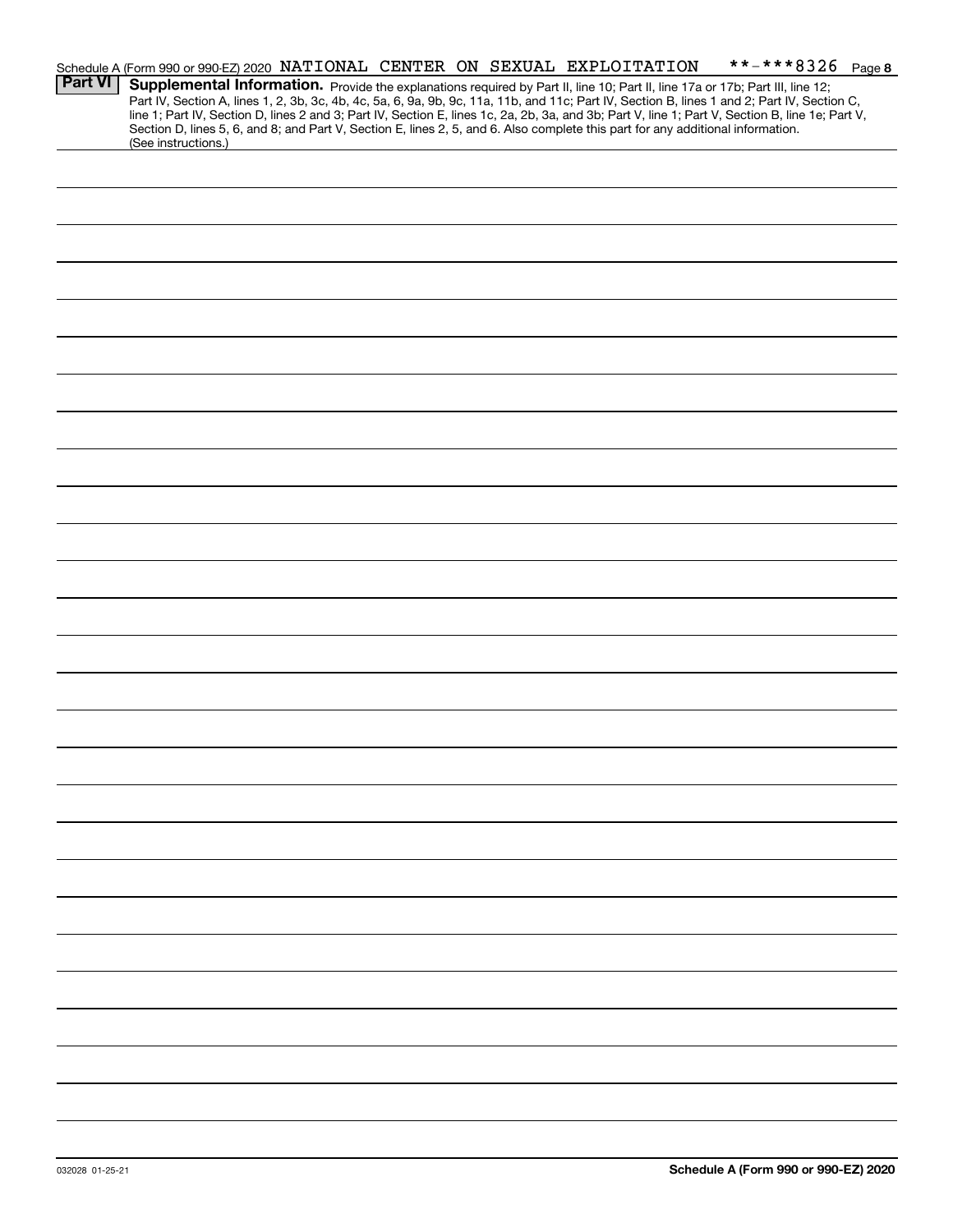Schedule A (Form 990 or 990-EZ) 2020 NATIONAL CENTER ON SEXUAL EXPLOITATION **-***8326 Page 8

## Part VI Supplemental Information.

Provide the explanations required by Part II, line 10; Part II, line 17a or 17b; Part III, line 12; Part IV, Section A, lines 1, 2, 3b, 3c, 4b, 4c, 5a, 6, 9a, 9b, 9c, 11a, 11b, and 11c; Part IV, Section B, lines 1 and 2; Part IV, Section C, line 1; Part IV, Section D, lines 2 and 3; Part IV, Section E, lines 1c, 2a, 2b, 3a, and 3b; Part V, line 1; Part V, Section B, line 1e; Part V, Section D, lines 5, 6, and 8; and Part V, Section E, lines 2, 5, and 6. Also complete this part for any additional information. (See instructions.)

032028 01-25-21

Schedule A (Form 990 or 990-EZ) 2020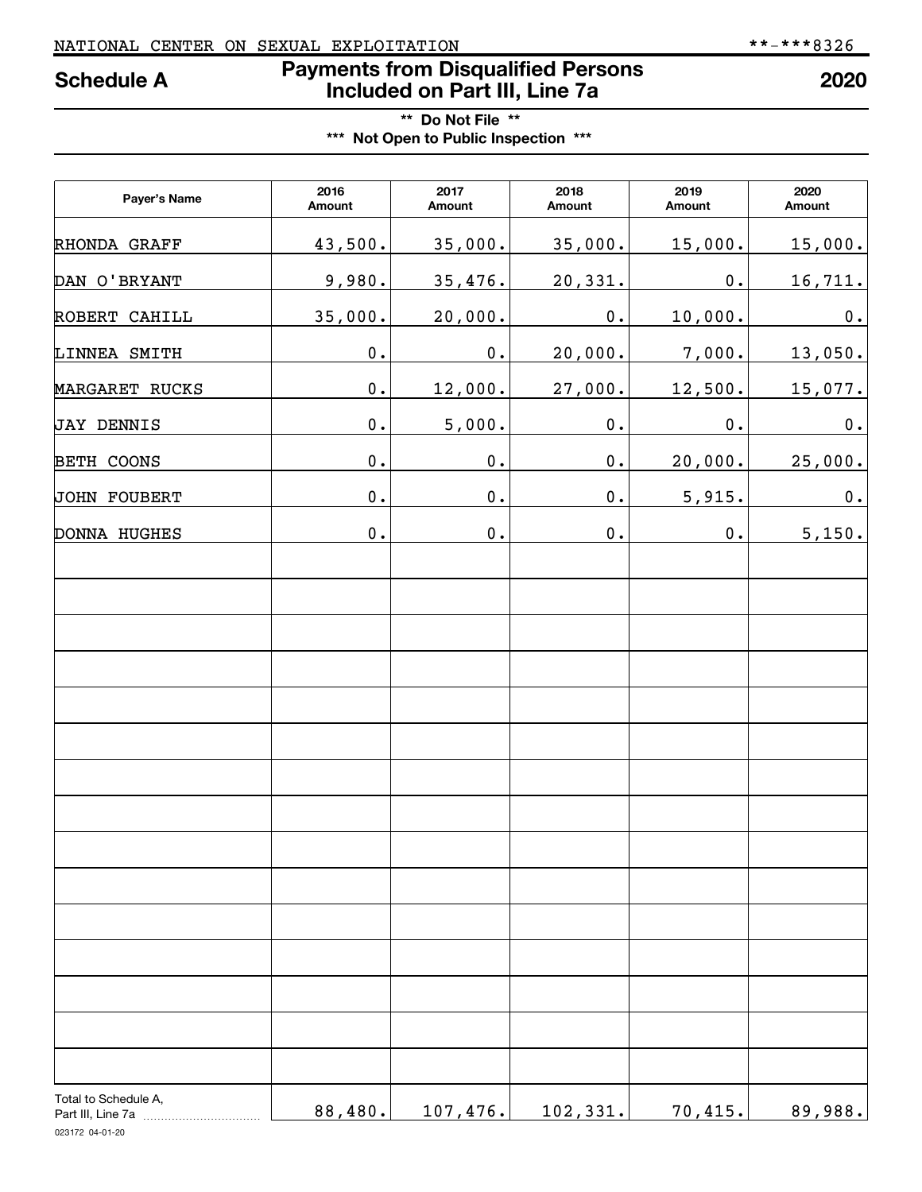NATIONAL CENTER ON SEXUAL EXPLOITATION **-***8326

# Schedule A — Payments from Disqualified Persons Included on Part III, Line 7a — 2020

** Do Not File **

*** Not Open to Public Inspection ***

| Payer's Name | 2016 Amount | 2017 Amount | 2018 Amount | 2019 Amount | 2020 Amount |
|---|---|---|---|---|---|
| RHONDA GRAFF | 43,500. | 35,000. | 35,000. | 15,000. | 15,000. |
| DAN O'BRYANT | 9,980. | 35,476. | 20,331. | 0. | 16,711. |
| ROBERT CAHILL | 35,000. | 20,000. | 0. | 10,000. | 0. |
| LINNEA SMITH | 0. | 0. | 20,000. | 7,000. | 13,050. |
| MARGARET RUCKS | 0. | 12,000. | 27,000. | 12,500. | 15,077. |
| JAY DENNIS | 0. | 5,000. | 0. | 0. | 0. |
| BETH COONS | 0. | 0. | 0. | 20,000. | 25,000. |
| JOHN FOUBERT | 0. | 0. | 0. | 5,915. | 0. |
| DONNA HUGHES | 0. | 0. | 0. | 0. | 5,150. |
| | | | | | |
| | | | | | |
| | | | | | |
| | | | | | |
| | | | | | |
| | | | | | |
| | | | | | |
| | | | | | |
| | | | | | |
| | | | | | |
| | | | | | |
| | | | | | |
| | | | | | |
| | | | | | |
| | | | | | |
| Total to Schedule A, Part III, Line 7a | 88,480. | 107,476. | 102,331. | 70,415. | 89,988. |

023172 04-01-20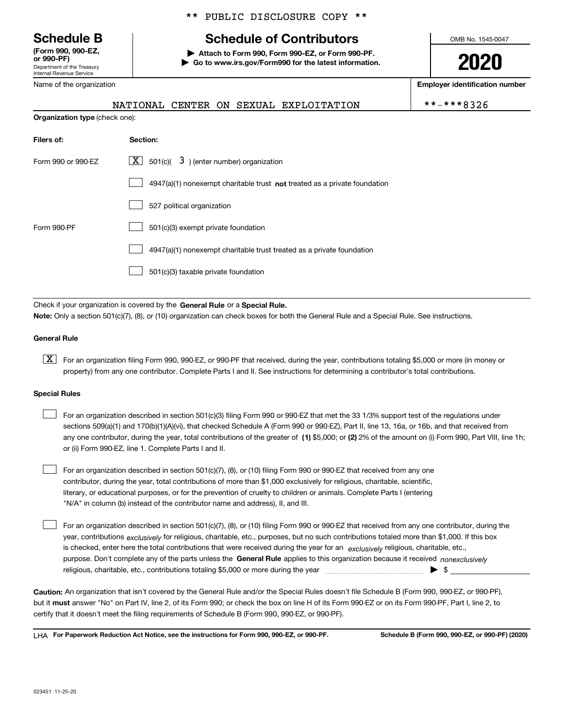** PUBLIC DISCLOSURE COPY **

# Schedule B

**(Form 990, 990-EZ, or 990-PF)**
Department of the Treasury
Internal Revenue Service

## Schedule of Contributors

▶ **Attach to Form 990, Form 990-EZ, or Form 990-PF.**
▶ **Go to www.irs.gov/Form990 for the latest information.**

OMB No. 1545-0047

**2020**

Name of the organization: NATIONAL CENTER ON SEXUAL EXPLOITATION

**Employer identification number:** **-***8326

**Organization type** (check one):

| **Filers of:** | **Section:** |
|---|---|
| Form 990 or 990-EZ | [X] 501(c)( 3 ) (enter number) organization |
| | [ ] 4947(a)(1) nonexempt charitable trust **not** treated as a private foundation |
| | [ ] 527 political organization |
| Form 990-PF | [ ] 501(c)(3) exempt private foundation |
| | [ ] 4947(a)(1) nonexempt charitable trust treated as a private foundation |
| | [ ] 501(c)(3) taxable private foundation |

Check if your organization is covered by the **General Rule** or a **Special Rule.**

**Note:** Only a section 501(c)(7), (8), or (10) organization can check boxes for both the General Rule and a Special Rule. See instructions.

### General Rule

[X] For an organization filing Form 990, 990-EZ, or 990-PF that received, during the year, contributions totaling $5,000 or more (in money or property) from any one contributor. Complete Parts I and II. See instructions for determining a contributor's total contributions.

### Special Rules

[ ] For an organization described in section 501(c)(3) filing Form 990 or 990-EZ that met the 33 1/3% support test of the regulations under sections 509(a)(1) and 170(b)(1)(A)(vi), that checked Schedule A (Form 990 or 990-EZ), Part II, line 13, 16a, or 16b, and that received from any one contributor, during the year, total contributions of the greater of **(1)** $5,000; or **(2)** 2% of the amount on (i) Form 990, Part VIII, line 1h; or (ii) Form 990-EZ, line 1. Complete Parts I and II.

[ ] For an organization described in section 501(c)(7), (8), or (10) filing Form 990 or 990-EZ that received from any one contributor, during the year, total contributions of more than $1,000 exclusively for religious, charitable, scientific, literary, or educational purposes, or for the prevention of cruelty to children or animals. Complete Parts I (entering "N/A" in column (b) instead of the contributor name and address), II, and III.

[ ] For an organization described in section 501(c)(7), (8), or (10) filing Form 990 or 990-EZ that received from any one contributor, during the year, contributions *exclusively* for religious, charitable, etc., purposes, but no such contributions totaled more than $1,000. If this box is checked, enter here the total contributions that were received during the year for an *exclusively* religious, charitable, etc., purpose. Don't complete any of the parts unless the **General Rule** applies to this organization because it received *nonexclusively* religious, charitable, etc., contributions totaling $5,000 or more during the year ▶ $

**Caution:** An organization that isn't covered by the General Rule and/or the Special Rules doesn't file Schedule B (Form 990, 990-EZ, or 990-PF), but it **must** answer "No" on Part IV, line 2, of its Form 990; or check the box on line H of its Form 990-EZ or on its Form 990-PF, Part I, line 2, to certify that it doesn't meet the filing requirements of Schedule B (Form 990, 990-EZ, or 990-PF).

LHA **For Paperwork Reduction Act Notice, see the instructions for Form 990, 990-EZ, or 990-PF.** **Schedule B (Form 990, 990-EZ, or 990-PF) (2020)**

023451 11-25-20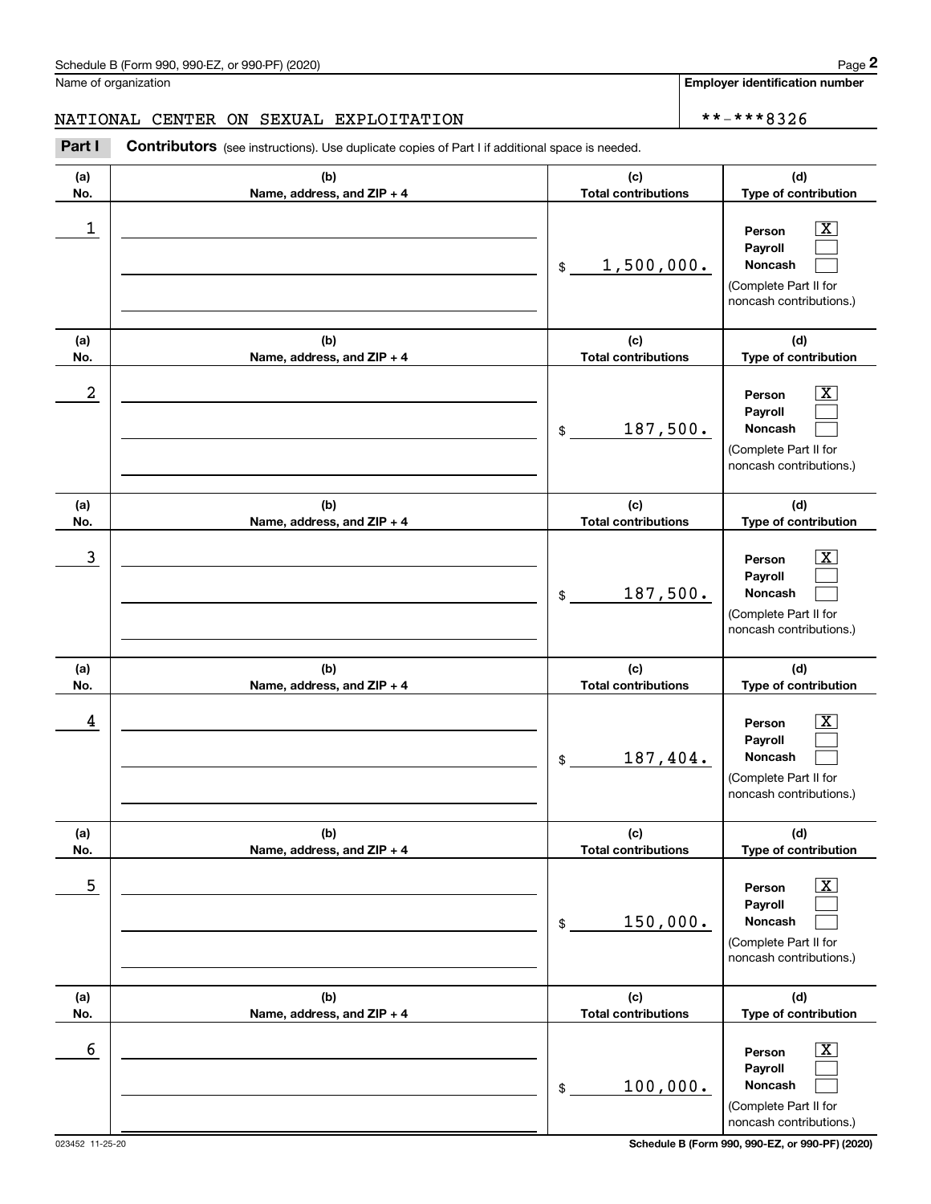Name of organization

**Employer identification number**

NATIONAL CENTER ON SEXUAL EXPLOITATION

**-***8326

**Part I** **Contributors** (see instructions). Use duplicate copies of Part I if additional space is needed.

| (a) No. | (b) Name, address, and ZIP + 4 | (c) Total contributions | (d) Type of contribution |
|---|---|---|---|
| 1 | | $ 1,500,000. | Person [X] Payroll [ ] Noncash [ ] (Complete Part II for noncash contributions.) |
| 2 | | $ 187,500. | Person [X] Payroll [ ] Noncash [ ] (Complete Part II for noncash contributions.) |
| 3 | | $ 187,500. | Person [X] Payroll [ ] Noncash [ ] (Complete Part II for noncash contributions.) |
| 4 | | $ 187,404. | Person [X] Payroll [ ] Noncash [ ] (Complete Part II for noncash contributions.) |
| 5 | | $ 150,000. | Person [X] Payroll [ ] Noncash [ ] (Complete Part II for noncash contributions.) |
| 6 | | $ 100,000. | Person [X] Payroll [ ] Noncash [ ] (Complete Part II for noncash contributions.) |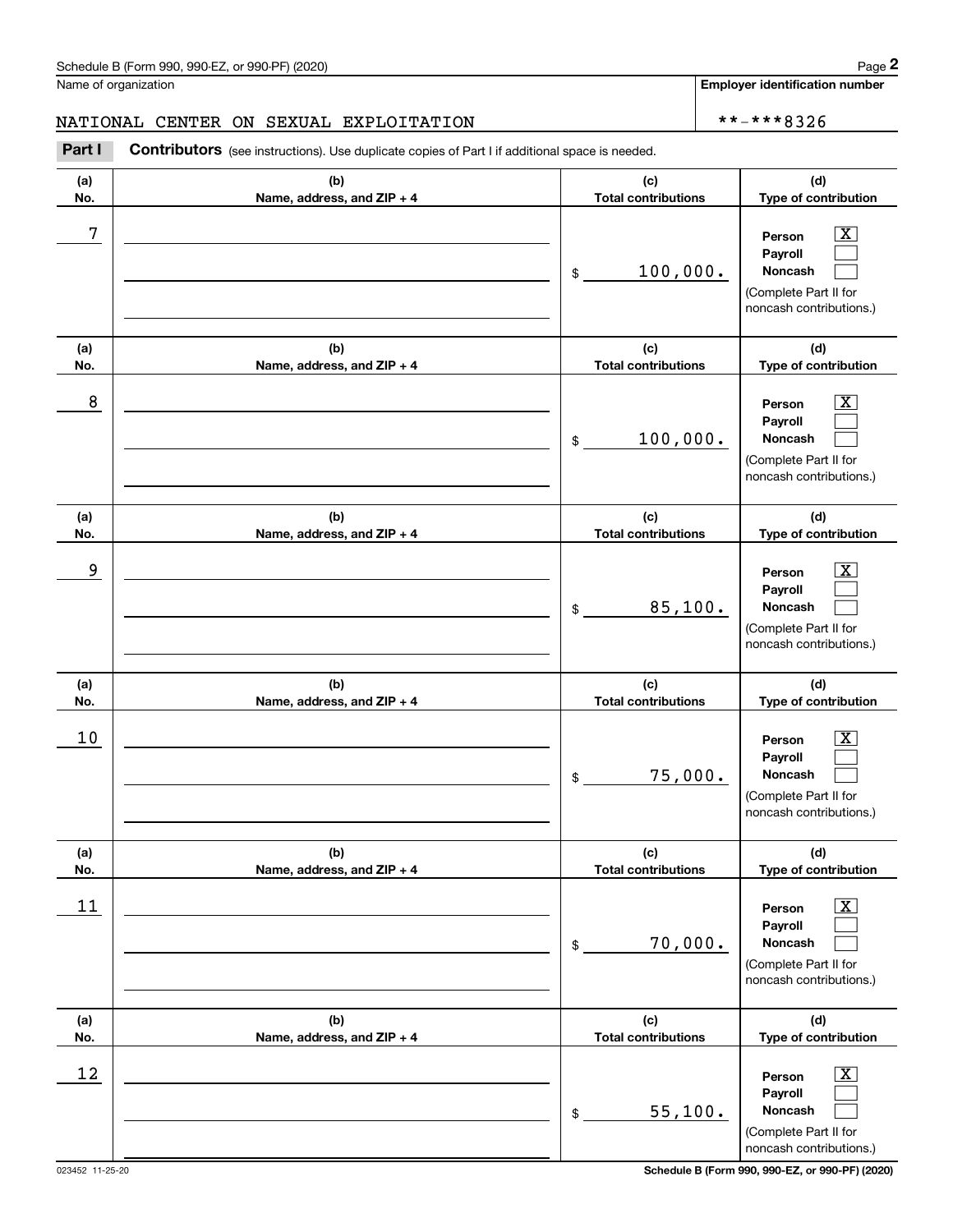Schedule B (Form 990, 990-EZ, or 990-PF) (2020)

Name of organization: NATIONAL CENTER ON SEXUAL EXPLOITATION

Employer identification number: **-***8326

**Part I** **Contributors** (see instructions). Use duplicate copies of Part I if additional space is needed.

| (a) No. | (b) Name, address, and ZIP + 4 | (c) Total contributions | (d) Type of contribution |
|---|---|---|---|
| 7 | | $ 100,000. | Person [X] Payroll [ ] Noncash [ ] (Complete Part II for noncash contributions.) |
| 8 | | $ 100,000. | Person [X] Payroll [ ] Noncash [ ] (Complete Part II for noncash contributions.) |
| 9 | | $ 85,100. | Person [X] Payroll [ ] Noncash [ ] (Complete Part II for noncash contributions.) |
| 10 | | $ 75,000. | Person [X] Payroll [ ] Noncash [ ] (Complete Part II for noncash contributions.) |
| 11 | | $ 70,000. | Person [X] Payroll [ ] Noncash [ ] (Complete Part II for noncash contributions.) |
| 12 | | $ 55,100. | Person [X] Payroll [ ] Noncash [ ] (Complete Part II for noncash contributions.) |

023452 11-25-20

Schedule B (Form 990, 990-EZ, or 990-PF) (2020)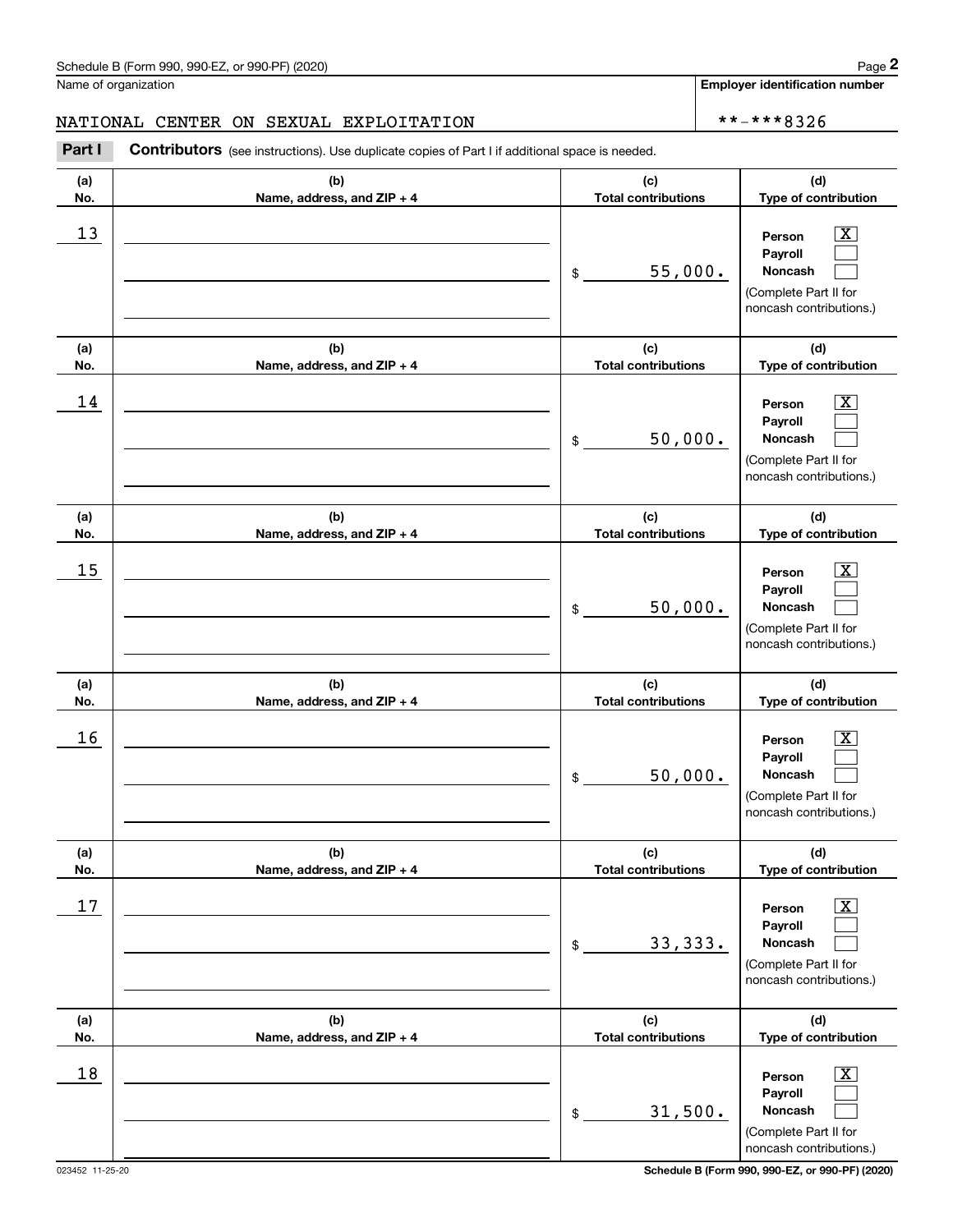Schedule B (Form 990, 990-EZ, or 990-PF) (2020)

Name of organization: NATIONAL CENTER ON SEXUAL EXPLOITATION

Employer identification number: **-***8326

**Part I** **Contributors** (see instructions). Use duplicate copies of Part I if additional space is needed.

| (a) No. | (b) Name, address, and ZIP + 4 | (c) Total contributions | (d) Type of contribution |
|---|---|---|---|
| 13 | | $ 55,000. | Person [X] Payroll [ ] Noncash [ ] (Complete Part II for noncash contributions.) |
| 14 | | $ 50,000. | Person [X] Payroll [ ] Noncash [ ] (Complete Part II for noncash contributions.) |
| 15 | | $ 50,000. | Person [X] Payroll [ ] Noncash [ ] (Complete Part II for noncash contributions.) |
| 16 | | $ 50,000. | Person [X] Payroll [ ] Noncash [ ] (Complete Part II for noncash contributions.) |
| 17 | | $ 33,333. | Person [X] Payroll [ ] Noncash [ ] (Complete Part II for noncash contributions.) |
| 18 | | $ 31,500. | Person [X] Payroll [ ] Noncash [ ] (Complete Part II for noncash contributions.) |

023452 11-25-20

Schedule B (Form 990, 990-EZ, or 990-PF) (2020)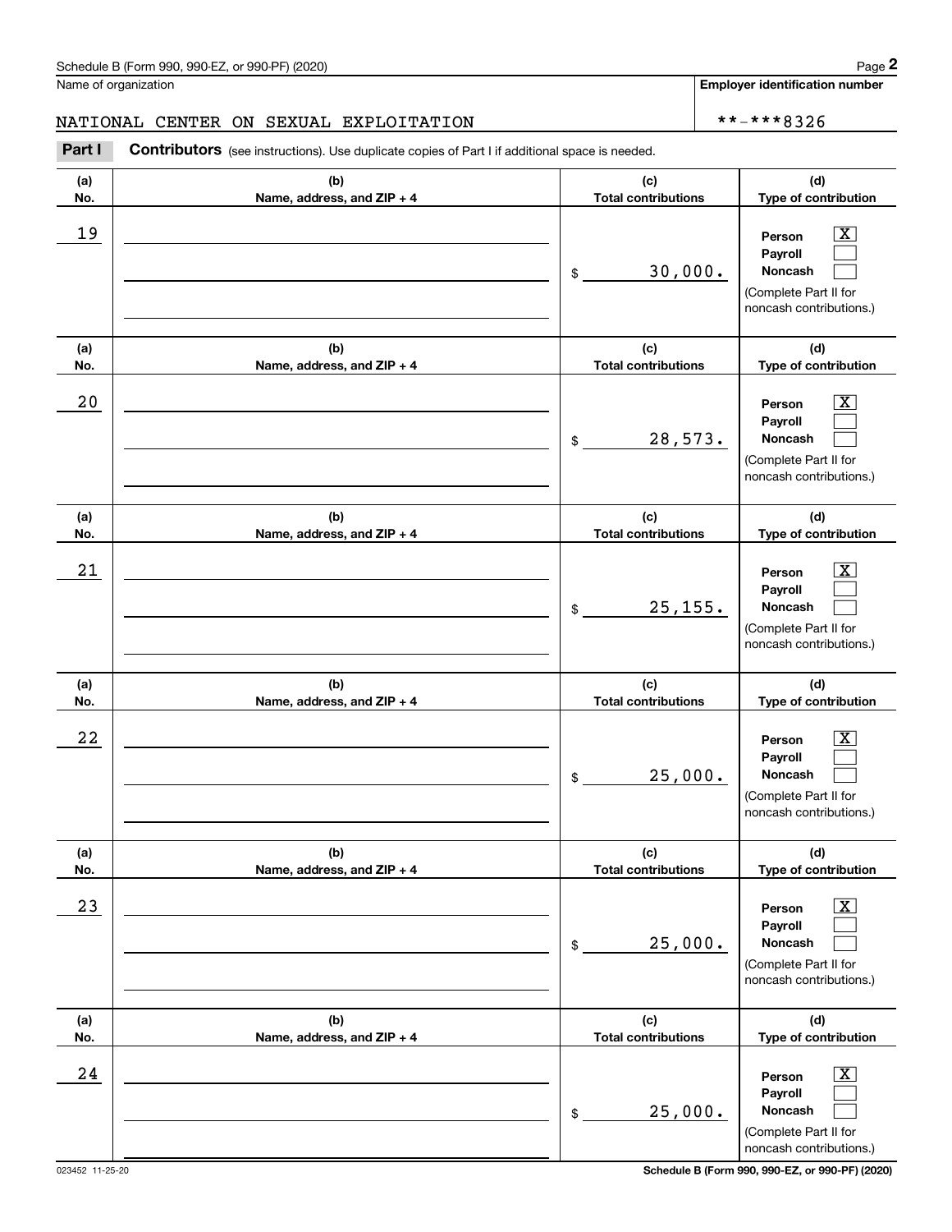Schedule B (Form 990, 990-EZ, or 990-PF) (2020)

Name of organization: NATIONAL CENTER ON SEXUAL EXPLOITATION

**Employer identification number**: **-***8326

**Part I** **Contributors** (see instructions). Use duplicate copies of Part I if additional space is needed.

| (a) No. | (b) Name, address, and ZIP + 4 | (c) Total contributions | (d) Type of contribution |
|---|---|---|---|
| 19 | | $ 30,000. | Person [X] Payroll [ ] Noncash [ ] (Complete Part II for noncash contributions.) |
| 20 | | $ 28,573. | Person [X] Payroll [ ] Noncash [ ] (Complete Part II for noncash contributions.) |
| 21 | | $ 25,155. | Person [X] Payroll [ ] Noncash [ ] (Complete Part II for noncash contributions.) |
| 22 | | $ 25,000. | Person [X] Payroll [ ] Noncash [ ] (Complete Part II for noncash contributions.) |
| 23 | | $ 25,000. | Person [X] Payroll [ ] Noncash [ ] (Complete Part II for noncash contributions.) |
| 24 | | $ 25,000. | Person [X] Payroll [ ] Noncash [ ] (Complete Part II for noncash contributions.) |

023452 11-25-20

**Schedule B (Form 990, 990-EZ, or 990-PF) (2020)**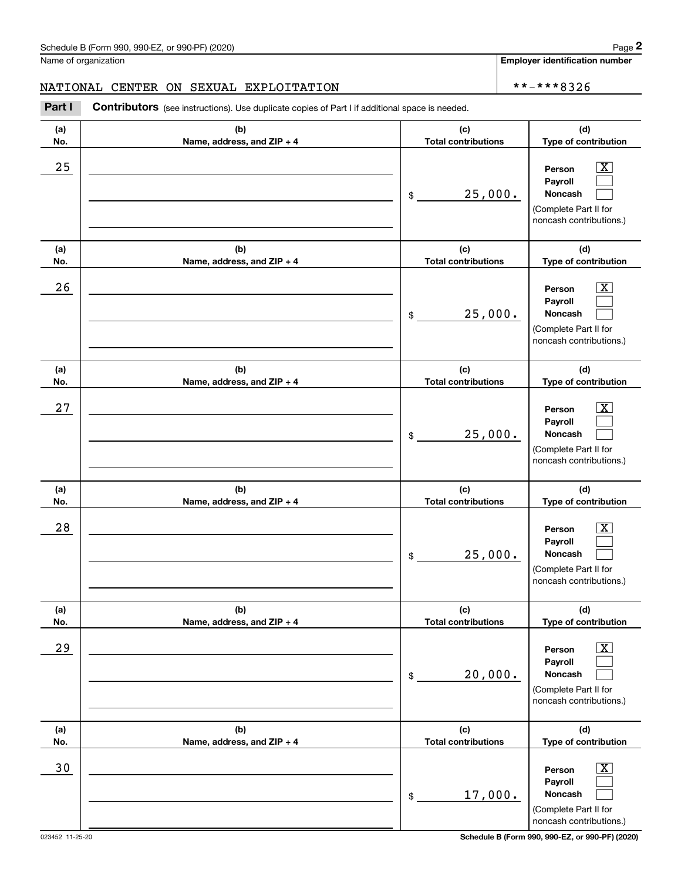Name of organization

NATIONAL CENTER ON SEXUAL EXPLOITATION

**Employer identification number**

**-***8326

**Part I** **Contributors** (see instructions). Use duplicate copies of Part I if additional space is needed.

| (a) No. | (b) Name, address, and ZIP + 4 | (c) Total contributions | (d) Type of contribution |
|---|---|---|---|
| 25 | | $ 25,000. | Person [X] Payroll [ ] Noncash [ ] (Complete Part II for noncash contributions.) |
| 26 | | $ 25,000. | Person [X] Payroll [ ] Noncash [ ] (Complete Part II for noncash contributions.) |
| 27 | | $ 25,000. | Person [X] Payroll [ ] Noncash [ ] (Complete Part II for noncash contributions.) |
| 28 | | $ 25,000. | Person [X] Payroll [ ] Noncash [ ] (Complete Part II for noncash contributions.) |
| 29 | | $ 20,000. | Person [X] Payroll [ ] Noncash [ ] (Complete Part II for noncash contributions.) |
| 30 | | $ 17,000. | Person [X] Payroll [ ] Noncash [ ] (Complete Part II for noncash contributions.) |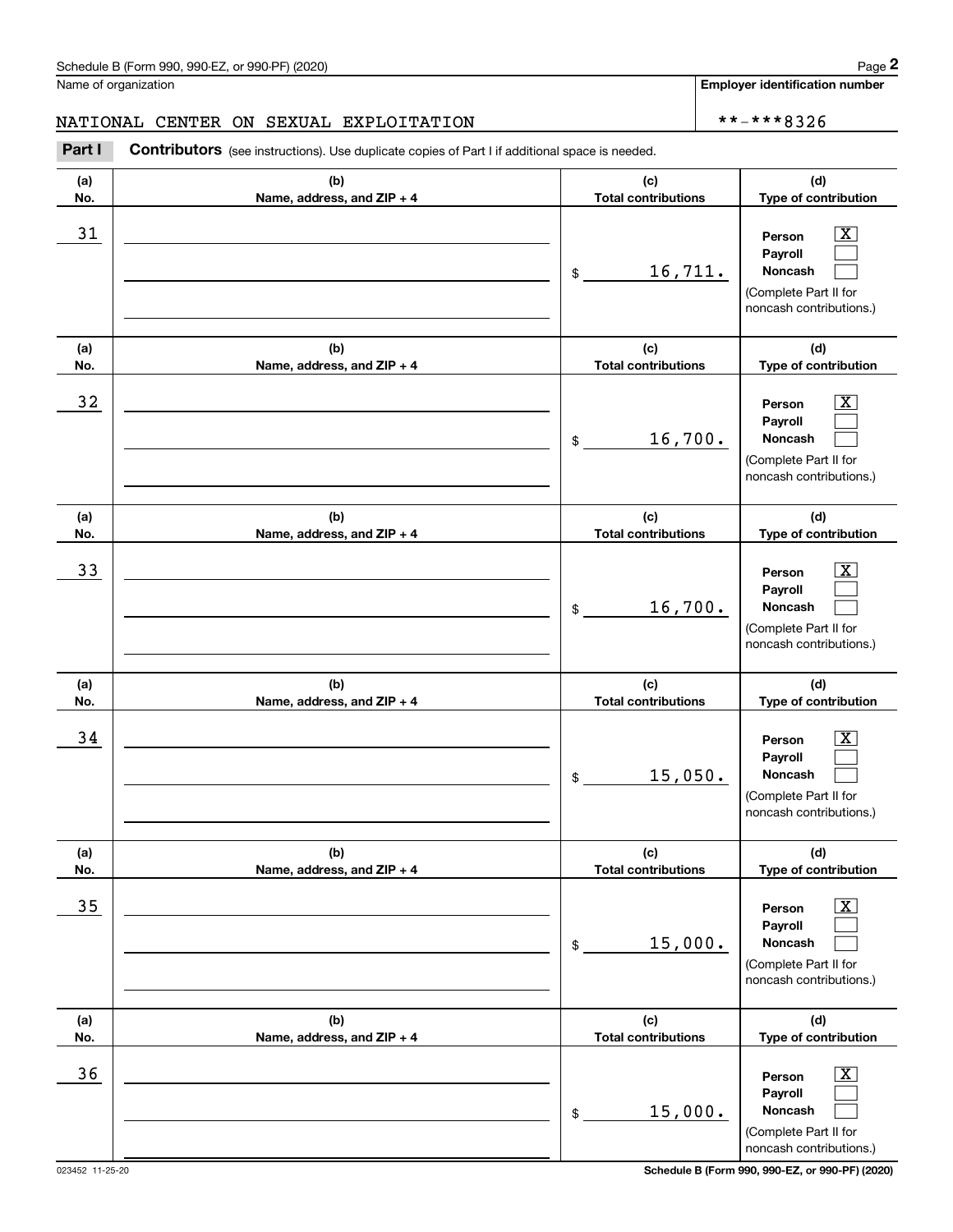Schedule B (Form 990, 990-EZ, or 990-PF) (2020) Page **2**

Name of organization: NATIONAL CENTER ON SEXUAL EXPLOITATION

**Employer identification number**: **-***8326

**Part I** **Contributors** (see instructions). Use duplicate copies of Part I if additional space is needed.

| (a) No. | (b) Name, address, and ZIP + 4 | (c) Total contributions | (d) Type of contribution |
|---|---|---|---|
| 31 | | $ 16,711. | Person [X] Payroll [ ] Noncash [ ] (Complete Part II for noncash contributions.) |
| 32 | | $ 16,700. | Person [X] Payroll [ ] Noncash [ ] (Complete Part II for noncash contributions.) |
| 33 | | $ 16,700. | Person [X] Payroll [ ] Noncash [ ] (Complete Part II for noncash contributions.) |
| 34 | | $ 15,050. | Person [X] Payroll [ ] Noncash [ ] (Complete Part II for noncash contributions.) |
| 35 | | $ 15,000. | Person [X] Payroll [ ] Noncash [ ] (Complete Part II for noncash contributions.) |
| 36 | | $ 15,000. | Person [X] Payroll [ ] Noncash [ ] (Complete Part II for noncash contributions.) |

023452 11-25-20 **Schedule B (Form 990, 990-EZ, or 990-PF) (2020)**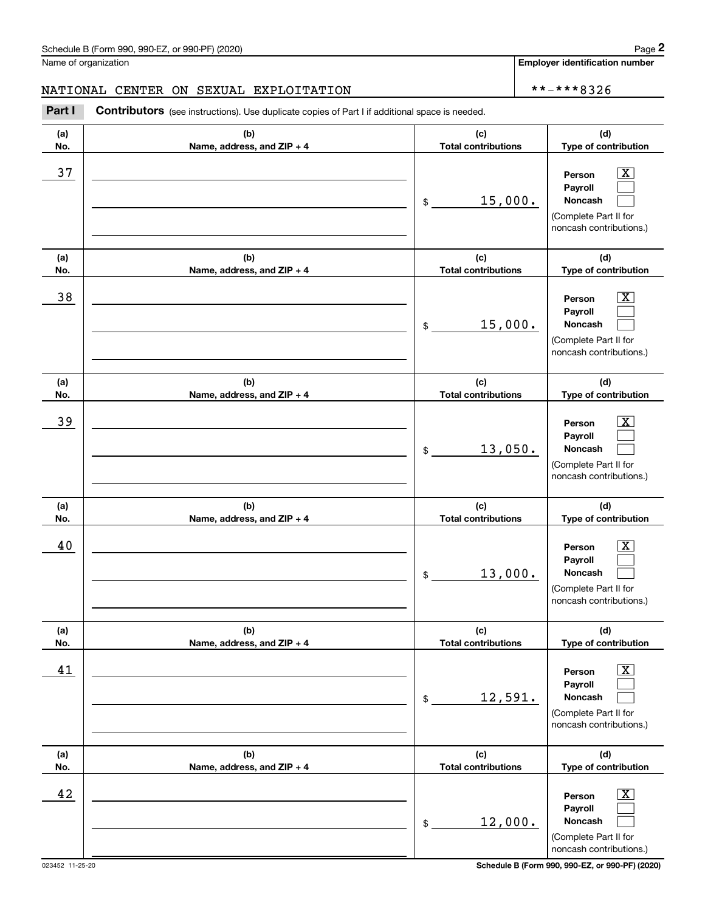Schedule B (Form 990, 990-EZ, or 990-PF) (2020)

Name of organization: NATIONAL CENTER ON SEXUAL EXPLOITATION

Employer identification number: **-***8326

**Part I** **Contributors** (see instructions). Use duplicate copies of Part I if additional space is needed.

| (a) No. | (b) Name, address, and ZIP + 4 | (c) Total contributions | (d) Type of contribution |
|---|---|---|---|
| 37 | | $ 15,000. | Person [X] Payroll [ ] Noncash [ ] (Complete Part II for noncash contributions.) |
| 38 | | $ 15,000. | Person [X] Payroll [ ] Noncash [ ] (Complete Part II for noncash contributions.) |
| 39 | | $ 13,050. | Person [X] Payroll [ ] Noncash [ ] (Complete Part II for noncash contributions.) |
| 40 | | $ 13,000. | Person [X] Payroll [ ] Noncash [ ] (Complete Part II for noncash contributions.) |
| 41 | | $ 12,591. | Person [X] Payroll [ ] Noncash [ ] (Complete Part II for noncash contributions.) |
| 42 | | $ 12,000. | Person [X] Payroll [ ] Noncash [ ] (Complete Part II for noncash contributions.) |

023452 11-25-20

Schedule B (Form 990, 990-EZ, or 990-PF) (2020)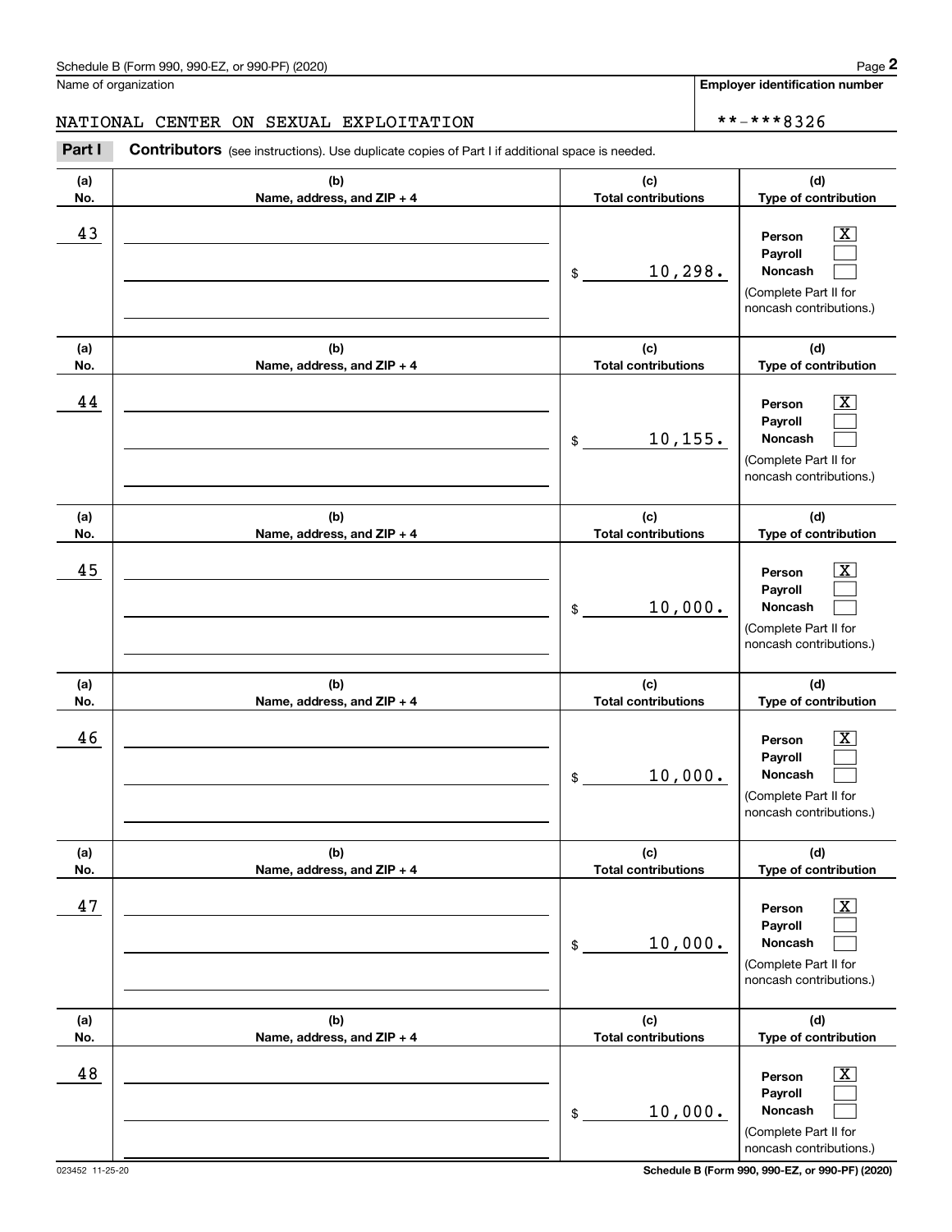Schedule B (Form 990, 990-EZ, or 990-PF) (2020)

Name of organization: NATIONAL CENTER ON SEXUAL EXPLOITATION

Employer identification number: **-***8326

**Part I** **Contributors** (see instructions). Use duplicate copies of Part I if additional space is needed.

| (a) No. | (b) Name, address, and ZIP + 4 | (c) Total contributions | (d) Type of contribution |
| --- | --- | --- | --- |
| 43 | | $ 10,298. | Person [X] Payroll [ ] Noncash [ ] (Complete Part II for noncash contributions.) |
| 44 | | $ 10,155. | Person [X] Payroll [ ] Noncash [ ] (Complete Part II for noncash contributions.) |
| 45 | | $ 10,000. | Person [X] Payroll [ ] Noncash [ ] (Complete Part II for noncash contributions.) |
| 46 | | $ 10,000. | Person [X] Payroll [ ] Noncash [ ] (Complete Part II for noncash contributions.) |
| 47 | | $ 10,000. | Person [X] Payroll [ ] Noncash [ ] (Complete Part II for noncash contributions.) |
| 48 | | $ 10,000. | Person [X] Payroll [ ] Noncash [ ] (Complete Part II for noncash contributions.) |

023452 11-25-20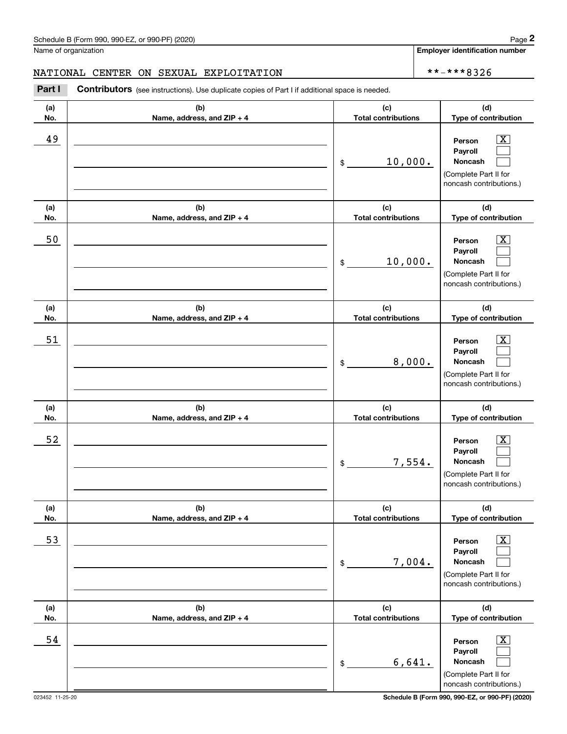Name of organization

NATIONAL CENTER ON SEXUAL EXPLOITATION

**Employer identification number**

**-***8326

**Part I** **Contributors** (see instructions). Use duplicate copies of Part I if additional space is needed.

| (a) No. | (b) Name, address, and ZIP + 4 | (c) Total contributions | (d) Type of contribution |
|---|---|---|---|
| 49 | | $ 10,000. | Person [X] Payroll [ ] Noncash [ ] (Complete Part II for noncash contributions.) |
| 50 | | $ 10,000. | Person [X] Payroll [ ] Noncash [ ] (Complete Part II for noncash contributions.) |
| 51 | | $ 8,000. | Person [X] Payroll [ ] Noncash [ ] (Complete Part II for noncash contributions.) |
| 52 | | $ 7,554. | Person [X] Payroll [ ] Noncash [ ] (Complete Part II for noncash contributions.) |
| 53 | | $ 7,004. | Person [X] Payroll [ ] Noncash [ ] (Complete Part II for noncash contributions.) |
| 54 | | $ 6,641. | Person [X] Payroll [ ] Noncash [ ] (Complete Part II for noncash contributions.) |

023452 11-25-20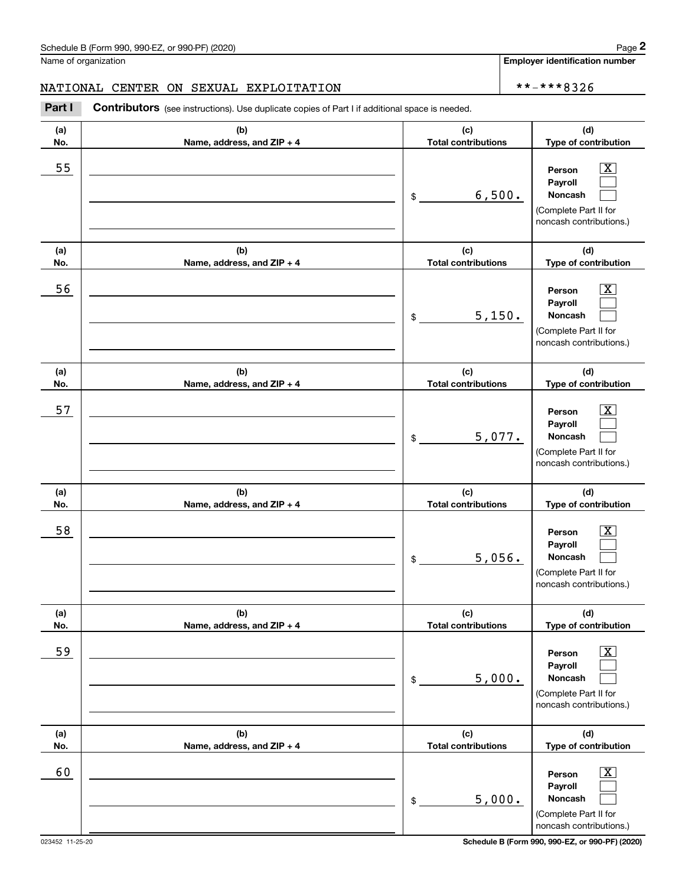Schedule B (Form 990, 990-EZ, or 990-PF) (2020)

Name of organization: NATIONAL CENTER ON SEXUAL EXPLOITATION

Employer identification number: **-***8326

**Part I** **Contributors** (see instructions). Use duplicate copies of Part I if additional space is needed.

| (a) No. | (b) Name, address, and ZIP + 4 | (c) Total contributions | (d) Type of contribution |
|---|---|---|---|
| 55 | | $ 6,500. | Person [X] Payroll [ ] Noncash [ ] (Complete Part II for noncash contributions.) |
| 56 | | $ 5,150. | Person [X] Payroll [ ] Noncash [ ] (Complete Part II for noncash contributions.) |
| 57 | | $ 5,077. | Person [X] Payroll [ ] Noncash [ ] (Complete Part II for noncash contributions.) |
| 58 | | $ 5,056. | Person [X] Payroll [ ] Noncash [ ] (Complete Part II for noncash contributions.) |
| 59 | | $ 5,000. | Person [X] Payroll [ ] Noncash [ ] (Complete Part II for noncash contributions.) |
| 60 | | $ 5,000. | Person [X] Payroll [ ] Noncash [ ] (Complete Part II for noncash contributions.) |

023452 11-25-20

Schedule B (Form 990, 990-EZ, or 990-PF) (2020)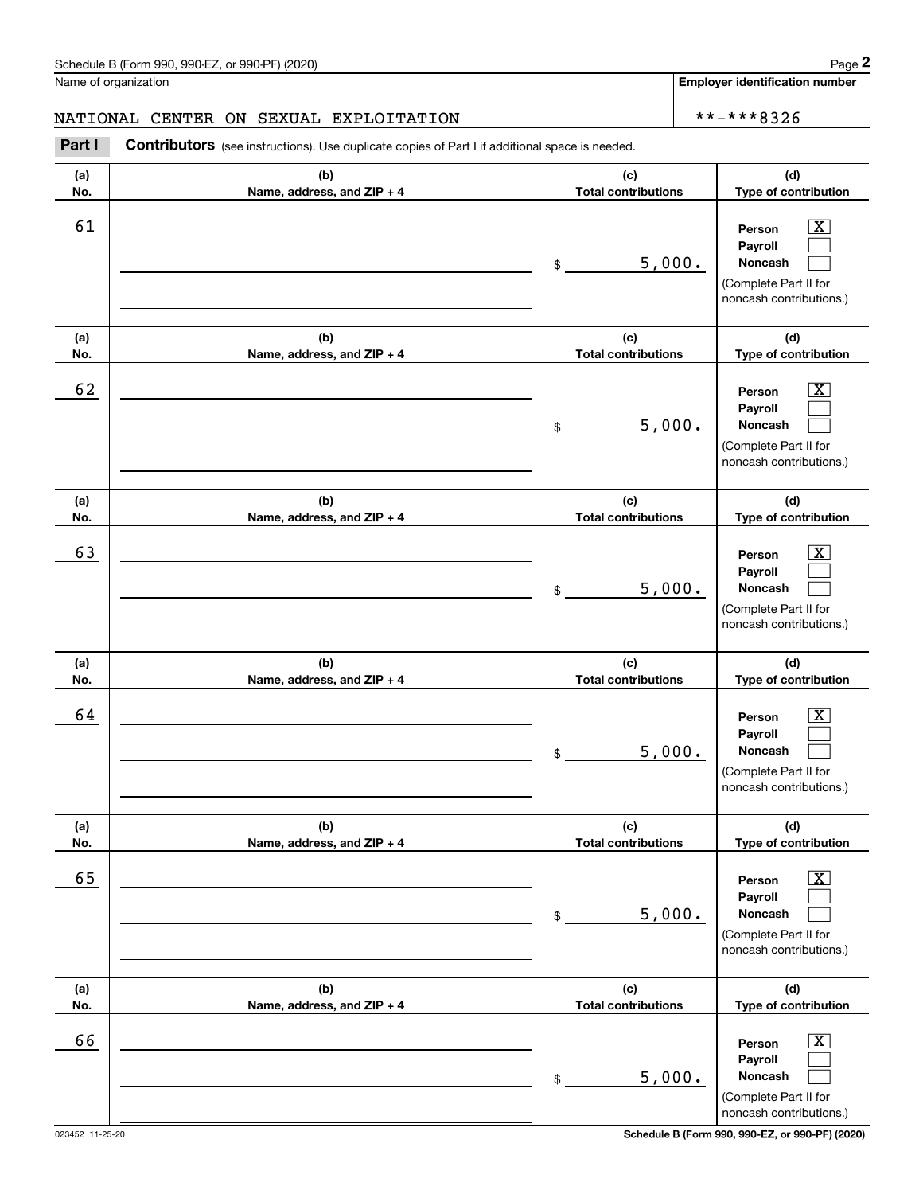Name of organization

NATIONAL CENTER ON SEXUAL EXPLOITATION

**Employer identification number**

**-***8326

**Part I** **Contributors** (see instructions). Use duplicate copies of Part I if additional space is needed.

| (a) No. | (b) Name, address, and ZIP + 4 | (c) Total contributions | (d) Type of contribution |
|---|---|---|---|
| 61 | | $ 5,000. | Person [X] Payroll [ ] Noncash [ ] (Complete Part II for noncash contributions.) |
| 62 | | $ 5,000. | Person [X] Payroll [ ] Noncash [ ] (Complete Part II for noncash contributions.) |
| 63 | | $ 5,000. | Person [X] Payroll [ ] Noncash [ ] (Complete Part II for noncash contributions.) |
| 64 | | $ 5,000. | Person [X] Payroll [ ] Noncash [ ] (Complete Part II for noncash contributions.) |
| 65 | | $ 5,000. | Person [X] Payroll [ ] Noncash [ ] (Complete Part II for noncash contributions.) |
| 66 | | $ 5,000. | Person [X] Payroll [ ] Noncash [ ] (Complete Part II for noncash contributions.) |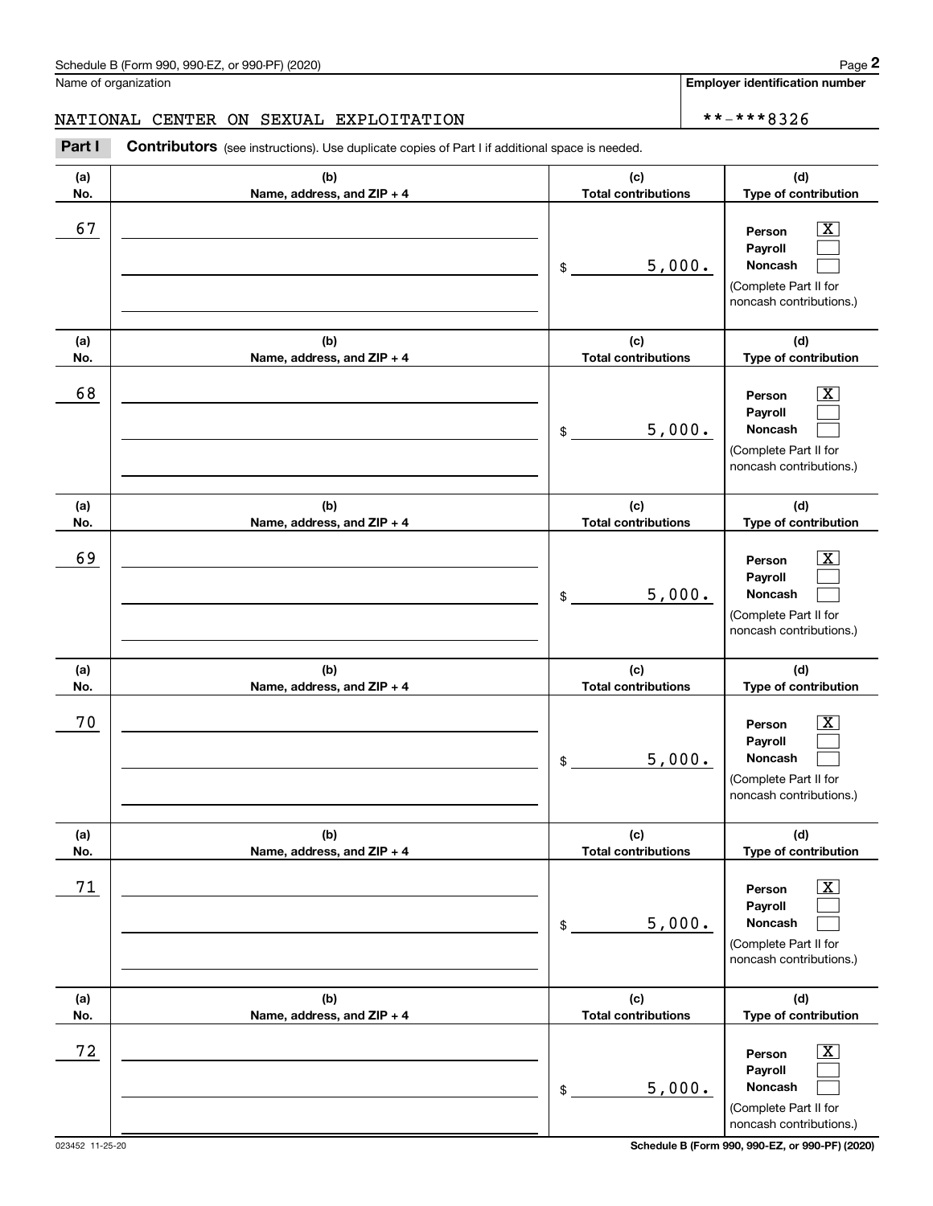Name of organization

NATIONAL CENTER ON SEXUAL EXPLOITATION

**Employer identification number**

**-***8326

**Part I** **Contributors** (see instructions). Use duplicate copies of Part I if additional space is needed.

| (a) No. | (b) Name, address, and ZIP + 4 | (c) Total contributions | (d) Type of contribution |
|---|---|---|---|
| 67 | | $ 5,000. | Person [X] Payroll [ ] Noncash [ ] (Complete Part II for noncash contributions.) |
| 68 | | $ 5,000. | Person [X] Payroll [ ] Noncash [ ] (Complete Part II for noncash contributions.) |
| 69 | | $ 5,000. | Person [X] Payroll [ ] Noncash [ ] (Complete Part II for noncash contributions.) |
| 70 | | $ 5,000. | Person [X] Payroll [ ] Noncash [ ] (Complete Part II for noncash contributions.) |
| 71 | | $ 5,000. | Person [X] Payroll [ ] Noncash [ ] (Complete Part II for noncash contributions.) |
| 72 | | $ 5,000. | Person [X] Payroll [ ] Noncash [ ] (Complete Part II for noncash contributions.) |

023452 11-25-20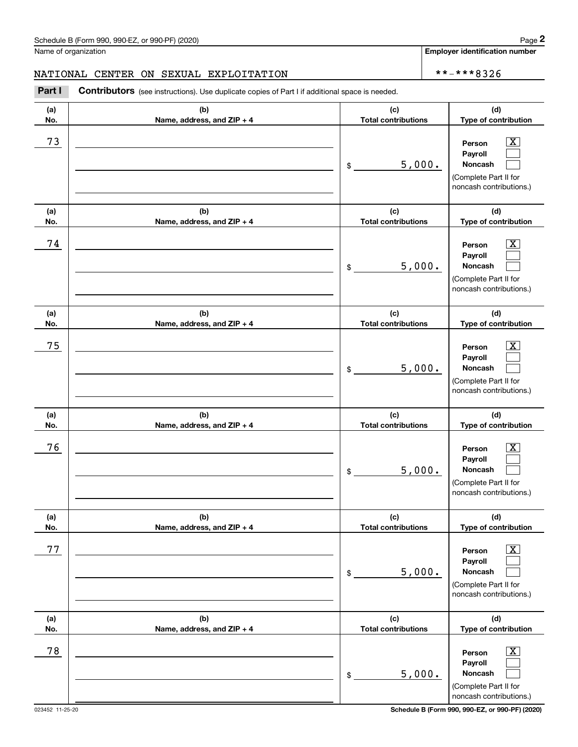Name of organization

NATIONAL CENTER ON SEXUAL EXPLOITATION

**Employer identification number**

**-***8326

**Part I** **Contributors** (see instructions). Use duplicate copies of Part I if additional space is needed.

| (a) No. | (b) Name, address, and ZIP + 4 | (c) Total contributions | (d) Type of contribution |
|---|---|---|---|
| 73 | | $ 5,000. | Person [X] Payroll [ ] Noncash [ ] (Complete Part II for noncash contributions.) |
| 74 | | $ 5,000. | Person [X] Payroll [ ] Noncash [ ] (Complete Part II for noncash contributions.) |
| 75 | | $ 5,000. | Person [X] Payroll [ ] Noncash [ ] (Complete Part II for noncash contributions.) |
| 76 | | $ 5,000. | Person [X] Payroll [ ] Noncash [ ] (Complete Part II for noncash contributions.) |
| 77 | | $ 5,000. | Person [X] Payroll [ ] Noncash [ ] (Complete Part II for noncash contributions.) |
| 78 | | $ 5,000. | Person [X] Payroll [ ] Noncash [ ] (Complete Part II for noncash contributions.) |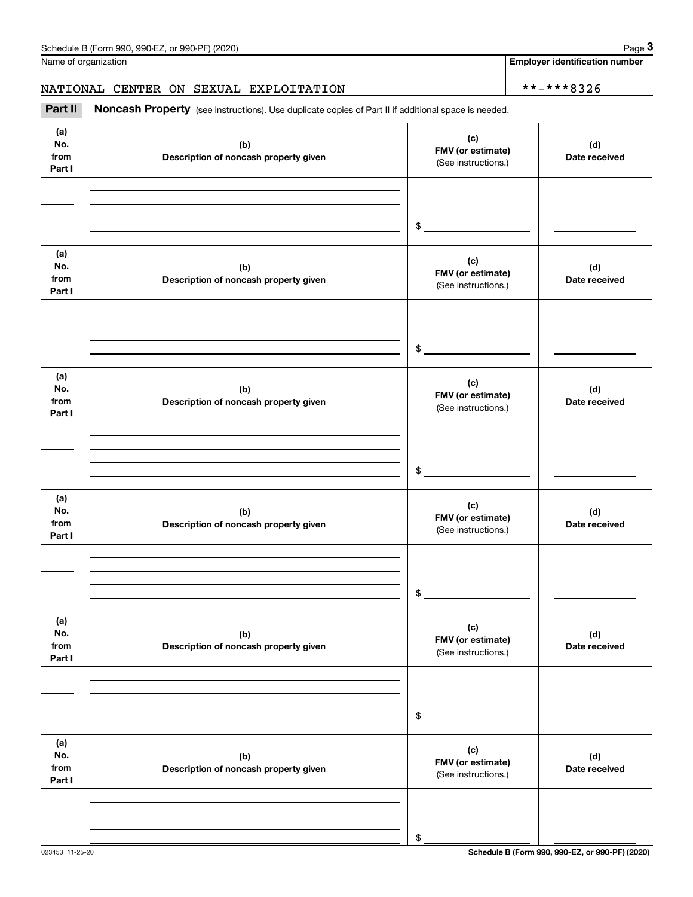Name of organization

NATIONAL CENTER ON SEXUAL EXPLOITATION

**Employer identification number**

**-***8326

**Part II** **Noncash Property** (see instructions). Use duplicate copies of Part II if additional space is needed.

| (a) No. from Part I | (b) Description of noncash property given | (c) FMV (or estimate) (See instructions.) | (d) Date received |
|---|---|---|---|
| | | $ | |

| (a) No. from Part I | (b) Description of noncash property given | (c) FMV (or estimate) (See instructions.) | (d) Date received |
|---|---|---|---|
| | | $ | |

| (a) No. from Part I | (b) Description of noncash property given | (c) FMV (or estimate) (See instructions.) | (d) Date received |
|---|---|---|---|
| | | $ | |

| (a) No. from Part I | (b) Description of noncash property given | (c) FMV (or estimate) (See instructions.) | (d) Date received |
|---|---|---|---|
| | | $ | |

| (a) No. from Part I | (b) Description of noncash property given | (c) FMV (or estimate) (See instructions.) | (d) Date received |
|---|---|---|---|
| | | $ | |

| (a) No. from Part I | (b) Description of noncash property given | (c) FMV (or estimate) (See instructions.) | (d) Date received |
|---|---|---|---|
| | | $ | |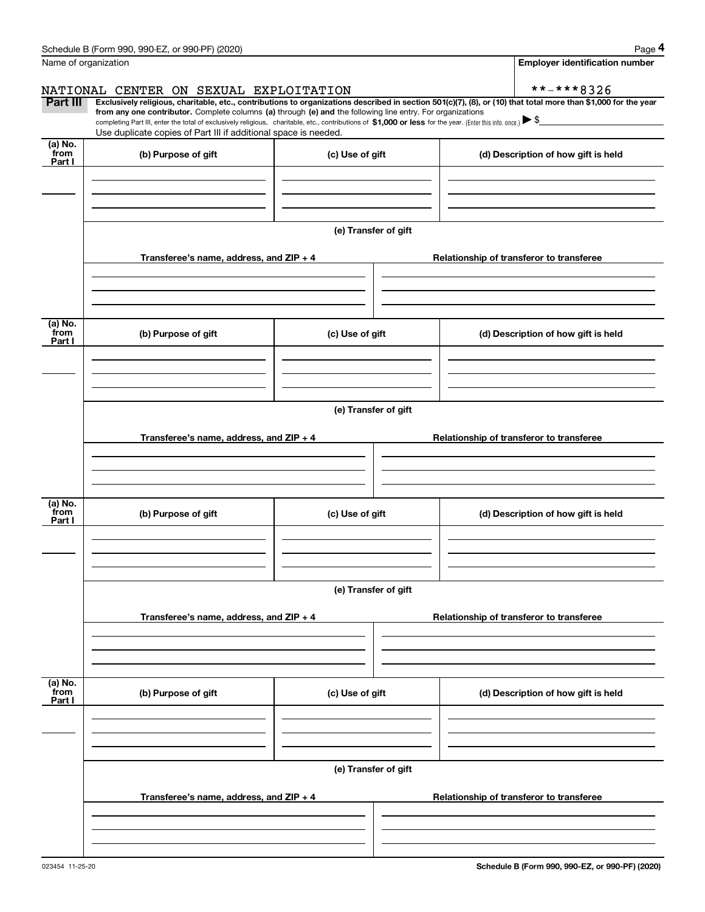Name of organization

NATIONAL CENTER ON SEXUAL EXPLOITATION

**Employer identification number**

**-***8326

**Part III** **Exclusively religious, charitable, etc., contributions to organizations described in section 501(c)(7), (8), or (10) that total more than $1,000 for the year from any one contributor.** Complete columns **(a)** through **(e) and** the following line entry. For organizations completing Part III, enter the total of exclusively religious, charitable, etc., contributions of **$1,000 or less** for the year. (Enter this info. once.) ▶ $

Use duplicate copies of Part III if additional space is needed.

| (a) No. from Part I | (b) Purpose of gift | (c) Use of gift | (d) Description of how gift is held |
|---|---|---|---|
| | | | |

(e) Transfer of gift

| Transferee's name, address, and ZIP + 4 | Relationship of transferor to transferee |
|---|---|
| | |

| (a) No. from Part I | (b) Purpose of gift | (c) Use of gift | (d) Description of how gift is held |
|---|---|---|---|
| | | | |

(e) Transfer of gift

| Transferee's name, address, and ZIP + 4 | Relationship of transferor to transferee |
|---|---|
| | |

| (a) No. from Part I | (b) Purpose of gift | (c) Use of gift | (d) Description of how gift is held |
|---|---|---|---|
| | | | |

(e) Transfer of gift

| Transferee's name, address, and ZIP + 4 | Relationship of transferor to transferee |
|---|---|
| | |

| (a) No. from Part I | (b) Purpose of gift | (c) Use of gift | (d) Description of how gift is held |
|---|---|---|---|
| | | | |

(e) Transfer of gift

| Transferee's name, address, and ZIP + 4 | Relationship of transferor to transferee |
|---|---|
| | |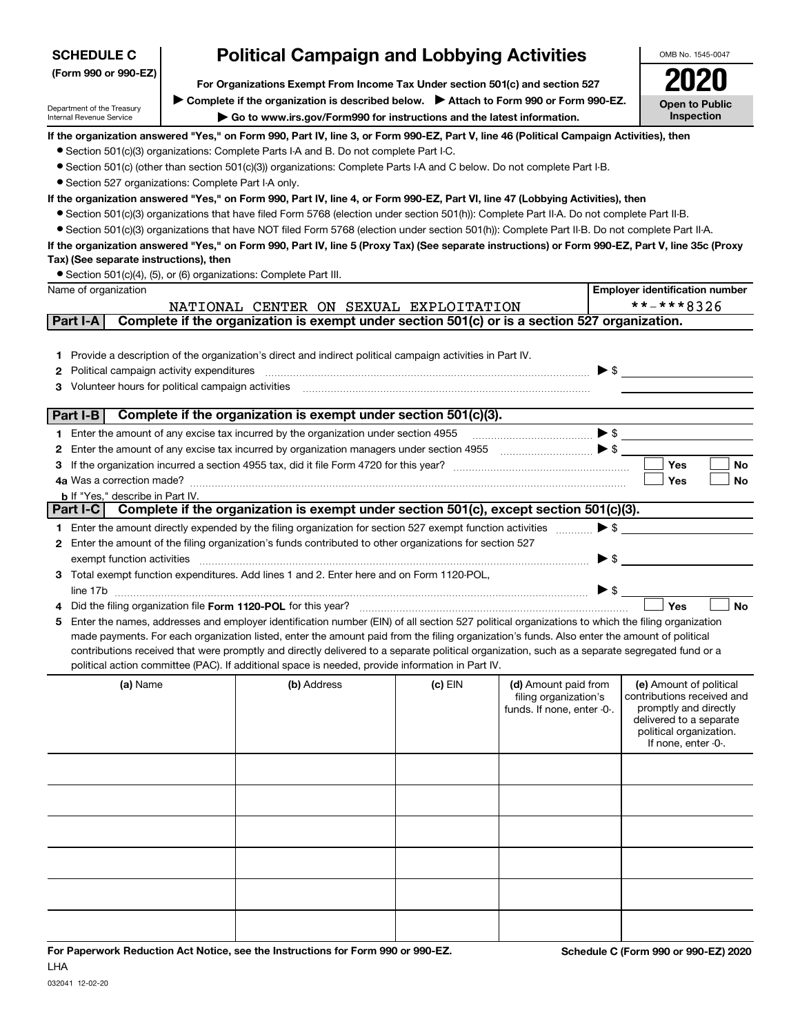**SCHEDULE C**
**(Form 990 or 990-EZ)**

Department of the Treasury
Internal Revenue Service

# Political Campaign and Lobbying Activities

**For Organizations Exempt From Income Tax Under section 501(c) and section 527**

▶ **Complete if the organization is described below.** ▶ **Attach to Form 990 or Form 990-EZ.**

▶ **Go to www.irs.gov/Form990 for instructions and the latest information.**

OMB No. 1545-0047

**2020**

**Open to Public Inspection**

**If the organization answered "Yes," on Form 990, Part IV, line 3, or Form 990-EZ, Part V, line 46 (Political Campaign Activities), then**

- Section 501(c)(3) organizations: Complete Parts I-A and B. Do not complete Part I-C.
- Section 501(c) (other than section 501(c)(3)) organizations: Complete Parts I-A and C below. Do not complete Part I-B.
- Section 527 organizations: Complete Part I-A only.

**If the organization answered "Yes," on Form 990, Part IV, line 4, or Form 990-EZ, Part VI, line 47 (Lobbying Activities), then**

- Section 501(c)(3) organizations that have filed Form 5768 (election under section 501(h)): Complete Part II-A. Do not complete Part II-B.
- Section 501(c)(3) organizations that have NOT filed Form 5768 (election under section 501(h)): Complete Part II-B. Do not complete Part II-A.

**If the organization answered "Yes," on Form 990, Part IV, line 5 (Proxy Tax) (See separate instructions) or Form 990-EZ, Part V, line 35c (Proxy Tax) (See separate instructions), then**

- Section 501(c)(4), (5), or (6) organizations: Complete Part III.

| Name of organization | Employer identification number |
|---|---|
| NATIONAL CENTER ON SEXUAL EXPLOITATION | **-***8326 |

## Part I-A — Complete if the organization is exempt under section 501(c) or is a section 527 organization.

1. Provide a description of the organization's direct and indirect political campaign activities in Part IV.
2. Political campaign activity expenditures ▶ $
3. Volunteer hours for political campaign activities

## Part I-B — Complete if the organization is exempt under section 501(c)(3).

1. Enter the amount of any excise tax incurred by the organization under section 4955 ▶ $
2. Enter the amount of any excise tax incurred by organization managers under section 4955 ▶ $
3. If the organization incurred a section 4955 tax, did it file Form 4720 for this year? ☐ Yes ☐ No

4a. Was a correction made? ☐ Yes ☐ No

b. If "Yes," describe in Part IV.

## Part I-C — Complete if the organization is exempt under section 501(c), except section 501(c)(3).

1. Enter the amount directly expended by the filing organization for section 527 exempt function activities ▶ $
2. Enter the amount of the filing organization's funds contributed to other organizations for section 527 exempt function activities ▶ $
3. Total exempt function expenditures. Add lines 1 and 2. Enter here and on Form 1120-POL, line 17b ▶ $
4. Did the filing organization file **Form 1120-POL** for this year? ☐ Yes ☐ No
5. Enter the names, addresses and employer identification number (EIN) of all section 527 political organizations to which the filing organization made payments. For each organization listed, enter the amount paid from the filing organization's funds. Also enter the amount of political contributions received that were promptly and directly delivered to a separate political organization, such as a separate segregated fund or a political action committee (PAC). If additional space is needed, provide information in Part IV.

| (a) Name | (b) Address | (c) EIN | (d) Amount paid from filing organization's funds. If none, enter -0-. | (e) Amount of political contributions received and promptly and directly delivered to a separate political organization. If none, enter -0-. |
|---|---|---|---|---|
| | | | | |
| | | | | |
| | | | | |
| | | | | |
| | | | | |
| | | | | |

**For Paperwork Reduction Act Notice, see the Instructions for Form 990 or 990-EZ.**
LHA
032041 12-02-20

**Schedule C (Form 990 or 990-EZ) 2020**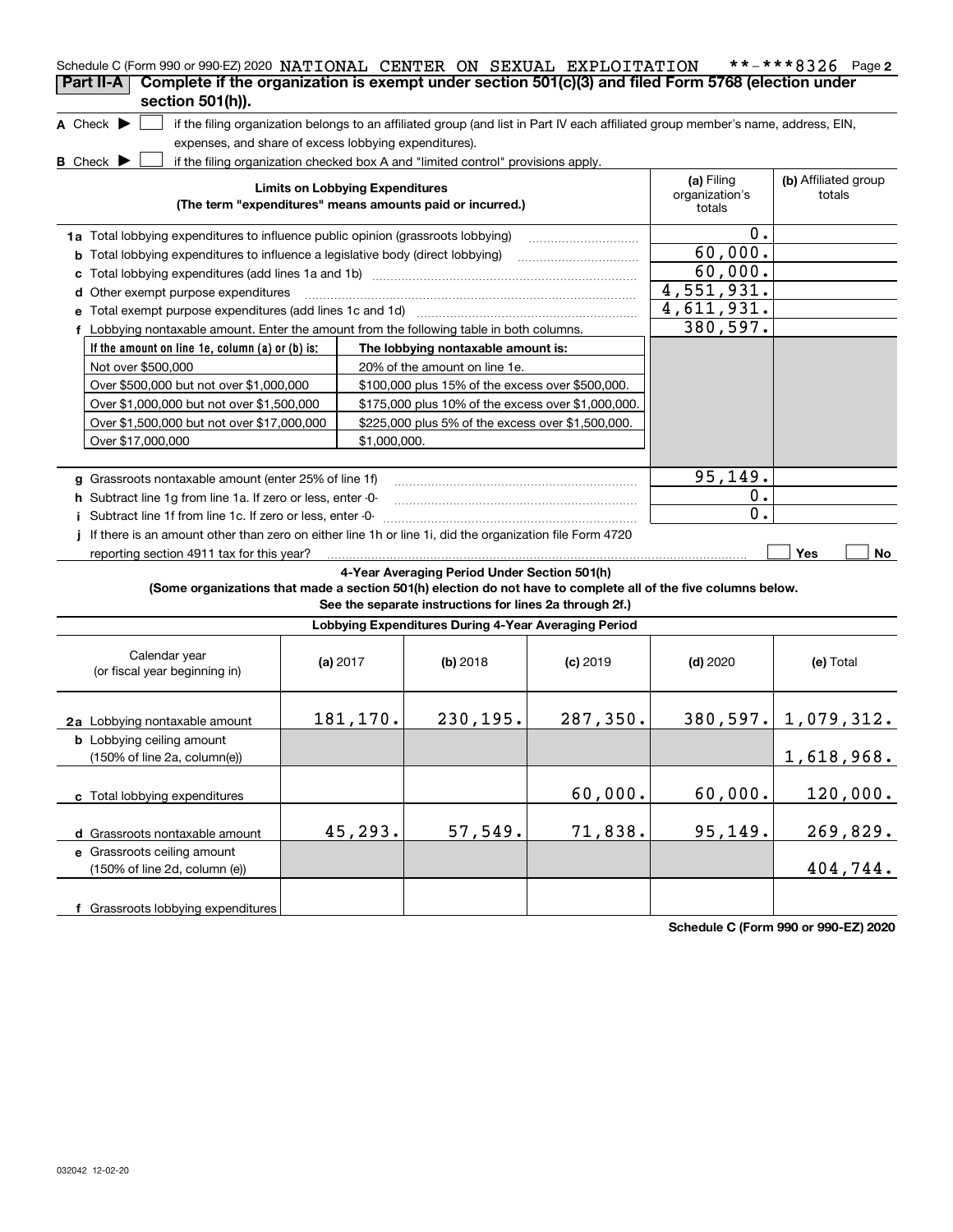Schedule C (Form 990 or 990-EZ) 2020 NATIONAL CENTER ON SEXUAL EXPLOITATION **-***8326 Page 2

## Part II-A Complete if the organization is exempt under section 501(c)(3) and filed Form 5768 (election under section 501(h)).

**A** Check ▶ ☐ if the filing organization belongs to an affiliated group (and list in Part IV each affiliated group member's name, address, EIN, expenses, and share of excess lobbying expenditures).

**B** Check ▶ ☐ if the filing organization checked box A and "limited control" provisions apply.

| Limits on Lobbying Expenditures (The term "expenditures" means amounts paid or incurred.) | (a) Filing organization's totals | (b) Affiliated group totals |
|---|---|---|
| **1a** Total lobbying expenditures to influence public opinion (grassroots lobbying) | 0. | |
| **b** Total lobbying expenditures to influence a legislative body (direct lobbying) | 60,000. | |
| **c** Total lobbying expenditures (add lines 1a and 1b) | 60,000. | |
| **d** Other exempt purpose expenditures | 4,551,931. | |
| **e** Total exempt purpose expenditures (add lines 1c and 1d) | 4,611,931. | |
| **f** Lobbying nontaxable amount. Enter the amount from the following table in both columns. | 380,597. | |

| If the amount on line 1e, column (a) or (b) is: | The lobbying nontaxable amount is: |
|---|---|
| Not over $500,000 | 20% of the amount on line 1e. |
| Over $500,000 but not over $1,000,000 | $100,000 plus 15% of the excess over $500,000. |
| Over $1,000,000 but not over $1,500,000 | $175,000 plus 10% of the excess over $1,000,000. |
| Over $1,500,000 but not over $17,000,000 | $225,000 plus 5% of the excess over $1,500,000. |
| Over $17,000,000 | $1,000,000. |

| | (a) Filing organization's totals | (b) Affiliated group totals |
|---|---|---|
| **g** Grassroots nontaxable amount (enter 25% of line 1f) | 95,149. | |
| **h** Subtract line 1g from line 1a. If zero or less, enter -0- | 0. | |
| **i** Subtract line 1f from line 1c. If zero or less, enter -0- | 0. | |
| **j** If there is an amount other than zero on either line 1h or line 1i, did the organization file Form 4720 reporting section 4911 tax for this year? | ☐ Yes | ☐ No |

### 4-Year Averaging Period Under Section 501(h)

**(Some organizations that made a section 501(h) election do not have to complete all of the five columns below. See the separate instructions for lines 2a through 2f.)**

**Lobbying Expenditures During 4-Year Averaging Period**

| Calendar year (or fiscal year beginning in) | (a) 2017 | (b) 2018 | (c) 2019 | (d) 2020 | (e) Total |
|---|---|---|---|---|---|
| **2a** Lobbying nontaxable amount | 181,170. | 230,195. | 287,350. | 380,597. | 1,079,312. |
| **b** Lobbying ceiling amount (150% of line 2a, column(e)) | | | | | 1,618,968. |
| **c** Total lobbying expenditures | | | 60,000. | 60,000. | 120,000. |
| **d** Grassroots nontaxable amount | 45,293. | 57,549. | 71,838. | 95,149. | 269,829. |
| **e** Grassroots ceiling amount (150% of line 2d, column (e)) | | | | | 404,744. |
| **f** Grassroots lobbying expenditures | | | | | |

Schedule C (Form 990 or 990-EZ) 2020

032042 12-02-20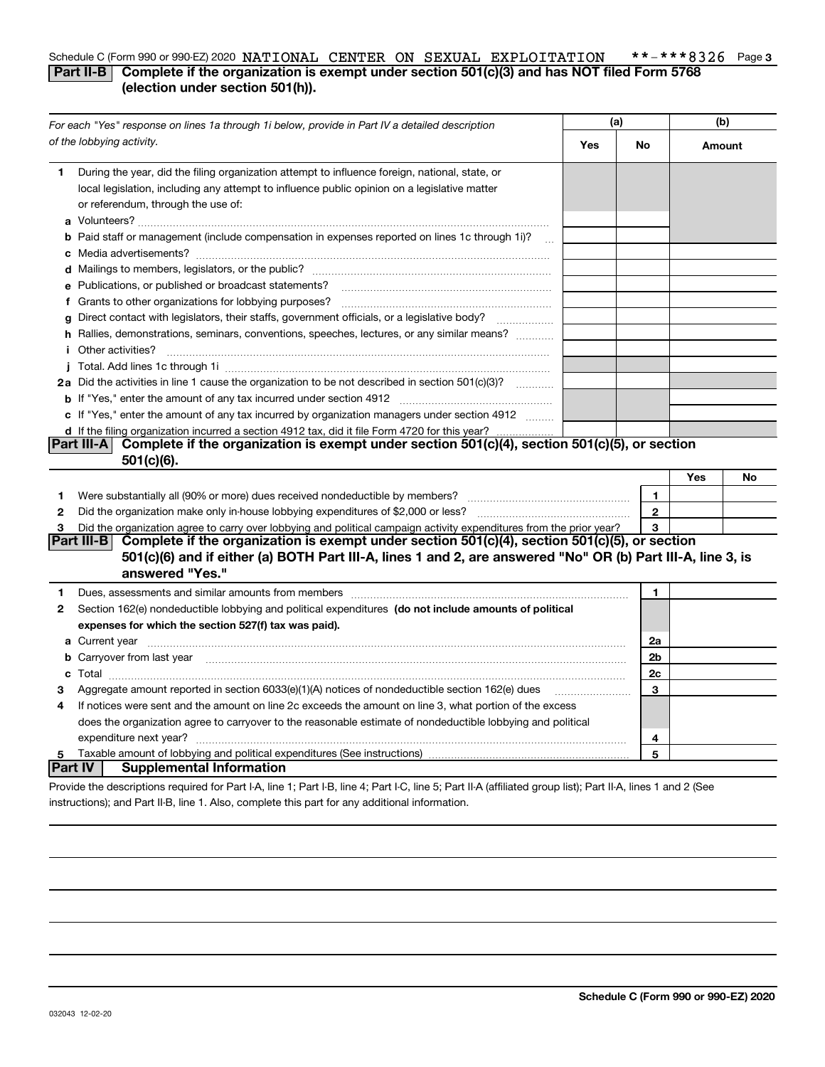Schedule C (Form 990 or 990-EZ) 2020 NATIONAL CENTER ON SEXUAL EXPLOITATION **-***8326 Page 3

**Part II-B** **Complete if the organization is exempt under section 501(c)(3) and has NOT filed Form 5768 (election under section 501(h)).**

| *For each "Yes" response on lines 1a through 1i below, provide in Part IV a detailed description of the lobbying activity.* | (a) Yes | (a) No | (b) Amount |
|---|---|---|---|
| **1** During the year, did the filing organization attempt to influence foreign, national, state, or local legislation, including any attempt to influence public opinion on a legislative matter or referendum, through the use of: | | | |
| **a** Volunteers? | | | |
| **b** Paid staff or management (include compensation in expenses reported on lines 1c through 1i)? | | | |
| **c** Media advertisements? | | | |
| **d** Mailings to members, legislators, or the public? | | | |
| **e** Publications, or published or broadcast statements? | | | |
| **f** Grants to other organizations for lobbying purposes? | | | |
| **g** Direct contact with legislators, their staffs, government officials, or a legislative body? | | | |
| **h** Rallies, demonstrations, seminars, conventions, speeches, lectures, or any similar means? | | | |
| **i** Other activities? | | | |
| **j** Total. Add lines 1c through 1i | | | |
| **2a** Did the activities in line 1 cause the organization to be not described in section 501(c)(3)? | | | |
| **b** If "Yes," enter the amount of any tax incurred under section 4912 | | | |
| **c** If "Yes," enter the amount of any tax incurred by organization managers under section 4912 | | | |
| **d** If the filing organization incurred a section 4912 tax, did it file Form 4720 for this year? | | | |

**Part III-A** **Complete if the organization is exempt under section 501(c)(4), section 501(c)(5), or section 501(c)(6).**

| | | | Yes | No |
|---|---|---|---|---|
| **1** | Were substantially all (90% or more) dues received nondeductible by members? | 1 | | |
| **2** | Did the organization make only in-house lobbying expenditures of $2,000 or less? | 2 | | |
| **3** | Did the organization agree to carry over lobbying and political campaign activity expenditures from the prior year? | 3 | | |

**Part III-B** **Complete if the organization is exempt under section 501(c)(4), section 501(c)(5), or section 501(c)(6) and if either (a) BOTH Part III-A, lines 1 and 2, are answered "No" OR (b) Part III-A, line 3, is answered "Yes."**

| | | | |
|---|---|---|---|
| **1** | Dues, assessments and similar amounts from members | 1 | |
| **2** | Section 162(e) nondeductible lobbying and political expenditures **(do not include amounts of political expenses for which the section 527(f) tax was paid).** | | |
| **a** | Current year | 2a | |
| **b** | Carryover from last year | 2b | |
| **c** | Total | 2c | |
| **3** | Aggregate amount reported in section 6033(e)(1)(A) notices of nondeductible section 162(e) dues | 3 | |
| **4** | If notices were sent and the amount on line 2c exceeds the amount on line 3, what portion of the excess does the organization agree to carryover to the reasonable estimate of nondeductible lobbying and political expenditure next year? | 4 | |
| **5** | Taxable amount of lobbying and political expenditures (See instructions) | 5 | |

**Part IV** **Supplemental Information**

Provide the descriptions required for Part I-A, line 1; Part I-B, line 4; Part I-C, line 5; Part II-A (affiliated group list); Part II-A, lines 1 and 2 (See instructions); and Part II-B, line 1. Also, complete this part for any additional information.

032043 12-02-20

**Schedule C (Form 990 or 990-EZ) 2020**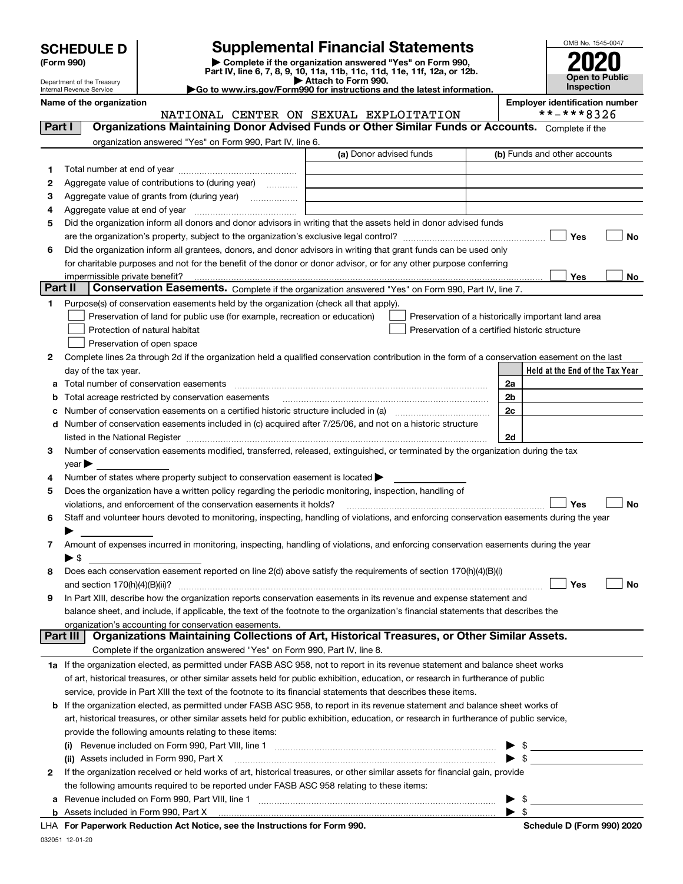# SCHEDULE D (Form 990)

Department of the Treasury
Internal Revenue Service

## Supplemental Financial Statements

▶ Complete if the organization answered "Yes" on Form 990, Part IV, line 6, 7, 8, 9, 10, 11a, 11b, 11c, 11d, 11e, 11f, 12a, or 12b.
▶ Attach to Form 990.
▶Go to www.irs.gov/Form990 for instructions and the latest information.

OMB No. 1545-0047
**2020**
**Open to Public Inspection**

**Name of the organization**
NATIONAL CENTER ON SEXUAL EXPLOITATION

**Employer identification number**
**-***8326

### Part I — Organizations Maintaining Donor Advised Funds or Other Similar Funds or Accounts. Complete if the organization answered "Yes" on Form 990, Part IV, line 6.

| | | (a) Donor advised funds | (b) Funds and other accounts |
|---|---|---|---|
| 1 | Total number at end of year | | |
| 2 | Aggregate value of contributions to (during year) | | |
| 3 | Aggregate value of grants from (during year) | | |
| 4 | Aggregate value at end of year | | |

5 Did the organization inform all donors and donor advisors in writing that the assets held in donor advised funds are the organization's property, subject to the organization's exclusive legal control? ☐ Yes ☐ No

6 Did the organization inform all grantees, donors, and donor advisors in writing that grant funds can be used only for charitable purposes and not for the benefit of the donor or donor advisor, or for any other purpose conferring impermissible private benefit? ☐ Yes ☐ No

### Part II — Conservation Easements. Complete if the organization answered "Yes" on Form 990, Part IV, line 7.

1 Purpose(s) of conservation easements held by the organization (check all that apply).
- ☐ Preservation of land for public use (for example, recreation or education)
- ☐ Protection of natural habitat
- ☐ Preservation of open space
- ☐ Preservation of a historically important land area
- ☐ Preservation of a certified historic structure

2 Complete lines 2a through 2d if the organization held a qualified conservation contribution in the form of a conservation easement on the last day of the tax year.

| | | | Held at the End of the Tax Year |
|---|---|---|---|
| a | Total number of conservation easements | 2a | |
| b | Total acreage restricted by conservation easements | 2b | |
| c | Number of conservation easements on a certified historic structure included in (a) | 2c | |
| d | Number of conservation easements included in (c) acquired after 7/25/06, and not on a historic structure listed in the National Register | 2d | |

3 Number of conservation easements modified, transferred, released, extinguished, or terminated by the organization during the tax year ▶

4 Number of states where property subject to conservation easement is located ▶

5 Does the organization have a written policy regarding the periodic monitoring, inspection, handling of violations, and enforcement of the conservation easements it holds? ☐ Yes ☐ No

6 Staff and volunteer hours devoted to monitoring, inspecting, handling of violations, and enforcing conservation easements during the year ▶

7 Amount of expenses incurred in monitoring, inspecting, handling of violations, and enforcing conservation easements during the year ▶ $

8 Does each conservation easement reported on line 2(d) above satisfy the requirements of section 170(h)(4)(B)(i) and section 170(h)(4)(B)(ii)? ☐ Yes ☐ No

9 In Part XIII, describe how the organization reports conservation easements in its revenue and expense statement and balance sheet, and include, if applicable, the text of the footnote to the organization's financial statements that describes the organization's accounting for conservation easements.

### Part III — Organizations Maintaining Collections of Art, Historical Treasures, or Other Similar Assets.
Complete if the organization answered "Yes" on Form 990, Part IV, line 8.

1a If the organization elected, as permitted under FASB ASC 958, not to report in its revenue statement and balance sheet works of art, historical treasures, or other similar assets held for public exhibition, education, or research in furtherance of public service, provide in Part XIII the text of the footnote to its financial statements that describes these items.

b If the organization elected, as permitted under FASB ASC 958, to report in its revenue statement and balance sheet works of art, historical treasures, or other similar assets held for public exhibition, education, or research in furtherance of public service, provide the following amounts relating to these items:

(i) Revenue included on Form 990, Part VIII, line 1 ▶ $

(ii) Assets included in Form 990, Part X ▶ $

2 If the organization received or held works of art, historical treasures, or other similar assets for financial gain, provide the following amounts required to be reported under FASB ASC 958 relating to these items:

a Revenue included on Form 990, Part VIII, line 1 ▶ $

b Assets included in Form 990, Part X ▶ $

LHA For Paperwork Reduction Act Notice, see the Instructions for Form 990. Schedule D (Form 990) 2020

032051 12-01-20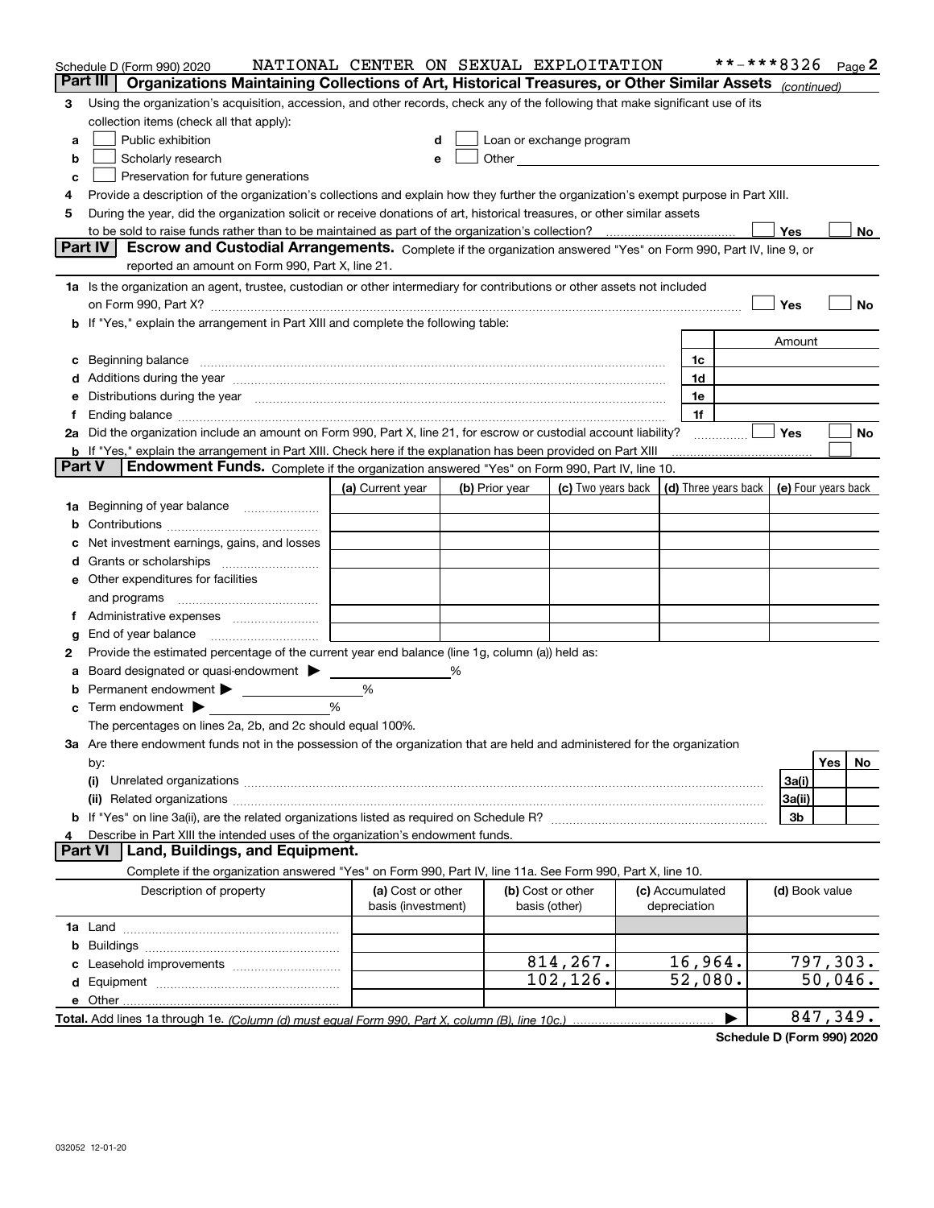Schedule D (Form 990) 2020 NATIONAL CENTER ON SEXUAL EXPLOITATION **-***8326 Page 2

**Part III — Organizations Maintaining Collections of Art, Historical Treasures, or Other Similar Assets** *(continued)*

3 Using the organization's acquisition, accession, and other records, check any of the following that make significant use of its collection items (check all that apply):

a ☐ Public exhibition
b ☐ Scholarly research
c ☐ Preservation for future generations
d ☐ Loan or exchange program
e ☐ Other

4 Provide a description of the organization's collections and explain how they further the organization's exempt purpose in Part XIII.

5 During the year, did the organization solicit or receive donations of art, historical treasures, or other similar assets to be sold to raise funds rather than to be maintained as part of the organization's collection? ☐ Yes ☐ No

**Part IV — Escrow and Custodial Arrangements.** Complete if the organization answered "Yes" on Form 990, Part IV, line 9, or reported an amount on Form 990, Part X, line 21.

1a Is the organization an agent, trustee, custodian or other intermediary for contributions or other assets not included on Form 990, Part X? ☐ Yes ☐ No

b If "Yes," explain the arrangement in Part XIII and complete the following table:

| | | Amount |
|---|---|---|
| c Beginning balance | 1c | |
| d Additions during the year | 1d | |
| e Distributions during the year | 1e | |
| f Ending balance | 1f | |

2a Did the organization include an amount on Form 990, Part X, line 21, for escrow or custodial account liability? ☐ Yes ☐ No

b If "Yes," explain the arrangement in Part XIII. Check here if the explanation has been provided on Part XIII ☐

**Part V — Endowment Funds.** Complete if the organization answered "Yes" on Form 990, Part IV, line 10.

| | (a) Current year | (b) Prior year | (c) Two years back | (d) Three years back | (e) Four years back |
|---|---|---|---|---|---|
| 1a Beginning of year balance | | | | | |
| b Contributions | | | | | |
| c Net investment earnings, gains, and losses | | | | | |
| d Grants or scholarships | | | | | |
| e Other expenditures for facilities and programs | | | | | |
| f Administrative expenses | | | | | |
| g End of year balance | | | | | |

2 Provide the estimated percentage of the current year end balance (line 1g, column (a)) held as:

a Board designated or quasi-endowment ▶ ______ %
b Permanent endowment ▶ ______ %
c Term endowment ▶ ______ %

The percentages on lines 2a, 2b, and 2c should equal 100%.

3a Are there endowment funds not in the possession of the organization that are held and administered for the organization by:

| | | Yes | No |
|---|---|---|---|
| (i) Unrelated organizations | 3a(i) | | |
| (ii) Related organizations | 3a(ii) | | |
| b If "Yes" on line 3a(ii), are the related organizations listed as required on Schedule R? | 3b | | |

4 Describe in Part XIII the intended uses of the organization's endowment funds.

**Part VI — Land, Buildings, and Equipment.**

Complete if the organization answered "Yes" on Form 990, Part IV, line 11a. See Form 990, Part X, line 10.

| Description of property | (a) Cost or other basis (investment) | (b) Cost or other basis (other) | (c) Accumulated depreciation | (d) Book value |
|---|---|---|---|---|
| 1a Land | | | | |
| b Buildings | | | | |
| c Leasehold improvements | | 814,267. | 16,964. | 797,303. |
| d Equipment | | 102,126. | 52,080. | 50,046. |
| e Other | | | | |
| **Total.** Add lines 1a through 1e. *(Column (d) must equal Form 990, Part X, column (B), line 10c.)* | | | ▶ | 847,349. |

**Schedule D (Form 990) 2020**

032052 12-01-20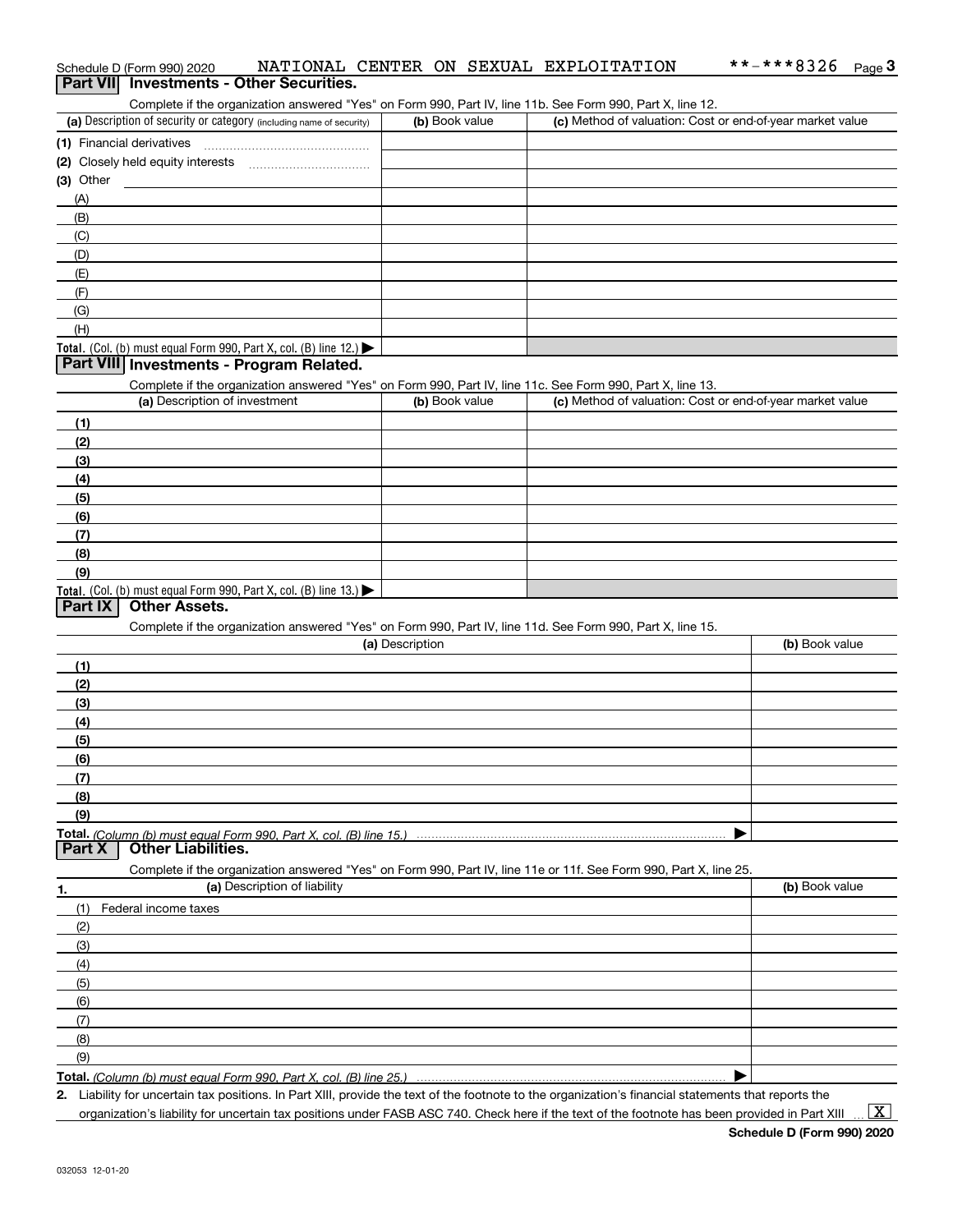Schedule D (Form 990) 2020 NATIONAL CENTER ON SEXUAL EXPLOITATION **-***8326 Page 3

## Part VII Investments - Other Securities.

Complete if the organization answered "Yes" on Form 990, Part IV, line 11b. See Form 990, Part X, line 12.

| (a) Description of security or category (including name of security) | (b) Book value | (c) Method of valuation: Cost or end-of-year market value |
|---|---|---|
| (1) Financial derivatives | | |
| (2) Closely held equity interests | | |
| (3) Other | | |
| (A) | | |
| (B) | | |
| (C) | | |
| (D) | | |
| (E) | | |
| (F) | | |
| (G) | | |
| (H) | | |
| **Total.** (Col. (b) must equal Form 990, Part X, col. (B) line 12.) ▶ | | |

## Part VIII Investments - Program Related.

Complete if the organization answered "Yes" on Form 990, Part IV, line 11c. See Form 990, Part X, line 13.

| (a) Description of investment | (b) Book value | (c) Method of valuation: Cost or end-of-year market value |
|---|---|---|
| (1) | | |
| (2) | | |
| (3) | | |
| (4) | | |
| (5) | | |
| (6) | | |
| (7) | | |
| (8) | | |
| (9) | | |
| **Total.** (Col. (b) must equal Form 990, Part X, col. (B) line 13.) ▶ | | |

## Part IX Other Assets.

Complete if the organization answered "Yes" on Form 990, Part IV, line 11d. See Form 990, Part X, line 15.

| (a) Description | (b) Book value |
|---|---|
| (1) | |
| (2) | |
| (3) | |
| (4) | |
| (5) | |
| (6) | |
| (7) | |
| (8) | |
| (9) | |
| **Total.** *(Column (b) must equal Form 990, Part X, col. (B) line 15.)* ▶ | |

## Part X Other Liabilities.

Complete if the organization answered "Yes" on Form 990, Part IV, line 11e or 11f. See Form 990, Part X, line 25.

| 1. (a) Description of liability | (b) Book value |
|---|---|
| (1) Federal income taxes | |
| (2) | |
| (3) | |
| (4) | |
| (5) | |
| (6) | |
| (7) | |
| (8) | |
| (9) | |
| **Total.** *(Column (b) must equal Form 990, Part X, col. (B) line 25.)* ▶ | |

2. Liability for uncertain tax positions. In Part XIII, provide the text of the footnote to the organization's financial statements that reports the organization's liability for uncertain tax positions under FASB ASC 740. Check here if the text of the footnote has been provided in Part XIII ... [X]

Schedule D (Form 990) 2020

032053 12-01-20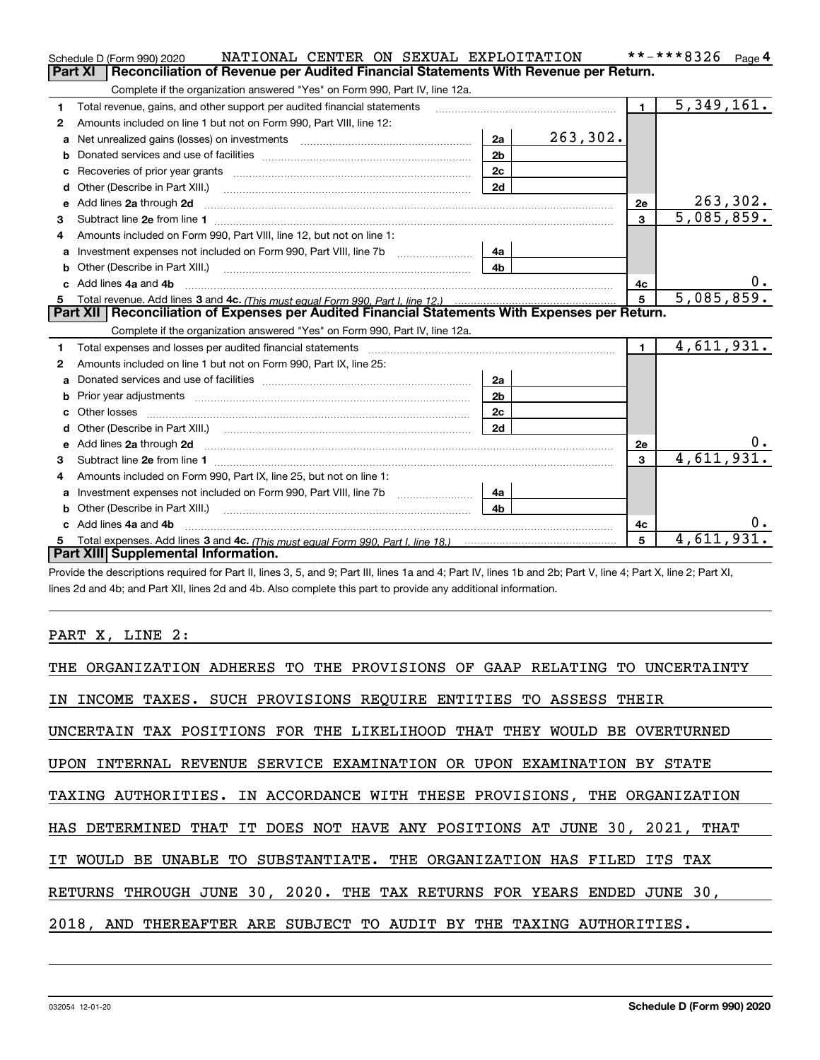Schedule D (Form 990) 2020 NATIONAL CENTER ON SEXUAL EXPLOITATION **-***8326 Page 4

## Part XI Reconciliation of Revenue per Audited Financial Statements With Revenue per Return.

Complete if the organization answered "Yes" on Form 990, Part IV, line 12a.

| | | | | | |
|---|---|---|---|---|---|
| 1 | Total revenue, gains, and other support per audited financial statements | | | 1 | 5,349,161. |
| 2 | Amounts included on line 1 but not on Form 990, Part VIII, line 12: | | | | |
| a | Net unrealized gains (losses) on investments | 2a | 263,302. | | |
| b | Donated services and use of facilities | 2b | | | |
| c | Recoveries of prior year grants | 2c | | | |
| d | Other (Describe in Part XIII.) | 2d | | | |
| e | Add lines 2a through 2d | | | 2e | 263,302. |
| 3 | Subtract line 2e from line 1 | | | 3 | 5,085,859. |
| 4 | Amounts included on Form 990, Part VIII, line 12, but not on line 1: | | | | |
| a | Investment expenses not included on Form 990, Part VIII, line 7b | 4a | | | |
| b | Other (Describe in Part XIII.) | 4b | | | |
| c | Add lines 4a and 4b | | | 4c | 0. |
| 5 | Total revenue. Add lines 3 and 4c. *(This must equal Form 990, Part I, line 12.)* | | | 5 | 5,085,859. |

## Part XII Reconciliation of Expenses per Audited Financial Statements With Expenses per Return.

Complete if the organization answered "Yes" on Form 990, Part IV, line 12a.

| | | | | | |
|---|---|---|---|---|---|
| 1 | Total expenses and losses per audited financial statements | | | 1 | 4,611,931. |
| 2 | Amounts included on line 1 but not on Form 990, Part IX, line 25: | | | | |
| a | Donated services and use of facilities | 2a | | | |
| b | Prior year adjustments | 2b | | | |
| c | Other losses | 2c | | | |
| d | Other (Describe in Part XIII.) | 2d | | | |
| e | Add lines 2a through 2d | | | 2e | 0. |
| 3 | Subtract line 2e from line 1 | | | 3 | 4,611,931. |
| 4 | Amounts included on Form 990, Part IX, line 25, but not on line 1: | | | | |
| a | Investment expenses not included on Form 990, Part VIII, line 7b | 4a | | | |
| b | Other (Describe in Part XIII.) | 4b | | | |
| c | Add lines 4a and 4b | | | 4c | 0. |
| 5 | Total expenses. Add lines 3 and 4c. *(This must equal Form 990, Part I, line 18.)* | | | 5 | 4,611,931. |

## Part XIII Supplemental Information.

Provide the descriptions required for Part II, lines 3, 5, and 9; Part III, lines 1a and 4; Part IV, lines 1b and 2b; Part V, line 4; Part X, line 2; Part XI, lines 2d and 4b; and Part XII, lines 2d and 4b. Also complete this part to provide any additional information.

PART X, LINE 2:

THE ORGANIZATION ADHERES TO THE PROVISIONS OF GAAP RELATING TO UNCERTAINTY IN INCOME TAXES. SUCH PROVISIONS REQUIRE ENTITIES TO ASSESS THEIR UNCERTAIN TAX POSITIONS FOR THE LIKELIHOOD THAT THEY WOULD BE OVERTURNED UPON INTERNAL REVENUE SERVICE EXAMINATION OR UPON EXAMINATION BY STATE TAXING AUTHORITIES. IN ACCORDANCE WITH THESE PROVISIONS, THE ORGANIZATION HAS DETERMINED THAT IT DOES NOT HAVE ANY POSITIONS AT JUNE 30, 2021, THAT IT WOULD BE UNABLE TO SUBSTANTIATE. THE ORGANIZATION HAS FILED ITS TAX RETURNS THROUGH JUNE 30, 2020. THE TAX RETURNS FOR YEARS ENDED JUNE 30, 2018, AND THEREAFTER ARE SUBJECT TO AUDIT BY THE TAXING AUTHORITIES.

032054 12-01-20 Schedule D (Form 990) 2020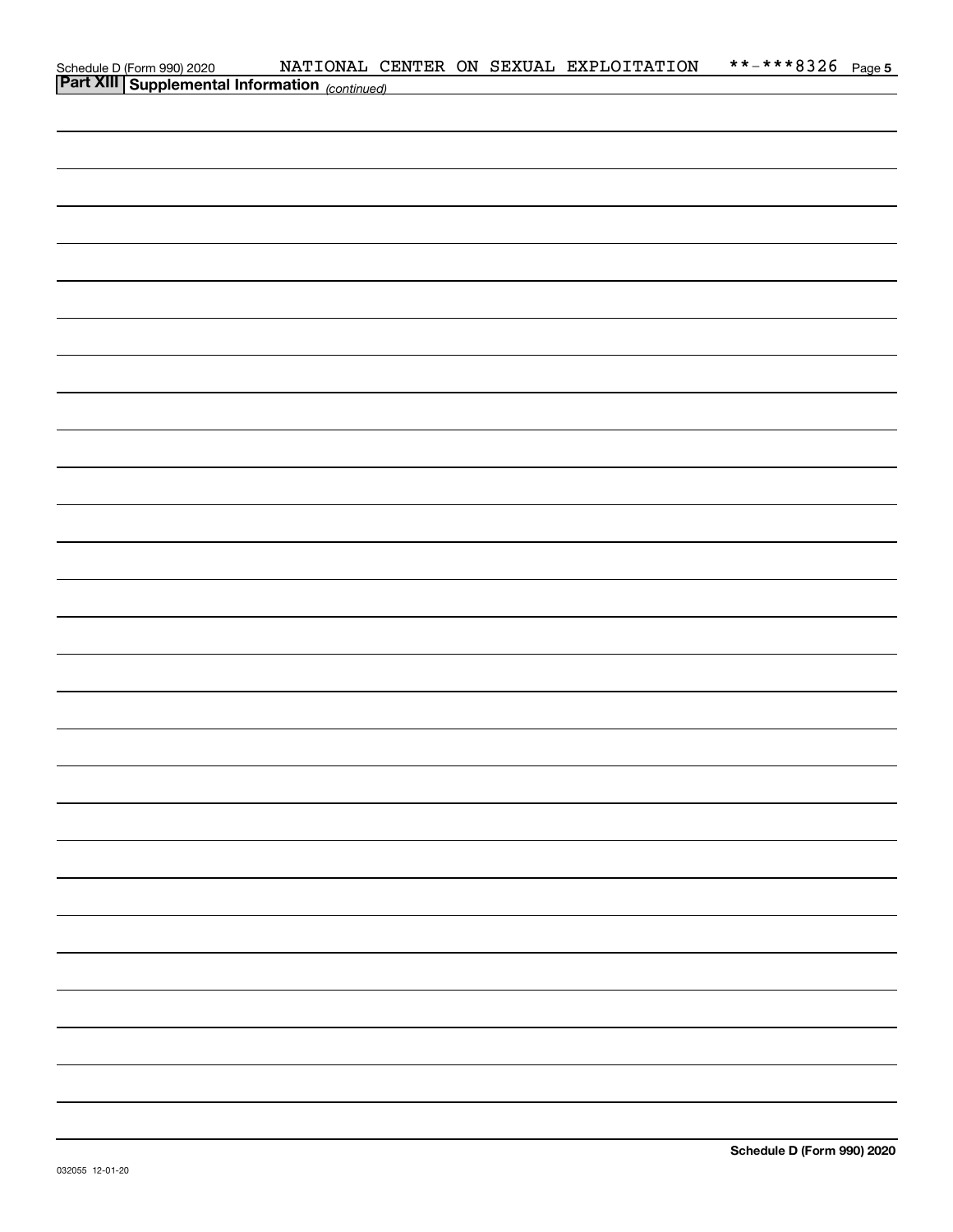**Part XIII Supplemental Information** *(continued)*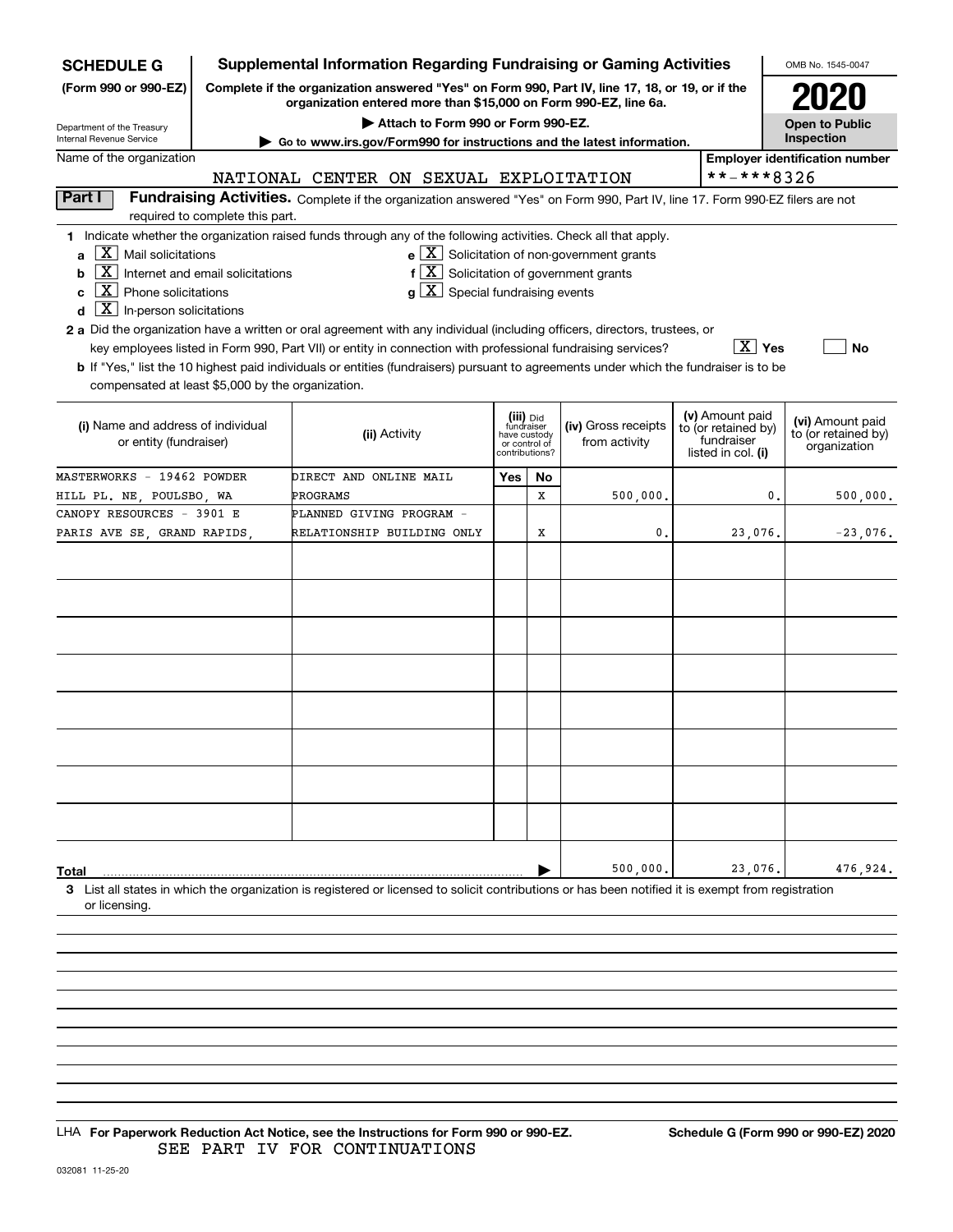**SCHEDULE G (Form 990 or 990-EZ)**

Department of the Treasury
Internal Revenue Service

# Supplemental Information Regarding Fundraising or Gaming Activities

**Complete if the organization answered "Yes" on Form 990, Part IV, line 17, 18, or 19, or if the organization entered more than $15,000 on Form 990-EZ, line 6a.**

**▶ Attach to Form 990 or Form 990-EZ.**

**▶ Go to www.irs.gov/Form990 for instructions and the latest information.**

OMB No. 1545-0047

**2020**

**Open to Public Inspection**

Name of the organization: NATIONAL CENTER ON SEXUAL EXPLOITATION

Employer identification number: **-***8326

**Part I** **Fundraising Activities.** Complete if the organization answered "Yes" on Form 990, Part IV, line 17. Form 990-EZ filers are not required to complete this part.

**1** Indicate whether the organization raised funds through any of the following activities. Check all that apply.

- **a** [X] Mail solicitations
- **b** [X] Internet and email solicitations
- **c** [X] Phone solicitations
- **d** [X] In-person solicitations
- **e** [X] Solicitation of non-government grants
- **f** [X] Solicitation of government grants
- **g** [X] Special fundraising events

**2 a** Did the organization have a written or oral agreement with any individual (including officers, directors, trustees, or key employees listed in Form 990, Part VII) or entity in connection with professional fundraising services? [X] **Yes** [ ] **No**

**b** If "Yes," list the 10 highest paid individuals or entities (fundraisers) pursuant to agreements under which the fundraiser is to be compensated at least $5,000 by the organization.

| (i) Name and address of individual or entity (fundraiser) | (ii) Activity | (iii) Did fundraiser have custody or control of contributions? Yes | No | (iv) Gross receipts from activity | (v) Amount paid to (or retained by) fundraiser listed in col. (i) | (vi) Amount paid to (or retained by) organization |
|---|---|---|---|---|---|---|
| MASTERWORKS - 19462 POWDER HILL PL. NE, POULSBO, WA | DIRECT AND ONLINE MAIL PROGRAMS | | X | 500,000. | 0. | 500,000. |
| CANOPY RESOURCES - 3901 E PARIS AVE SE, GRAND RAPIDS, | PLANNED GIVING PROGRAM - RELATIONSHIP BUILDING ONLY | | X | 0. | 23,076. | -23,076. |
| | | | | | | |
| | | | | | | |
| | | | | | | |
| | | | | | | |
| | | | | | | |
| | | | | | | |
| | | | | | | |
| | | | | | | |
| **Total** ▶ | | | | 500,000. | 23,076. | 476,924. |

**3** List all states in which the organization is registered or licensed to solicit contributions or has been notified it is exempt from registration or licensing.

LHA **For Paperwork Reduction Act Notice, see the Instructions for Form 990 or 990-EZ.** **Schedule G (Form 990 or 990-EZ) 2020**

SEE PART IV FOR CONTINUATIONS

032081 11-25-20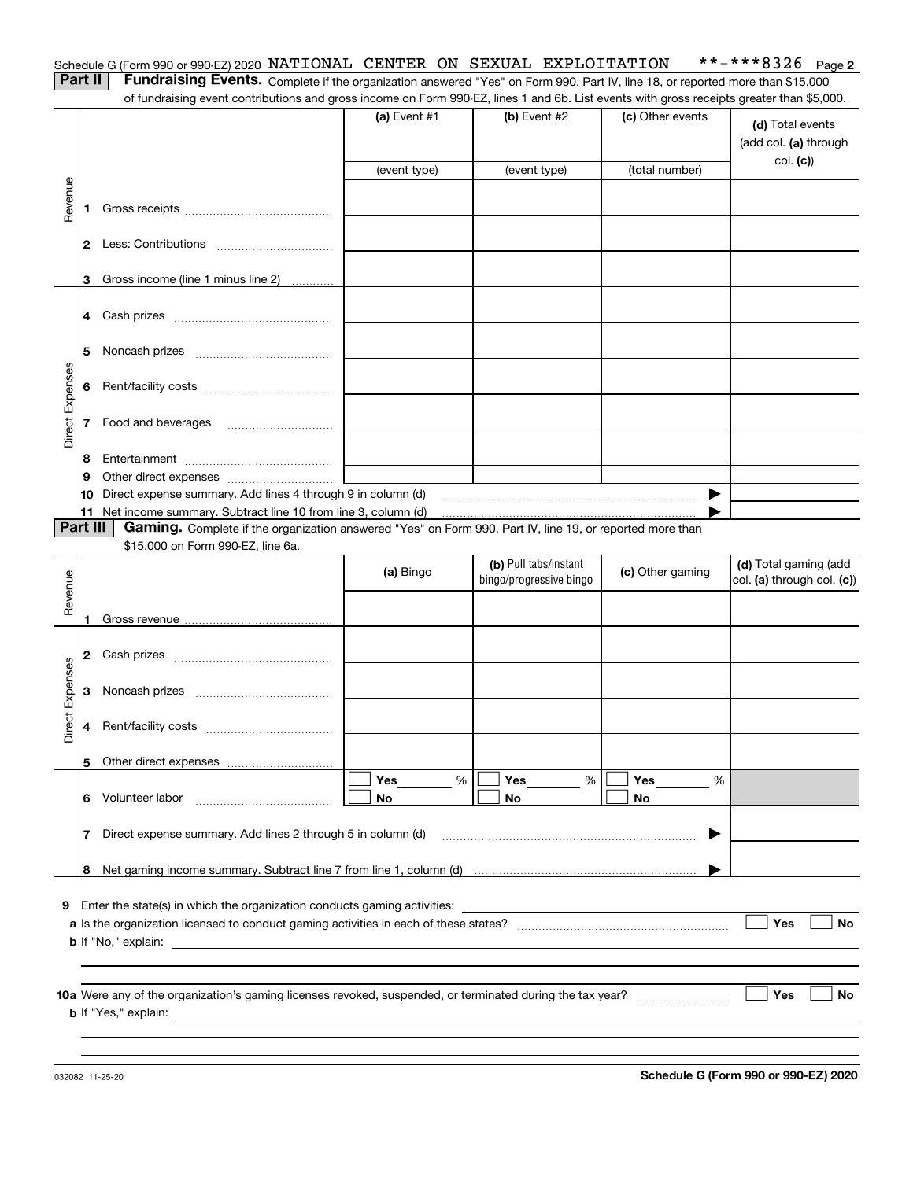Schedule G (Form 990 or 990-EZ) 2020 NATIONAL CENTER ON SEXUAL EXPLOITATION **-***8326 Page **2**

**Part II** **Fundraising Events.** Complete if the organization answered "Yes" on Form 990, Part IV, line 18, or reported more than $15,000 of fundraising event contributions and gross income on Form 990-EZ, lines 1 and 6b. List events with gross receipts greater than $5,000.

| | | (a) Event #1 | (b) Event #2 | (c) Other events | (d) Total events (add col. (a) through col. (c)) |
|---|---|---|---|---|---|
| | | (event type) | (event type) | (total number) | |
| Revenue | 1 Gross receipts | | | | |
| | 2 Less: Contributions | | | | |
| | 3 Gross income (line 1 minus line 2) | | | | |
| Direct Expenses | 4 Cash prizes | | | | |
| | 5 Noncash prizes | | | | |
| | 6 Rent/facility costs | | | | |
| | 7 Food and beverages | | | | |
| | 8 Entertainment | | | | |
| | 9 Other direct expenses | | | | |
| | 10 Direct expense summary. Add lines 4 through 9 in column (d) | | | ▶ | |
| | 11 Net income summary. Subtract line 10 from line 3, column (d) | | | ▶ | |

**Part III** **Gaming.** Complete if the organization answered "Yes" on Form 990, Part IV, line 19, or reported more than $15,000 on Form 990-EZ, line 6a.

| | | (a) Bingo | (b) Pull tabs/instant bingo/progressive bingo | (c) Other gaming | (d) Total gaming (add col. (a) through col. (c)) |
|---|---|---|---|---|---|
| Revenue | 1 Gross revenue | | | | |
| Direct Expenses | 2 Cash prizes | | | | |
| | 3 Noncash prizes | | | | |
| | 4 Rent/facility costs | | | | |
| | 5 Other direct expenses | | | | |
| | 6 Volunteer labor | ☐ Yes ____ % ☐ No | ☐ Yes ____ % ☐ No | ☐ Yes ____ % ☐ No | |
| | 7 Direct expense summary. Add lines 2 through 5 in column (d) | | | ▶ | |
| | 8 Net gaming income summary. Subtract line 7 from line 1, column (d) | | | ▶ | |

**9** Enter the state(s) in which the organization conducts gaming activities:

**a** Is the organization licensed to conduct gaming activities in each of these states? ☐ Yes ☐ No

**b** If "No," explain:

**10a** Were any of the organization's gaming licenses revoked, suspended, or terminated during the tax year? ☐ Yes ☐ No

**b** If "Yes," explain:

032082 11-25-20 **Schedule G (Form 990 or 990-EZ) 2020**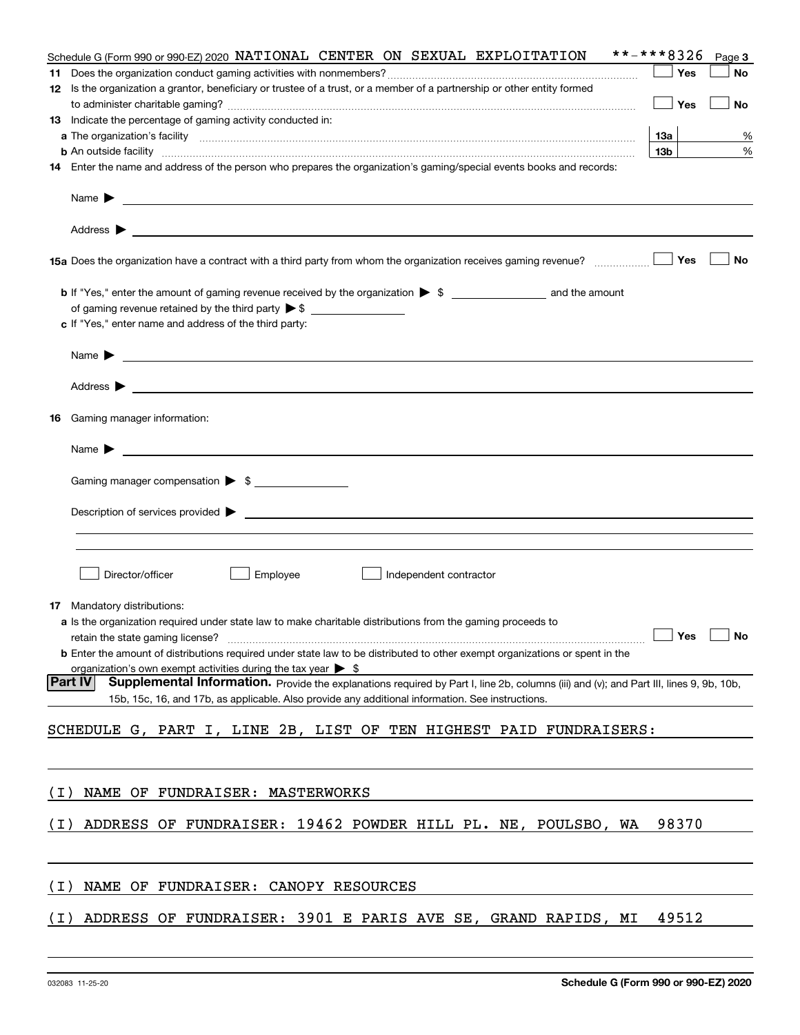Schedule G (Form 990 or 990-EZ) 2020 NATIONAL CENTER ON SEXUAL EXPLOITATION **-***8326 Page 3

**11** Does the organization conduct gaming activities with nonmembers? ☐ Yes ☐ No

**12** Is the organization a grantor, beneficiary or trustee of a trust, or a member of a partnership or other entity formed to administer charitable gaming? ☐ Yes ☐ No

**13** Indicate the percentage of gaming activity conducted in:

**a** The organization's facility **13a** %

**b** An outside facility **13b** %

**14** Enter the name and address of the person who prepares the organization's gaming/special events books and records:

Name ▶

Address ▶

**15a** Does the organization have a contract with a third party from whom the organization receives gaming revenue? ☐ Yes ☐ No

**b** If "Yes," enter the amount of gaming revenue received by the organization ▶ $ ________ and the amount of gaming revenue retained by the third party ▶ $ ________

**c** If "Yes," enter name and address of the third party:

Name ▶

Address ▶

**16** Gaming manager information:

Name ▶

Gaming manager compensation ▶ $

Description of services provided ▶

☐ Director/officer ☐ Employee ☐ Independent contractor

**17** Mandatory distributions:

**a** Is the organization required under state law to make charitable distributions from the gaming proceeds to retain the state gaming license? ☐ Yes ☐ No

**b** Enter the amount of distributions required under state law to be distributed to other exempt organizations or spent in the organization's own exempt activities during the tax year ▶ $

**Part IV** **Supplemental Information.** Provide the explanations required by Part I, line 2b, columns (iii) and (v); and Part III, lines 9, 9b, 10b, 15b, 15c, 16, and 17b, as applicable. Also provide any additional information. See instructions.

SCHEDULE G, PART I, LINE 2B, LIST OF TEN HIGHEST PAID FUNDRAISERS:

(I) NAME OF FUNDRAISER: MASTERWORKS

(I) ADDRESS OF FUNDRAISER: 19462 POWDER HILL PL. NE, POULSBO, WA 98370

(I) NAME OF FUNDRAISER: CANOPY RESOURCES

(I) ADDRESS OF FUNDRAISER: 3901 E PARIS AVE SE, GRAND RAPIDS, MI 49512

032083 11-25-20 **Schedule G (Form 990 or 990-EZ) 2020**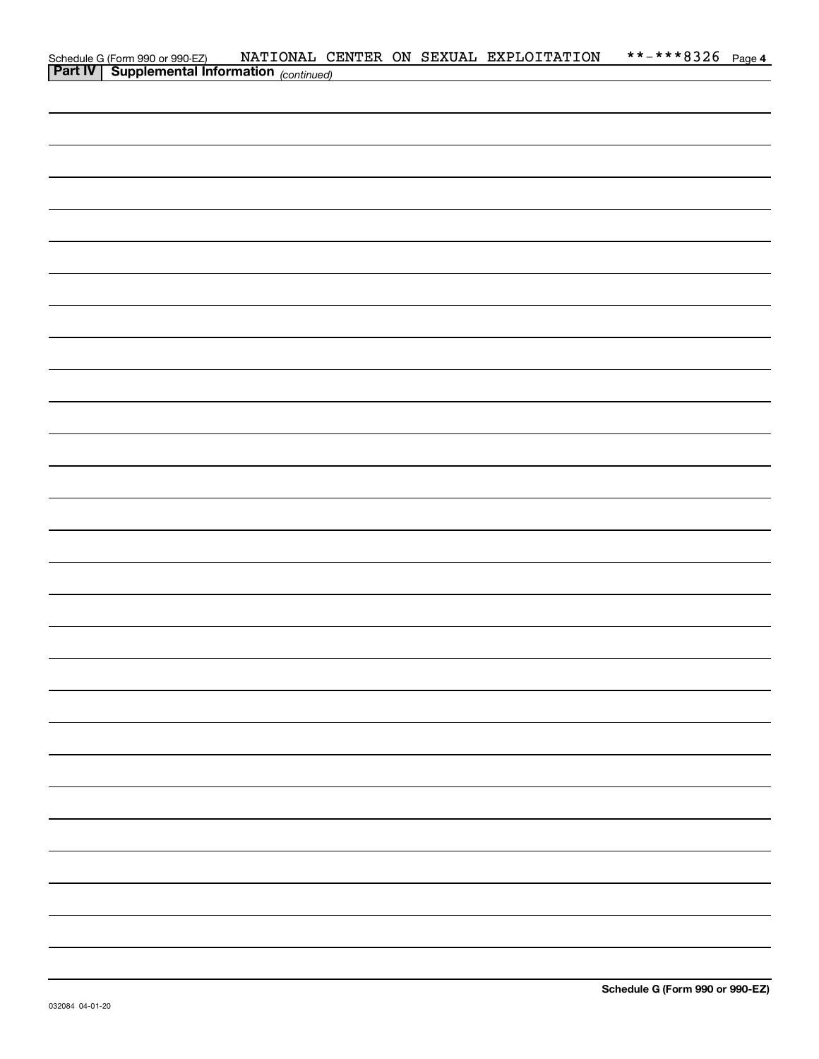Schedule G (Form 990 or 990-EZ) NATIONAL CENTER ON SEXUAL EXPLOITATION **-***8326 Page **4**

**Part IV | Supplemental Information** *(continued)*

**Schedule G (Form 990 or 990-EZ)**

032084 04-01-20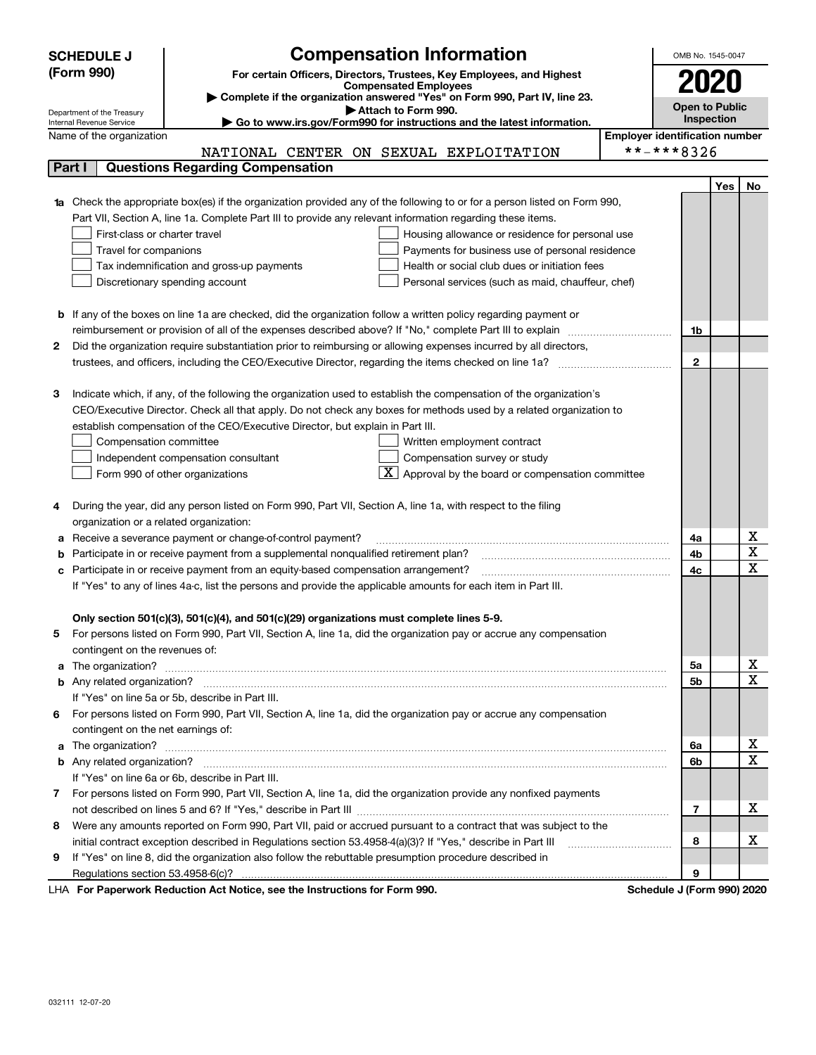**SCHEDULE J (Form 990)**

Department of the Treasury
Internal Revenue Service

# Compensation Information

**For certain Officers, Directors, Trustees, Key Employees, and Highest Compensated Employees**

▶ **Complete if the organization answered "Yes" on Form 990, Part IV, line 23.**

▶ **Attach to Form 990.**

▶ **Go to www.irs.gov/Form990 for instructions and the latest information.**

OMB No. 1545-0047

**2020**

**Open to Public Inspection**

Name of the organization: NATIONAL CENTER ON SEXUAL EXPLOITATION

Employer identification number: **-***8326

## Part I Questions Regarding Compensation

| | | | Yes | No |
|---|---|---|---|---|
| **1a** | Check the appropriate box(es) if the organization provided any of the following to or for a person listed on Form 990, Part VII, Section A, line 1a. Complete Part III to provide any relevant information regarding these items.<br>☐ First-class or charter travel ☐ Housing allowance or residence for personal use<br>☐ Travel for companions ☐ Payments for business use of personal residence<br>☐ Tax indemnification and gross-up payments ☐ Health or social club dues or initiation fees<br>☐ Discretionary spending account ☐ Personal services (such as maid, chauffeur, chef) | | | |
| **b** | If any of the boxes on line 1a are checked, did the organization follow a written policy regarding payment or reimbursement or provision of all of the expenses described above? If "No," complete Part III to explain | 1b | | |
| **2** | Did the organization require substantiation prior to reimbursing or allowing expenses incurred by all directors, trustees, and officers, including the CEO/Executive Director, regarding the items checked on line 1a? | 2 | | |
| **3** | Indicate which, if any, of the following the organization used to establish the compensation of the organization's CEO/Executive Director. Check all that apply. Do not check any boxes for methods used by a related organization to establish compensation of the CEO/Executive Director, but explain in Part III.<br>☐ Compensation committee ☐ Written employment contract<br>☐ Independent compensation consultant ☐ Compensation survey or study<br>☐ Form 990 of other organizations ☒ Approval by the board or compensation committee | | | |
| **4** | During the year, did any person listed on Form 990, Part VII, Section A, line 1a, with respect to the filing organization or a related organization: | | | |
| **a** | Receive a severance payment or change-of-control payment? | 4a | | X |
| **b** | Participate in or receive payment from a supplemental nonqualified retirement plan? | 4b | | X |
| **c** | Participate in or receive payment from an equity-based compensation arrangement? | 4c | | X |
| | If "Yes" to any of lines 4a-c, list the persons and provide the applicable amounts for each item in Part III. | | | |
| | **Only section 501(c)(3), 501(c)(4), and 501(c)(29) organizations must complete lines 5-9.** | | | |
| **5** | For persons listed on Form 990, Part VII, Section A, line 1a, did the organization pay or accrue any compensation contingent on the revenues of: | | | |
| **a** | The organization? | 5a | | X |
| **b** | Any related organization? | 5b | | X |
| | If "Yes" on line 5a or 5b, describe in Part III. | | | |
| **6** | For persons listed on Form 990, Part VII, Section A, line 1a, did the organization pay or accrue any compensation contingent on the net earnings of: | | | |
| **a** | The organization? | 6a | | X |
| **b** | Any related organization? | 6b | | X |
| | If "Yes" on line 6a or 6b, describe in Part III. | | | |
| **7** | For persons listed on Form 990, Part VII, Section A, line 1a, did the organization provide any nonfixed payments not described on lines 5 and 6? If "Yes," describe in Part III | 7 | | X |
| **8** | Were any amounts reported on Form 990, Part VII, paid or accrued pursuant to a contract that was subject to the initial contract exception described in Regulations section 53.4958-4(a)(3)? If "Yes," describe in Part III | 8 | | X |
| **9** | If "Yes" on line 8, did the organization also follow the rebuttable presumption procedure described in Regulations section 53.4958-6(c)? | 9 | | |

LHA **For Paperwork Reduction Act Notice, see the Instructions for Form 990.** **Schedule J (Form 990) 2020**

032111 12-07-20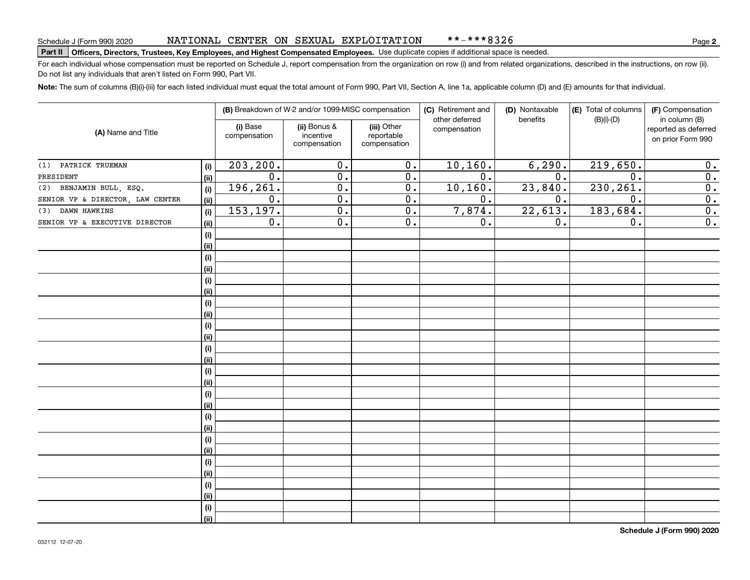Schedule J (Form 990) 2020 NATIONAL CENTER ON SEXUAL EXPLOITATION **-***8326

**Part II** **Officers, Directors, Trustees, Key Employees, and Highest Compensated Employees.** Use duplicate copies if additional space is needed.

For each individual whose compensation must be reported on Schedule J, report compensation from the organization on row (i) and from related organizations, described in the instructions, on row (ii). Do not list any individuals that aren't listed on Form 990, Part VII.

**Note:** The sum of columns (B)(i)-(iii) for each listed individual must equal the total amount of Form 990, Part VII, Section A, line 1a, applicable column (D) and (E) amounts for that individual.

| (A) Name and Title | | (B) Breakdown of W-2 and/or 1099-MISC compensation | | | (C) Retirement and other deferred compensation | (D) Nontaxable benefits | (E) Total of columns (B)(i)-(D) | (F) Compensation in column (B) reported as deferred on prior Form 990 |
|---|---|---|---|---|---|---|---|---|
| | | (i) Base compensation | (ii) Bonus & incentive compensation | (iii) Other reportable compensation | | | | |
| (1) PATRICK TRUEMAN | (i) | 203,200. | 0. | 0. | 10,160. | 6,290. | 219,650. | 0. |
| PRESIDENT | (ii) | 0. | 0. | 0. | 0. | 0. | 0. | 0. |
| (2) BENJAMIN BULL, ESQ. | (i) | 196,261. | 0. | 0. | 10,160. | 23,840. | 230,261. | 0. |
| SENIOR VP & DIRECTOR, LAW CENTER | (ii) | 0. | 0. | 0. | 0. | 0. | 0. | 0. |
| (3) DAWN HAWKINS | (i) | 153,197. | 0. | 0. | 7,874. | 22,613. | 183,684. | 0. |
| SENIOR VP & EXECUTIVE DIRECTOR | (ii) | 0. | 0. | 0. | 0. | 0. | 0. | 0. |

Schedule J (Form 990) 2020

032112 12-07-20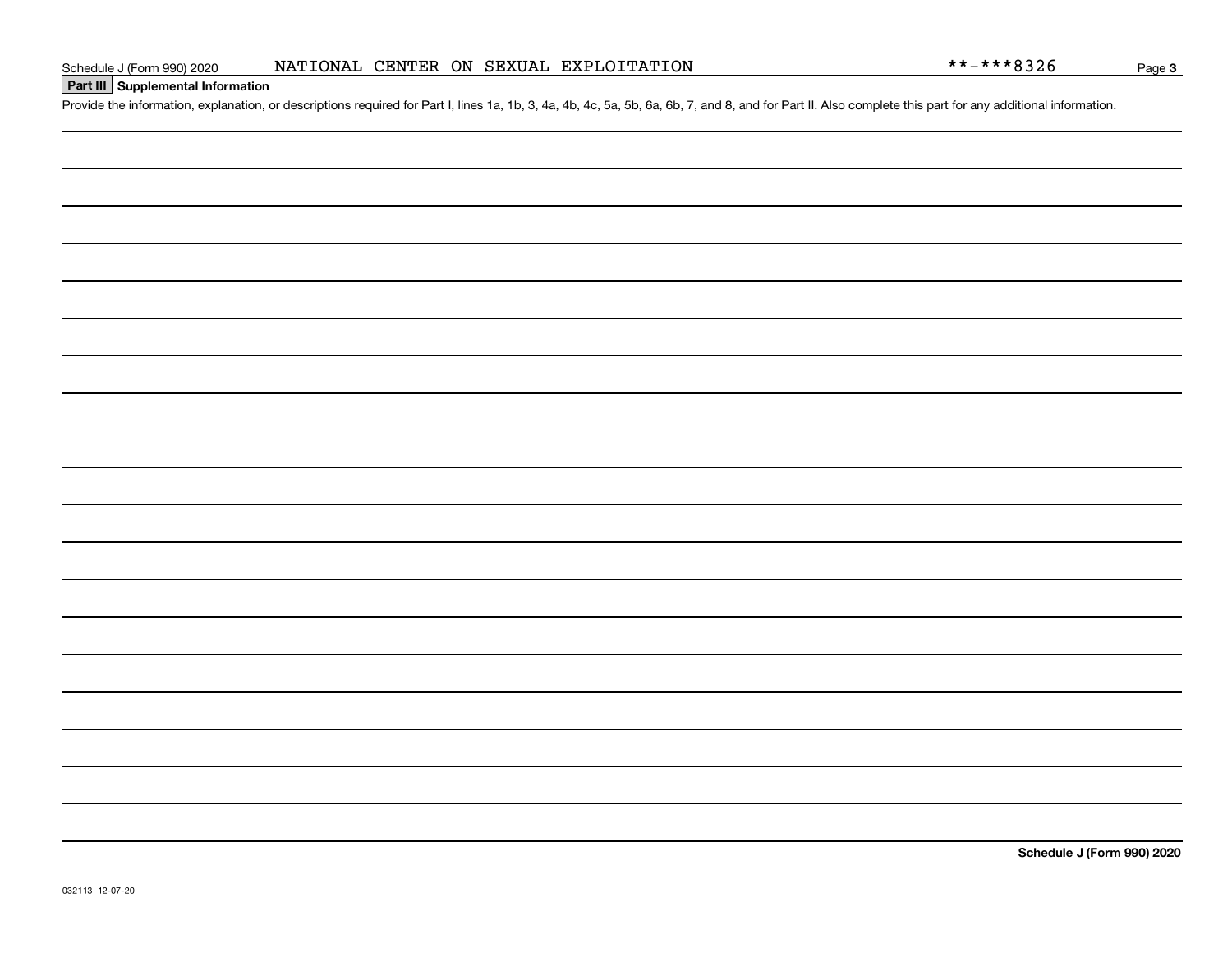Schedule J (Form 990) 2020 NATIONAL CENTER ON SEXUAL EXPLOITATION **-***8326

## Part III Supplemental Information

Provide the information, explanation, or descriptions required for Part I, lines 1a, 1b, 3, 4a, 4b, 4c, 5a, 5b, 6a, 6b, 7, and 8, and for Part II. Also complete this part for any additional information.

**Schedule J (Form 990) 2020**

032113 12-07-20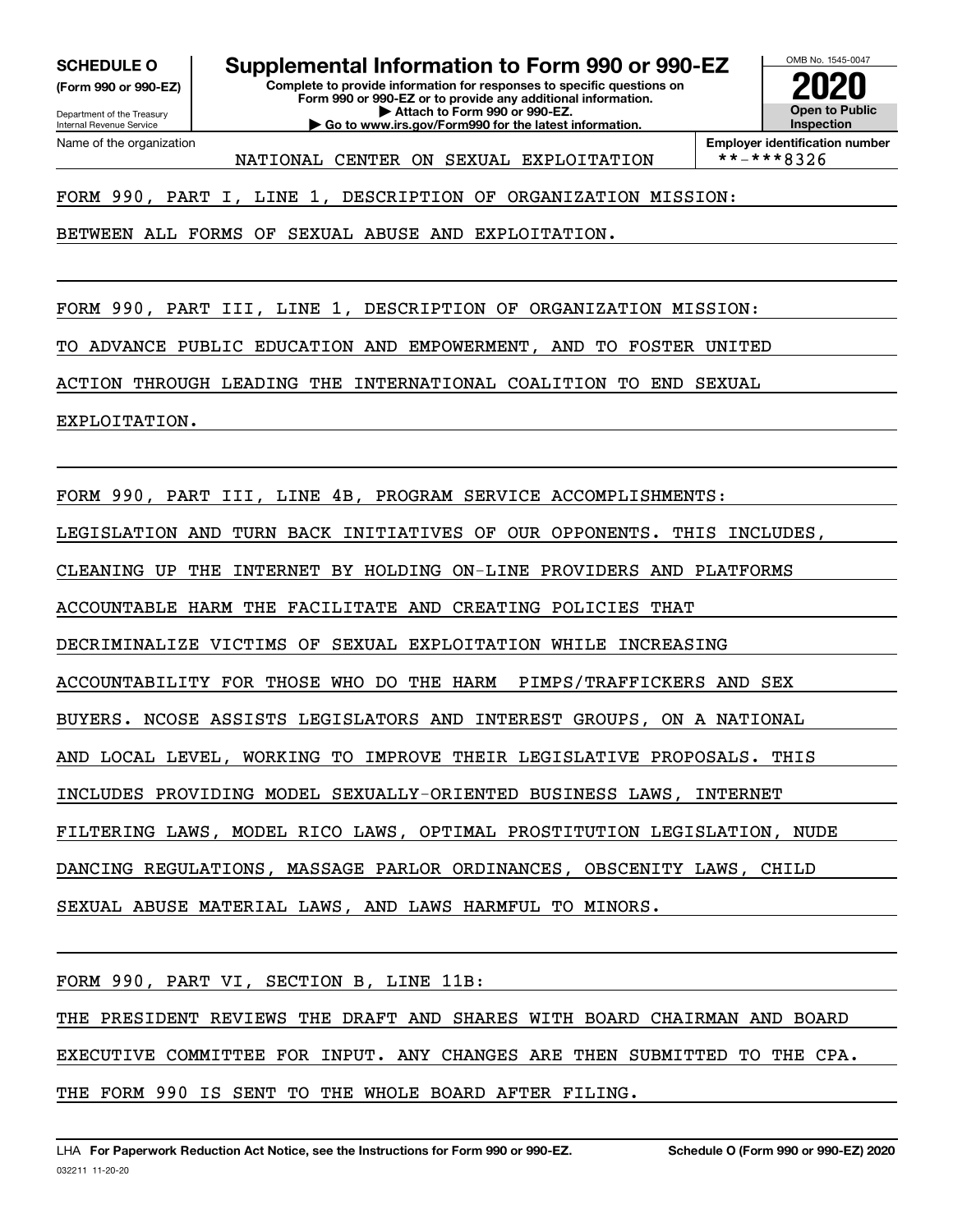**SCHEDULE O**
**(Form 990 or 990-EZ)**

Department of the Treasury
Internal Revenue Service

# Supplemental Information to Form 990 or 990-EZ

**Complete to provide information for responses to specific questions on Form 990 or 990-EZ or to provide any additional information.**
**▶ Attach to Form 990 or 990-EZ.**
**▶ Go to www.irs.gov/Form990 for the latest information.**

OMB No. 1545-0047

**2020**

**Open to Public Inspection**

Name of the organization: NATIONAL CENTER ON SEXUAL EXPLOITATION

**Employer identification number**: **-***8326

FORM 990, PART I, LINE 1, DESCRIPTION OF ORGANIZATION MISSION:

BETWEEN ALL FORMS OF SEXUAL ABUSE AND EXPLOITATION.

FORM 990, PART III, LINE 1, DESCRIPTION OF ORGANIZATION MISSION:

TO ADVANCE PUBLIC EDUCATION AND EMPOWERMENT, AND TO FOSTER UNITED ACTION THROUGH LEADING THE INTERNATIONAL COALITION TO END SEXUAL EXPLOITATION.

FORM 990, PART III, LINE 4B, PROGRAM SERVICE ACCOMPLISHMENTS:

LEGISLATION AND TURN BACK INITIATIVES OF OUR OPPONENTS. THIS INCLUDES, CLEANING UP THE INTERNET BY HOLDING ON-LINE PROVIDERS AND PLATFORMS ACCOUNTABLE HARM THE FACILITATE AND CREATING POLICIES THAT DECRIMINALIZE VICTIMS OF SEXUAL EXPLOITATION WHILE INCREASING ACCOUNTABILITY FOR THOSE WHO DO THE HARM PIMPS/TRAFFICKERS AND SEX BUYERS. NCOSE ASSISTS LEGISLATORS AND INTEREST GROUPS, ON A NATIONAL AND LOCAL LEVEL, WORKING TO IMPROVE THEIR LEGISLATIVE PROPOSALS. THIS INCLUDES PROVIDING MODEL SEXUALLY-ORIENTED BUSINESS LAWS, INTERNET FILTERING LAWS, MODEL RICO LAWS, OPTIMAL PROSTITUTION LEGISLATION, NUDE DANCING REGULATIONS, MASSAGE PARLOR ORDINANCES, OBSCENITY LAWS, CHILD SEXUAL ABUSE MATERIAL LAWS, AND LAWS HARMFUL TO MINORS.

FORM 990, PART VI, SECTION B, LINE 11B:

THE PRESIDENT REVIEWS THE DRAFT AND SHARES WITH BOARD CHAIRMAN AND BOARD EXECUTIVE COMMITTEE FOR INPUT. ANY CHANGES ARE THEN SUBMITTED TO THE CPA. THE FORM 990 IS SENT TO THE WHOLE BOARD AFTER FILING.

LHA **For Paperwork Reduction Act Notice, see the Instructions for Form 990 or 990-EZ.** **Schedule O (Form 990 or 990-EZ) 2020**
032211 11-20-20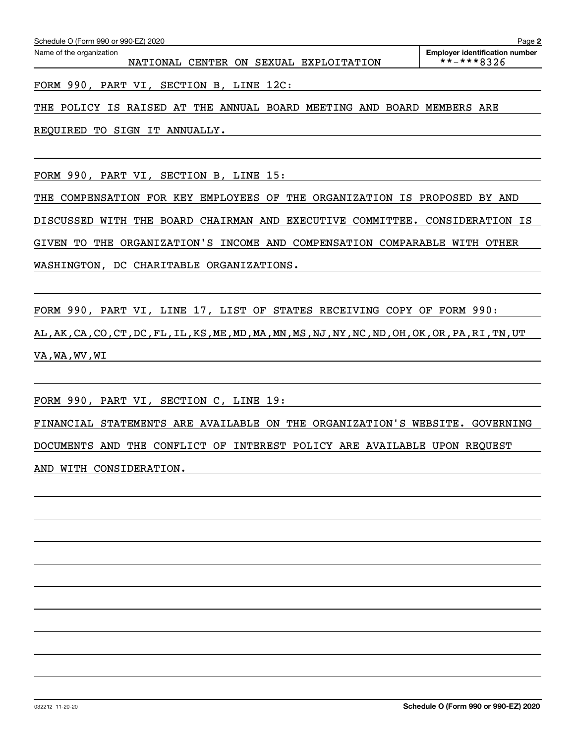Name of the organization: NATIONAL CENTER ON SEXUAL EXPLOITATION

Employer identification number: **-***8326

FORM 990, PART VI, SECTION B, LINE 12C:

THE POLICY IS RAISED AT THE ANNUAL BOARD MEETING AND BOARD MEMBERS ARE REQUIRED TO SIGN IT ANNUALLY.

FORM 990, PART VI, SECTION B, LINE 15:

THE COMPENSATION FOR KEY EMPLOYEES OF THE ORGANIZATION IS PROPOSED BY AND DISCUSSED WITH THE BOARD CHAIRMAN AND EXECUTIVE COMMITTEE. CONSIDERATION IS GIVEN TO THE ORGANIZATION'S INCOME AND COMPENSATION COMPARABLE WITH OTHER WASHINGTON, DC CHARITABLE ORGANIZATIONS.

FORM 990, PART VI, LINE 17, LIST OF STATES RECEIVING COPY OF FORM 990:

AL,AK,CA,CO,CT,DC,FL,IL,KS,ME,MD,MA,MN,MS,NJ,NY,NC,ND,OH,OK,OR,PA,RI,TN,UT VA,WA,WV,WI

FORM 990, PART VI, SECTION C, LINE 19:

FINANCIAL STATEMENTS ARE AVAILABLE ON THE ORGANIZATION'S WEBSITE. GOVERNING DOCUMENTS AND THE CONFLICT OF INTEREST POLICY ARE AVAILABLE UPON REQUEST AND WITH CONSIDERATION.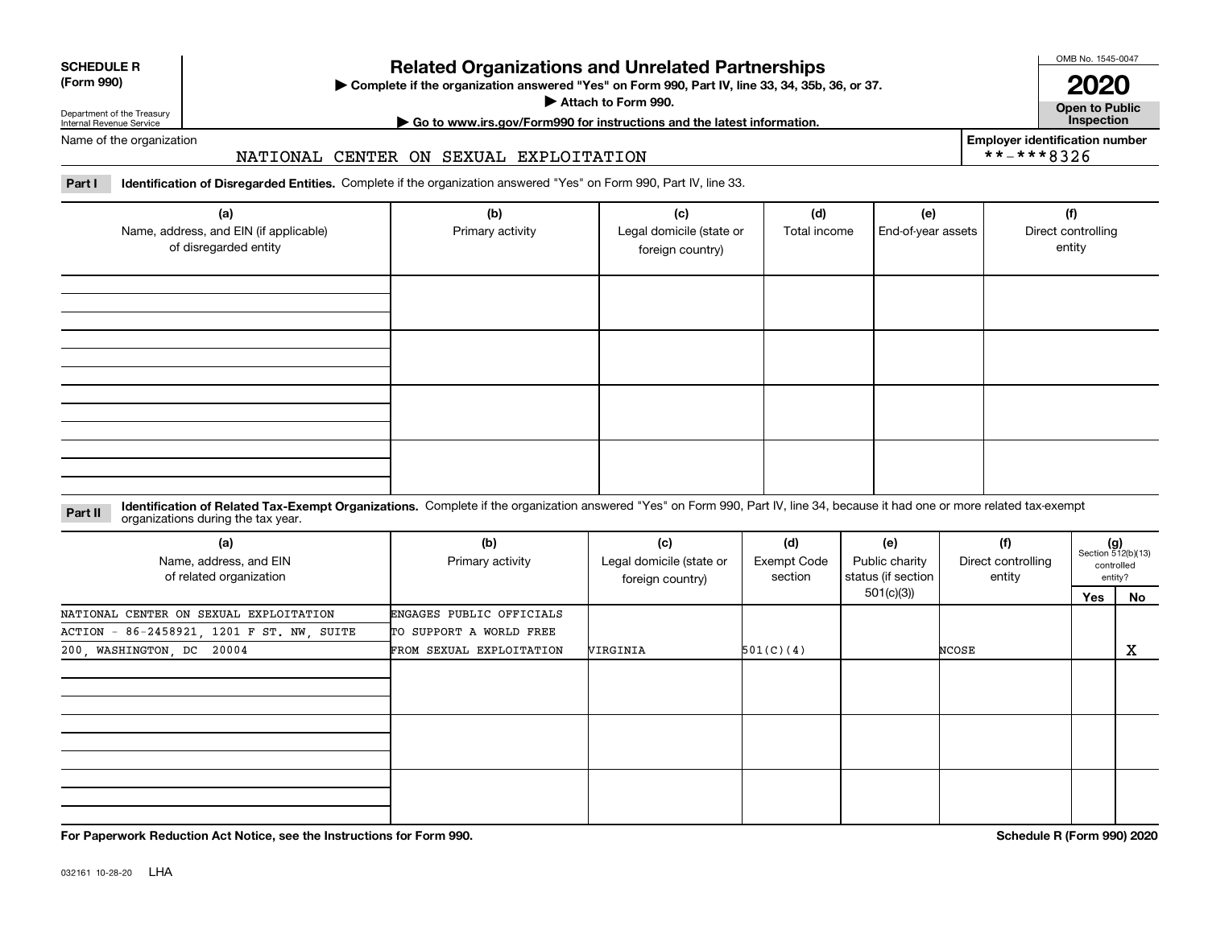**SCHEDULE R**
**(Form 990)**

Department of the Treasury
Internal Revenue Service

# Related Organizations and Unrelated Partnerships

▶ **Complete if the organization answered "Yes" on Form 990, Part IV, line 33, 34, 35b, 36, or 37.**
▶ **Attach to Form 990.**
▶ **Go to www.irs.gov/Form990 for instructions and the latest information.**

OMB No. 1545-0047
**2020**
**Open to Public Inspection**

Name of the organization: NATIONAL CENTER ON SEXUAL EXPLOITATION

Employer identification number: **-***8326

**Part I** **Identification of Disregarded Entities.** Complete if the organization answered "Yes" on Form 990, Part IV, line 33.

| (a) Name, address, and EIN (if applicable) of disregarded entity | (b) Primary activity | (c) Legal domicile (state or foreign country) | (d) Total income | (e) End-of-year assets | (f) Direct controlling entity |
|---|---|---|---|---|---|
| | | | | | |
| | | | | | |
| | | | | | |
| | | | | | |

**Part II** **Identification of Related Tax-Exempt Organizations.** Complete if the organization answered "Yes" on Form 990, Part IV, line 34, because it had one or more related tax-exempt organizations during the tax year.

| (a) Name, address, and EIN of related organization | (b) Primary activity | (c) Legal domicile (state or foreign country) | (d) Exempt Code section | (e) Public charity status (if section 501(c)(3)) | (f) Direct controlling entity | (g) Section 512(b)(13) controlled entity? Yes | No |
|---|---|---|---|---|---|---|---|
| NATIONAL CENTER ON SEXUAL EXPLOITATION ACTION - 86-2458921, 1201 F ST. NW, SUITE 200, WASHINGTON, DC 20004 | ENGAGES PUBLIC OFFICIALS TO SUPPORT A WORLD FREE FROM SEXUAL EXPLOITATION | VIRGINIA | 501(C)(4) | | NCOSE | | X |
| | | | | | | | |
| | | | | | | | |
| | | | | | | | |

**For Paperwork Reduction Act Notice, see the Instructions for Form 990.**

**Schedule R (Form 990) 2020**

032161 10-28-20 LHA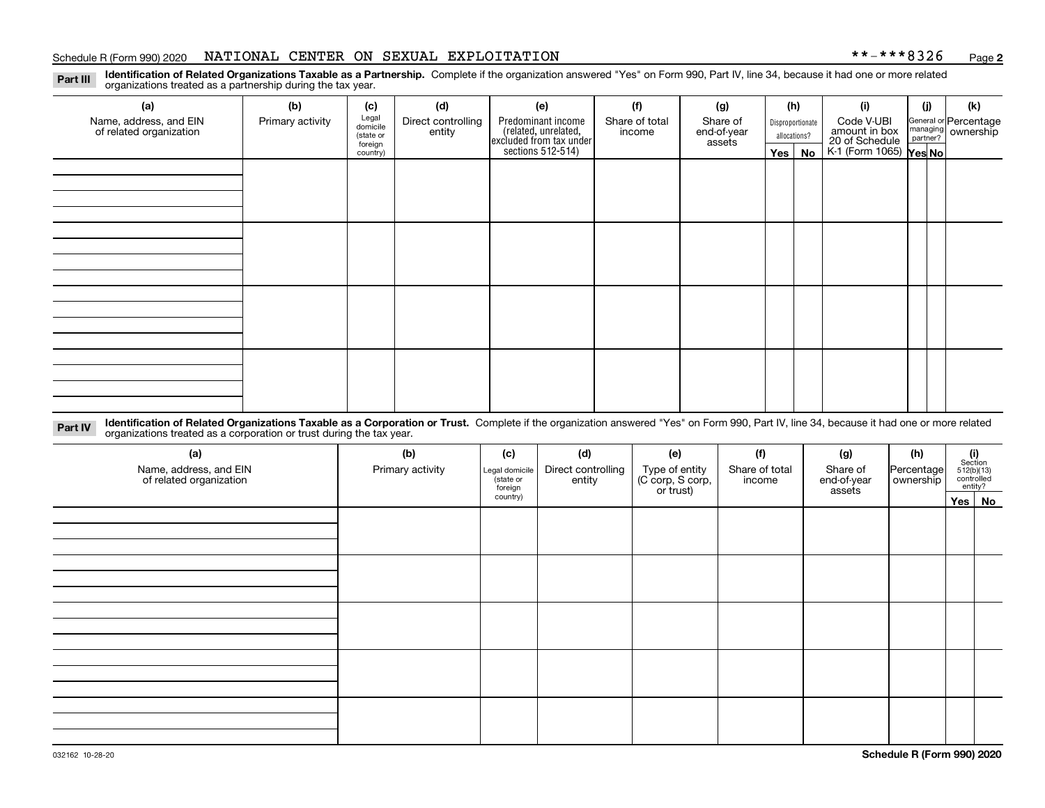## Part III Identification of Related Organizations Taxable as a Partnership.

Complete if the organization answered "Yes" on Form 990, Part IV, line 34, because it had one or more related organizations treated as a partnership during the tax year.

| (a) Name, address, and EIN of related organization | (b) Primary activity | (c) Legal domicile (state or foreign country) | (d) Direct controlling entity | (e) Predominant income (related, unrelated, excluded from tax under sections 512-514) | (f) Share of total income | (g) Share of end-of-year assets | (h) Disproportionate allocations? Yes | (h) No | (i) Code V-UBI amount in box 20 of Schedule K-1 (Form 1065) | (j) General or managing partner? Yes | (j) No | (k) Percentage ownership |
|---|---|---|---|---|---|---|---|---|---|---|---|---|
| | | | | | | | | | | | | |
| | | | | | | | | | | | | |
| | | | | | | | | | | | | |
| | | | | | | | | | | | | |

## Part IV Identification of Related Organizations Taxable as a Corporation or Trust.

Complete if the organization answered "Yes" on Form 990, Part IV, line 34, because it had one or more related organizations treated as a corporation or trust during the tax year.

| (a) Name, address, and EIN of related organization | (b) Primary activity | (c) Legal domicile (state or foreign country) | (d) Direct controlling entity | (e) Type of entity (C corp, S corp, or trust) | (f) Share of total income | (g) Share of end-of-year assets | (h) Percentage ownership | (i) Section 512(b)(13) controlled entity? Yes | (i) No |
|---|---|---|---|---|---|---|---|---|---|
| | | | | | | | | | |
| | | | | | | | | | |
| | | | | | | | | | |
| | | | | | | | | | |
| | | | | | | | | | |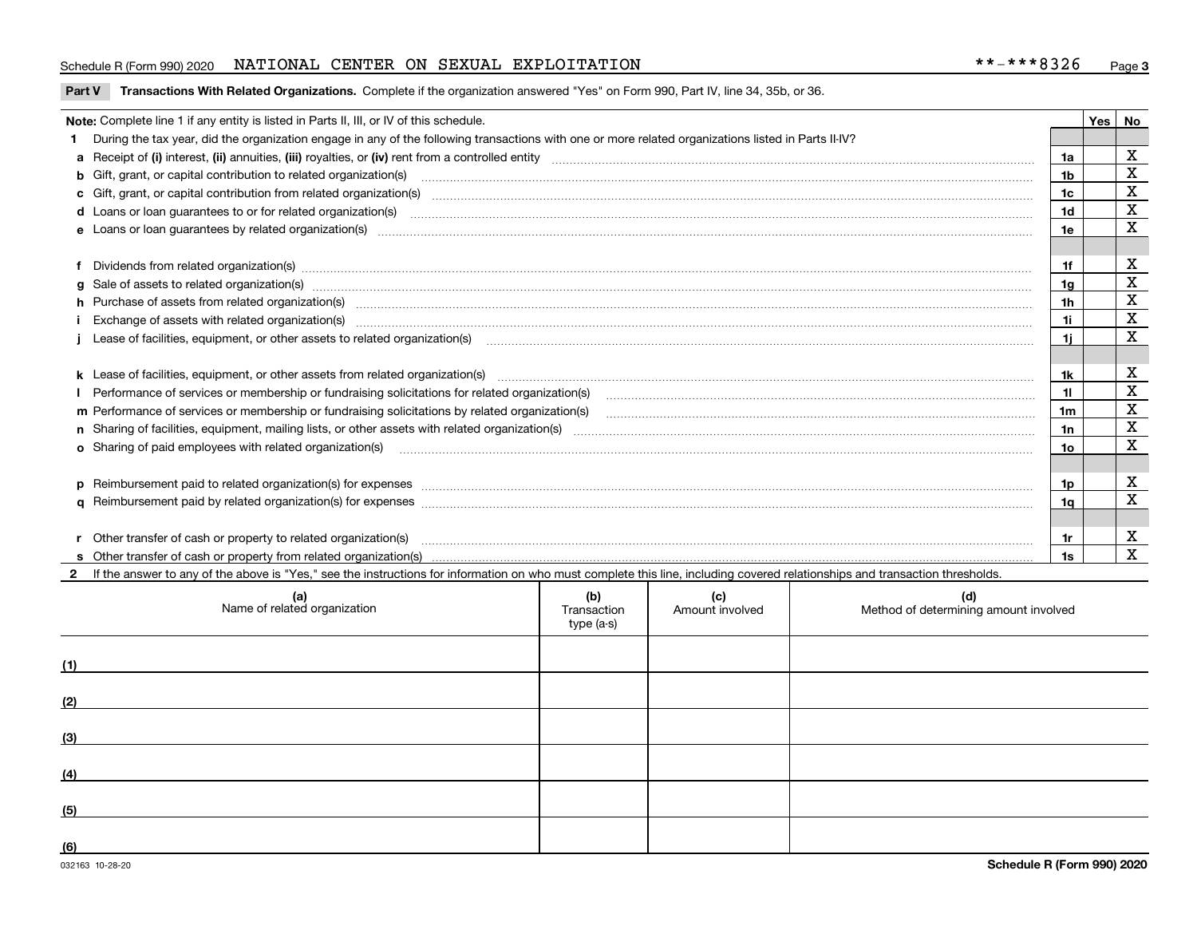Schedule R (Form 990) 2020 NATIONAL CENTER ON SEXUAL EXPLOITATION **-***8326

## Part V Transactions With Related Organizations. Complete if the organization answered "Yes" on Form 990, Part IV, line 34, 35b, or 36.

| Note: Complete line 1 if any entity is listed in Parts II, III, or IV of this schedule. | | Yes | No |
|---|---|---|---|
| 1 During the tax year, did the organization engage in any of the following transactions with one or more related organizations listed in Parts II-IV? | | | |
| a Receipt of (i) interest, (ii) annuities, (iii) royalties, or (iv) rent from a controlled entity | 1a | | X |
| b Gift, grant, or capital contribution to related organization(s) | 1b | | X |
| c Gift, grant, or capital contribution from related organization(s) | 1c | | X |
| d Loans or loan guarantees to or for related organization(s) | 1d | | X |
| e Loans or loan guarantees by related organization(s) | 1e | | X |
| f Dividends from related organization(s) | 1f | | X |
| g Sale of assets to related organization(s) | 1g | | X |
| h Purchase of assets from related organization(s) | 1h | | X |
| i Exchange of assets with related organization(s) | 1i | | X |
| j Lease of facilities, equipment, or other assets to related organization(s) | 1j | | X |
| k Lease of facilities, equipment, or other assets from related organization(s) | 1k | | X |
| l Performance of services or membership or fundraising solicitations for related organization(s) | 1l | | X |
| m Performance of services or membership or fundraising solicitations by related organization(s) | 1m | | X |
| n Sharing of facilities, equipment, mailing lists, or other assets with related organization(s) | 1n | | X |
| o Sharing of paid employees with related organization(s) | 1o | | X |
| p Reimbursement paid to related organization(s) for expenses | 1p | | X |
| q Reimbursement paid by related organization(s) for expenses | 1q | | X |
| r Other transfer of cash or property to related organization(s) | 1r | | X |
| s Other transfer of cash or property from related organization(s) | 1s | | X |

2 If the answer to any of the above is "Yes," see the instructions for information on who must complete this line, including covered relationships and transaction thresholds.

| (a) Name of related organization | (b) Transaction type (a-s) | (c) Amount involved | (d) Method of determining amount involved |
|---|---|---|---|
| (1) | | | |
| (2) | | | |
| (3) | | | |
| (4) | | | |
| (5) | | | |
| (6) | | | |

032163 10-28-20 Schedule R (Form 990) 2020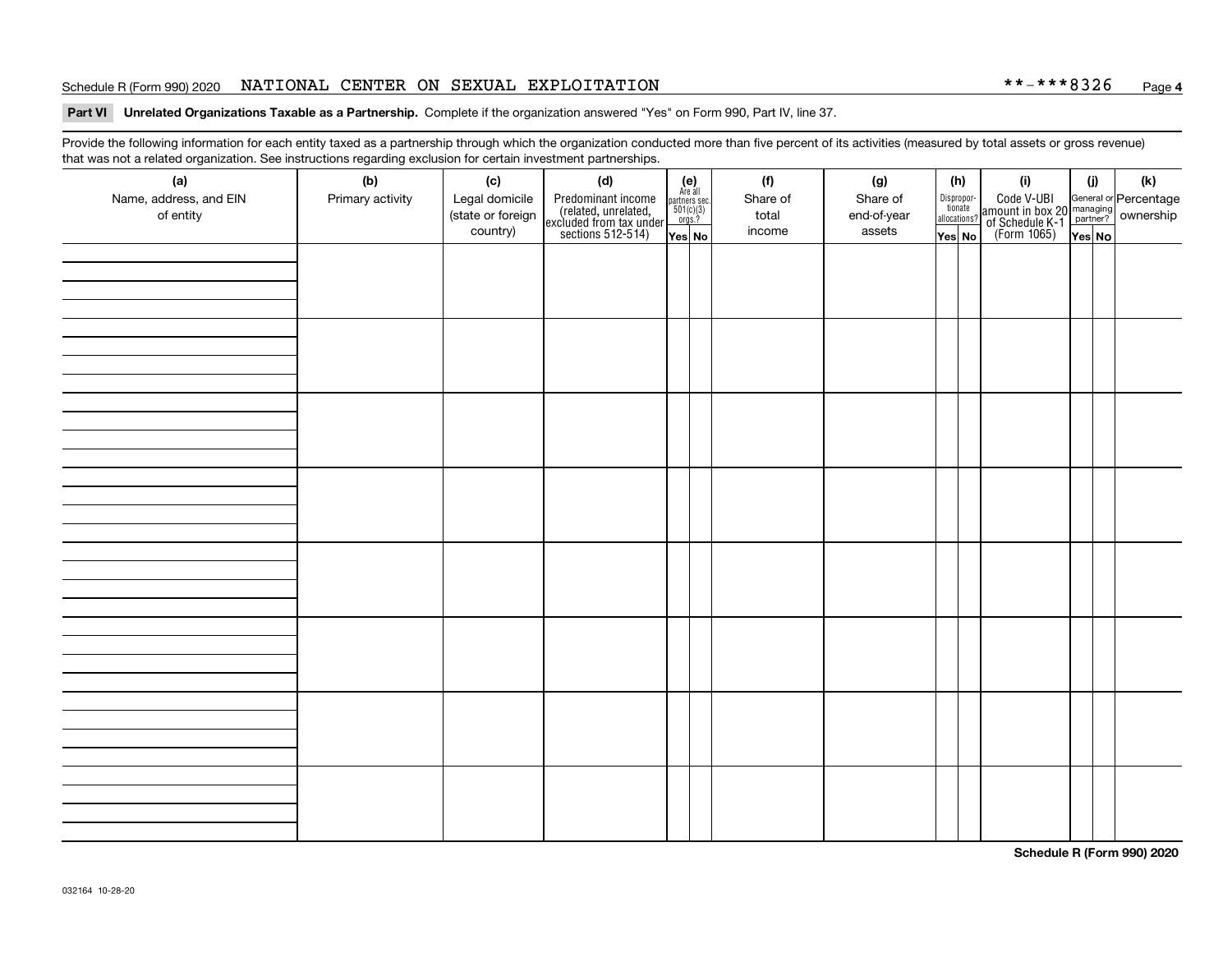Schedule R (Form 990) 2020 NATIONAL CENTER ON SEXUAL EXPLOITATION **-***8326

**Part VI Unrelated Organizations Taxable as a Partnership.** Complete if the organization answered "Yes" on Form 990, Part IV, line 37.

Provide the following information for each entity taxed as a partnership through which the organization conducted more than five percent of its activities (measured by total assets or gross revenue) that was not a related organization. See instructions regarding exclusion for certain investment partnerships.

| (a) Name, address, and EIN of entity | (b) Primary activity | (c) Legal domicile (state or foreign country) | (d) Predominant income (related, unrelated, excluded from tax under sections 512-514) | (e) Are all partners sec. 501(c)(3) orgs.? | | (f) Share of total income | (g) Share of end-of-year assets | (h) Disproportionate allocations? | | (i) Code V-UBI amount in box 20 of Schedule K-1 (Form 1065) | (j) General or managing partner? | | (k) Percentage ownership |
|---|---|---|---|---|---|---|---|---|---|---|---|---|---|
| | | | | Yes | No | | | Yes | No | | Yes | No | |
| | | | | | | | | | | | | | |
| | | | | | | | | | | | | | |
| | | | | | | | | | | | | | |
| | | | | | | | | | | | | | |
| | | | | | | | | | | | | | |
| | | | | | | | | | | | | | |
| | | | | | | | | | | | | | |
| | | | | | | | | | | | | | |

**Schedule R (Form 990) 2020**

032164 10-28-20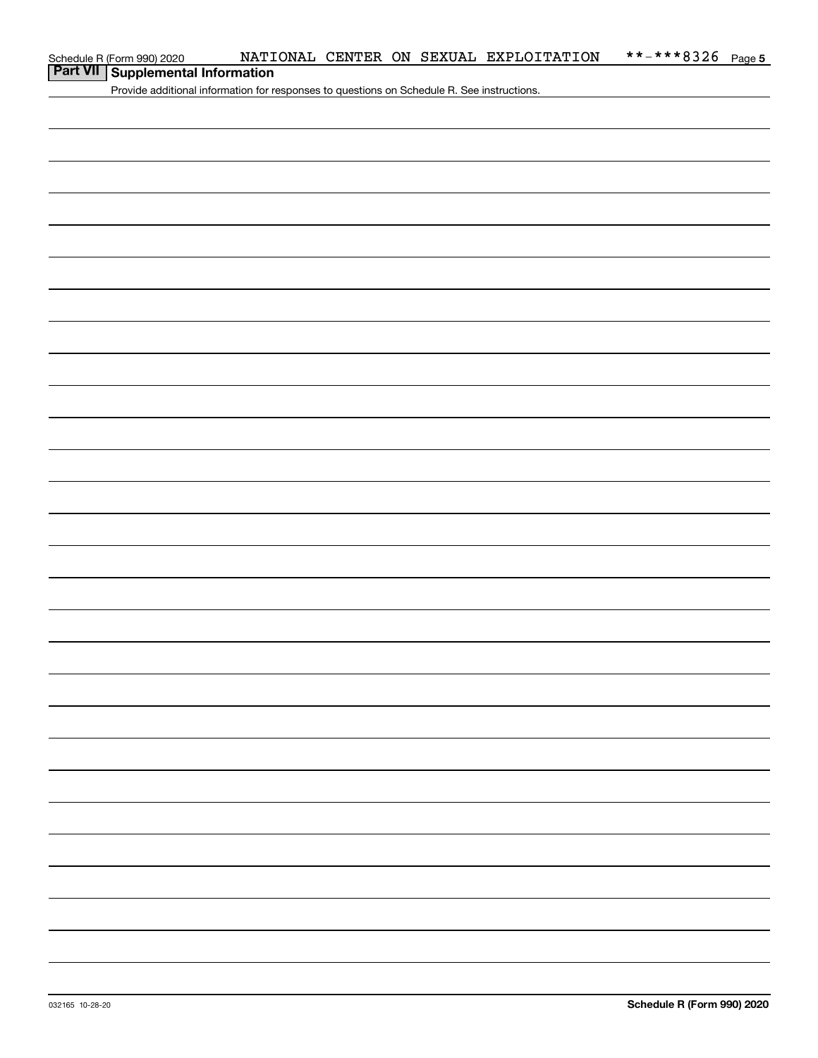## Part VII Supplemental Information

Provide additional information for responses to questions on Schedule R. See instructions.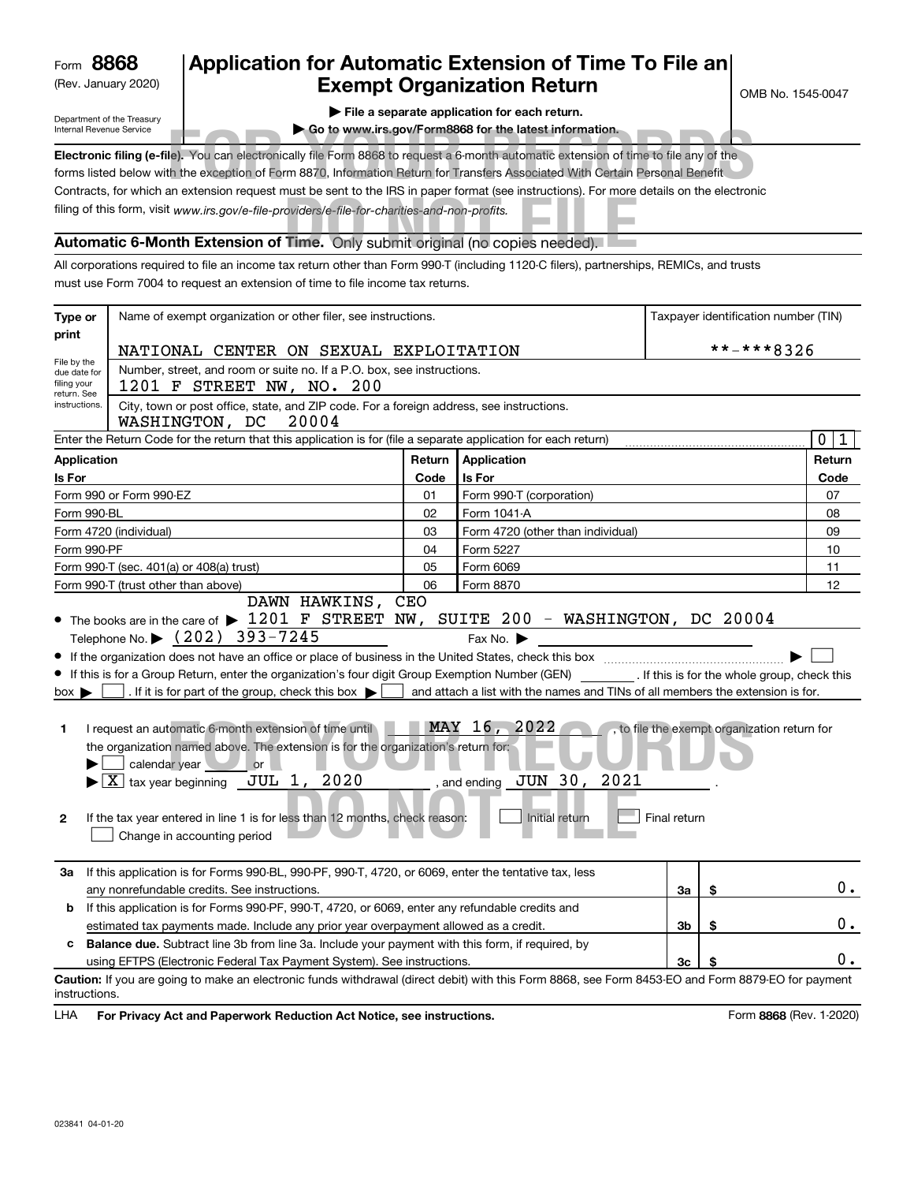Form **8868**
(Rev. January 2020)
Department of the Treasury
Internal Revenue Service

# Application for Automatic Extension of Time To File an Exempt Organization Return

OMB No. 1545-0047

▶ File a separate application for each return.
▶ Go to www.irs.gov/Form8868 for the latest information.

FOR YOUR RECORDS DO NOT FILE

**Electronic filing (e-file).** You can electronically file Form 8868 to request a 6-month automatic extension of time to file any of the forms listed below with the exception of Form 8870, Information Return for Transfers Associated With Certain Personal Benefit Contracts, for which an extension request must be sent to the IRS in paper format (see instructions). For more details on the electronic filing of this form, visit *www.irs.gov/e-file-providers/e-file-for-charities-and-non-profits.*

**Automatic 6-Month Extension of Time.** Only submit original (no copies needed).

All corporations required to file an income tax return other than Form 990-T (including 1120-C filers), partnerships, REMICs, and trusts must use Form 7004 to request an extension of time to file income tax returns.

| | | |
|---|---|---|
| **Type or print** | Name of exempt organization or other filer, see instructions.<br>NATIONAL CENTER ON SEXUAL EXPLOITATION | Taxpayer identification number (TIN)<br>**-***8326 |
| File by the due date for filing your return. See instructions. | Number, street, and room or suite no. If a P.O. box, see instructions.<br>1201 F STREET NW, NO. 200 | |
| | City, town or post office, state, and ZIP code. For a foreign address, see instructions.<br>WASHINGTON, DC 20004 | |

Enter the Return Code for the return that this application is for (file a separate application for each return) ..... 0 1

| Application Is For | Return Code | Application Is For | Return Code |
|---|---|---|---|
| Form 990 or Form 990-EZ | 01 | Form 990-T (corporation) | 07 |
| Form 990-BL | 02 | Form 1041-A | 08 |
| Form 4720 (individual) | 03 | Form 4720 (other than individual) | 09 |
| Form 990-PF | 04 | Form 5227 | 10 |
| Form 990-T (sec. 401(a) or 408(a) trust) | 05 | Form 6069 | 11 |
| Form 990-T (trust other than above) | 06 | Form 8870 | 12 |

- The books are in the care of ▶ DAWN HAWKINS, CEO 1201 F STREET NW, SUITE 200 - WASHINGTON, DC 20004
  Telephone No. ▶ (202) 393-7245 Fax No. ▶
- If the organization does not have an office or place of business in the United States, check this box ..... ▶ ☐
- If this is for a Group Return, enter the organization's four digit Group Exemption Number (GEN) ______ . If this is for the whole group, check this box ▶ ☐ . If it is for part of the group, check this box ▶ ☐ and attach a list with the names and TINs of all members the extension is for.

**1** I request an automatic 6-month extension of time until MAY 16, 2022 , to file the exempt organization return for the organization named above. The extension is for the organization's return for:
▶ ☐ calendar year ______ or
▶ ☒ tax year beginning JUL 1, 2020 , and ending JUN 30, 2021 .

**2** If the tax year entered in line 1 is for less than 12 months, check reason: ☐ Initial return ☐ Final return
☐ Change in accounting period

| | | | | |
|---|---|---|---|---|
| **3a** | If this application is for Forms 990-BL, 990-PF, 990-T, 4720, or 6069, enter the tentative tax, less any nonrefundable credits. See instructions. | 3a | $ | 0. |
| **b** | If this application is for Forms 990-PF, 990-T, 4720, or 6069, enter any refundable credits and estimated tax payments made. Include any prior year overpayment allowed as a credit. | 3b | $ | 0. |
| **c** | **Balance due.** Subtract line 3b from line 3a. Include your payment with this form, if required, by using EFTPS (Electronic Federal Tax Payment System). See instructions. | 3c | $ | 0. |

**Caution:** If you are going to make an electronic funds withdrawal (direct debit) with this Form 8868, see Form 8453-EO and Form 8879-EO for payment instructions.

LHA **For Privacy Act and Paperwork Reduction Act Notice, see instructions.** Form **8868** (Rev. 1-2020)

023841 04-01-20